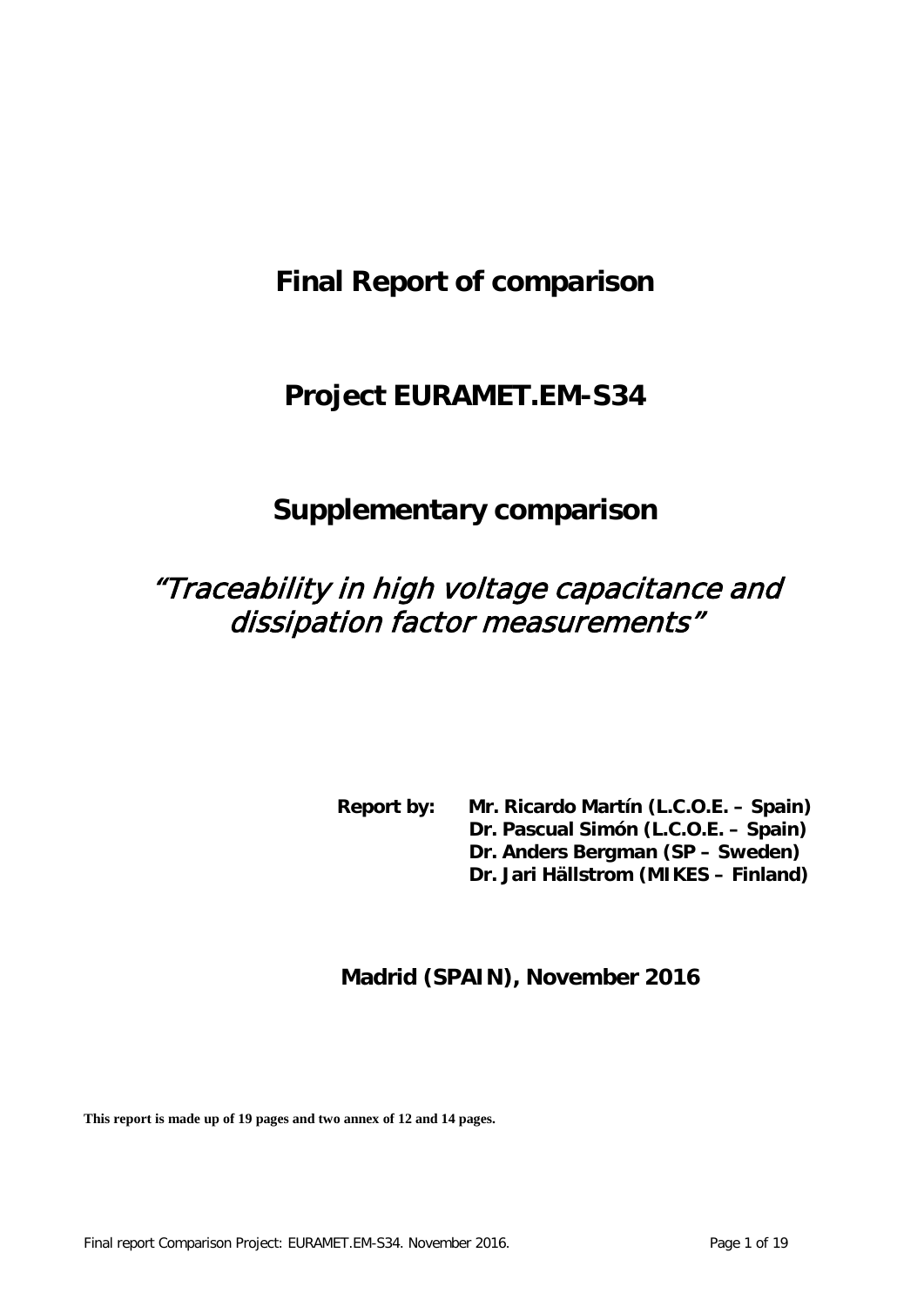# Final Report of comparison

# Project EURAMET.EM-S34

# Supplementary comparison

# *"Traceability in high voltage capacitance and dissipation factor measurements"*

**Report by:** **Mr. Ricardo Martín (L.C.O.E. – Spain)**
**Dr. Pascual Simón (L.C.O.E. – Spain)**
**Dr. Anders Bergman (SP – Sweden)**
**Dr. Jari Hällstrom (MIKES – Finland)**

**Madrid (SPAIN), November 2016**

**This report is made up of 19 pages and two annex of 12 and 14 pages.**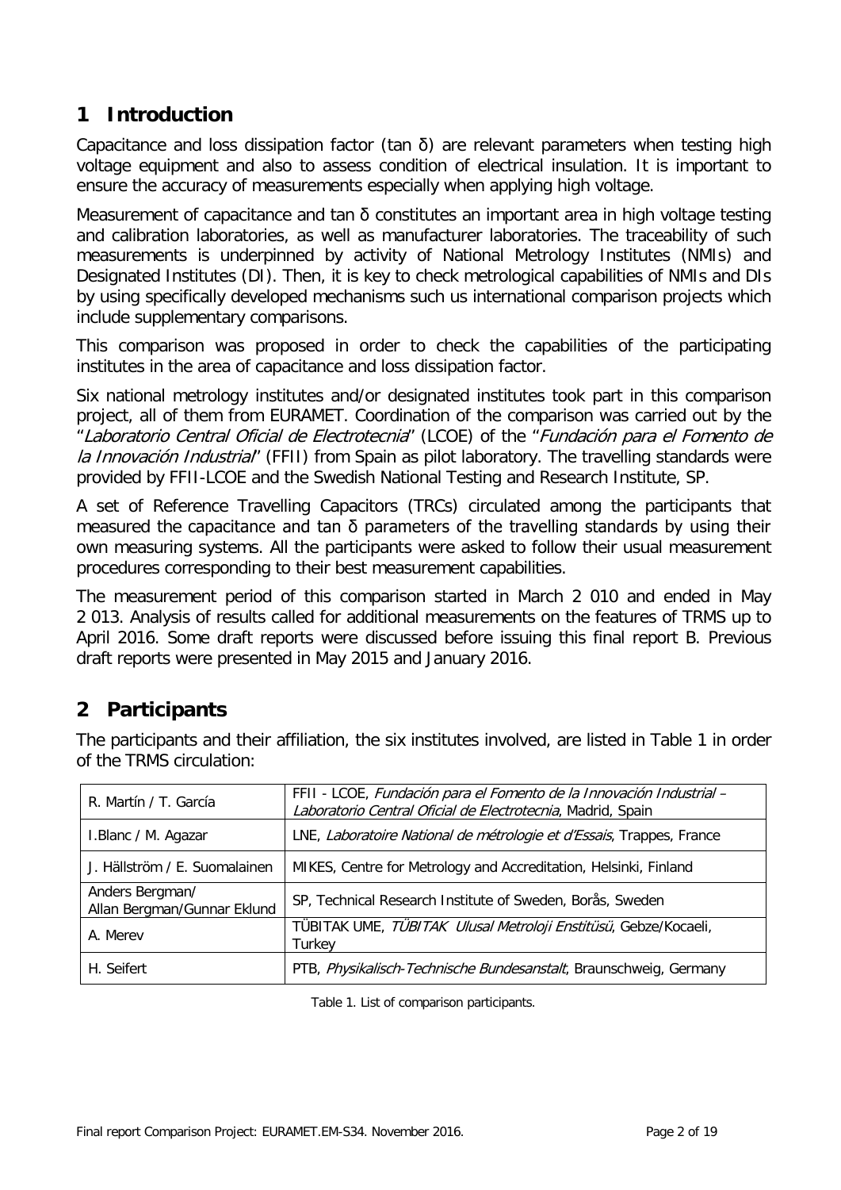# 1 Introduction

Capacitance and loss dissipation factor (tan δ) are relevant parameters when testing high voltage equipment and also to assess condition of electrical insulation. It is important to ensure the accuracy of measurements especially when applying high voltage.

Measurement of capacitance and tan δ constitutes an important area in high voltage testing and calibration laboratories, as well as manufacturer laboratories. The traceability of such measurements is underpinned by activity of National Metrology Institutes (NMIs) and Designated Institutes (DI). Then, it is key to check metrological capabilities of NMIs and DIs by using specifically developed mechanisms such us international comparison projects which include supplementary comparisons.

This comparison was proposed in order to check the capabilities of the participating institutes in the area of capacitance and loss dissipation factor.

Six national metrology institutes and/or designated institutes took part in this comparison project, all of them from EURAMET. Coordination of the comparison was carried out by the "*Laboratorio Central Oficial de Electrotecnia*" (LCOE) of the "*Fundación para el Fomento de la Innovación Industrial*" (FFII) from Spain as pilot laboratory. The travelling standards were provided by FFII-LCOE and the Swedish National Testing and Research Institute, SP.

A set of Reference Travelling Capacitors (TRCs) circulated among the participants that measured the capacitance and tan δ parameters of the travelling standards by using their own measuring systems. All the participants were asked to follow their usual measurement procedures corresponding to their best measurement capabilities.

The measurement period of this comparison started in March 2 010 and ended in May 2 013. Analysis of results called for additional measurements on the features of TRMS up to April 2016. Some draft reports were discussed before issuing this final report B. Previous draft reports were presented in May 2015 and January 2016.

# 2 Participants

The participants and their affiliation, the six institutes involved, are listed in Table 1 in order of the TRMS circulation:

| | |
|---|---|
| R. Martín / T. García | FFII - LCOE, *Fundación para el Fomento de la Innovación Industrial – Laboratorio Central Oficial de Electrotecnia*, Madrid, Spain |
| I.Blanc / M. Agazar | LNE, *Laboratoire National de métrologie et d'Essais*, Trappes, France |
| J. Hällström / E. Suomalainen | MIKES, Centre for Metrology and Accreditation, Helsinki, Finland |
| Anders Bergman/ Allan Bergman/Gunnar Eklund | SP, Technical Research Institute of Sweden, Borås, Sweden |
| A. Merev | TÜBITAK UME, *TÜBITAK Ulusal Metroloji Enstitüsü*, Gebze/Kocaeli, Turkey |
| H. Seifert | PTB, *Physikalisch-Technische Bundesanstalt*, Braunschweig, Germany |

Table 1. List of comparison participants.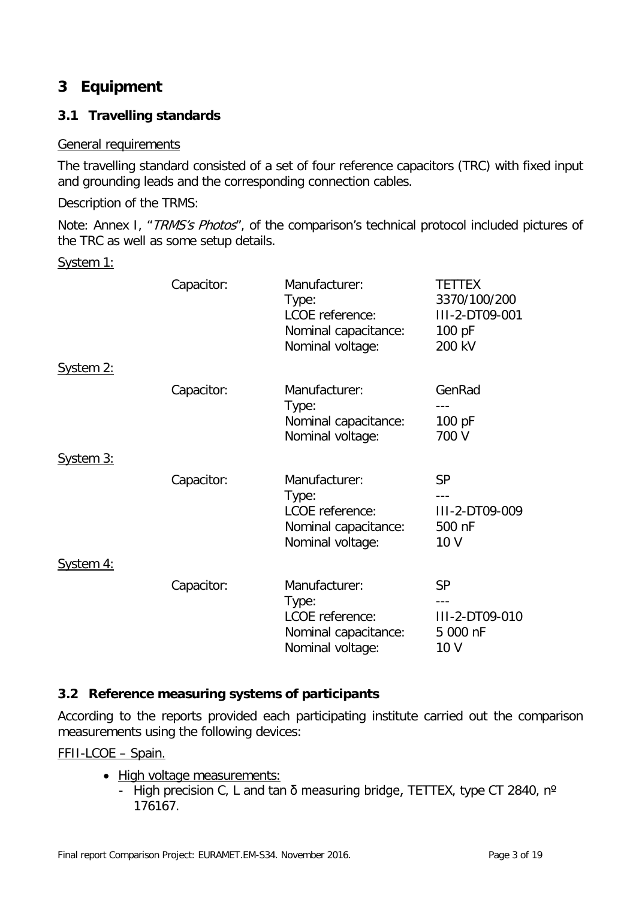# 3 Equipment

## 3.1 Travelling standards

General requirements

The travelling standard consisted of a set of four reference capacitors (TRC) with fixed input and grounding leads and the corresponding connection cables.

Description of the TRMS:

Note: Annex I, "*TRMS's Photos*", of the comparison's technical protocol included pictures of the TRC as well as some setup details.

System 1:

| | | |
|---|---|---|
| Capacitor: | Manufacturer: | TETTEX |
| | Type: | 3370/100/200 |
| | LCOE reference: | III-2-DT09-001 |
| | Nominal capacitance: | 100 pF |
| | Nominal voltage: | 200 kV |

System 2:

| | | |
|---|---|---|
| Capacitor: | Manufacturer: | GenRad |
| | Type: | --- |
| | Nominal capacitance: | 100 pF |
| | Nominal voltage: | 700 V |

System 3:

| | | |
|---|---|---|
| Capacitor: | Manufacturer: | SP |
| | Type: | --- |
| | LCOE reference: | III-2-DT09-009 |
| | Nominal capacitance: | 500 nF |
| | Nominal voltage: | 10 V |

System 4:

| | | |
|---|---|---|
| Capacitor: | Manufacturer: | SP |
| | Type: | --- |
| | LCOE reference: | III-2-DT09-010 |
| | Nominal capacitance: | 5 000 nF |
| | Nominal voltage: | 10 V |

## 3.2 Reference measuring systems of participants

According to the reports provided each participating institute carried out the comparison measurements using the following devices:

FFII-LCOE – Spain.

- High voltage measurements:
  - High precision C, L and tan δ measuring bridge, TETTEX, type CT 2840, nº 176167.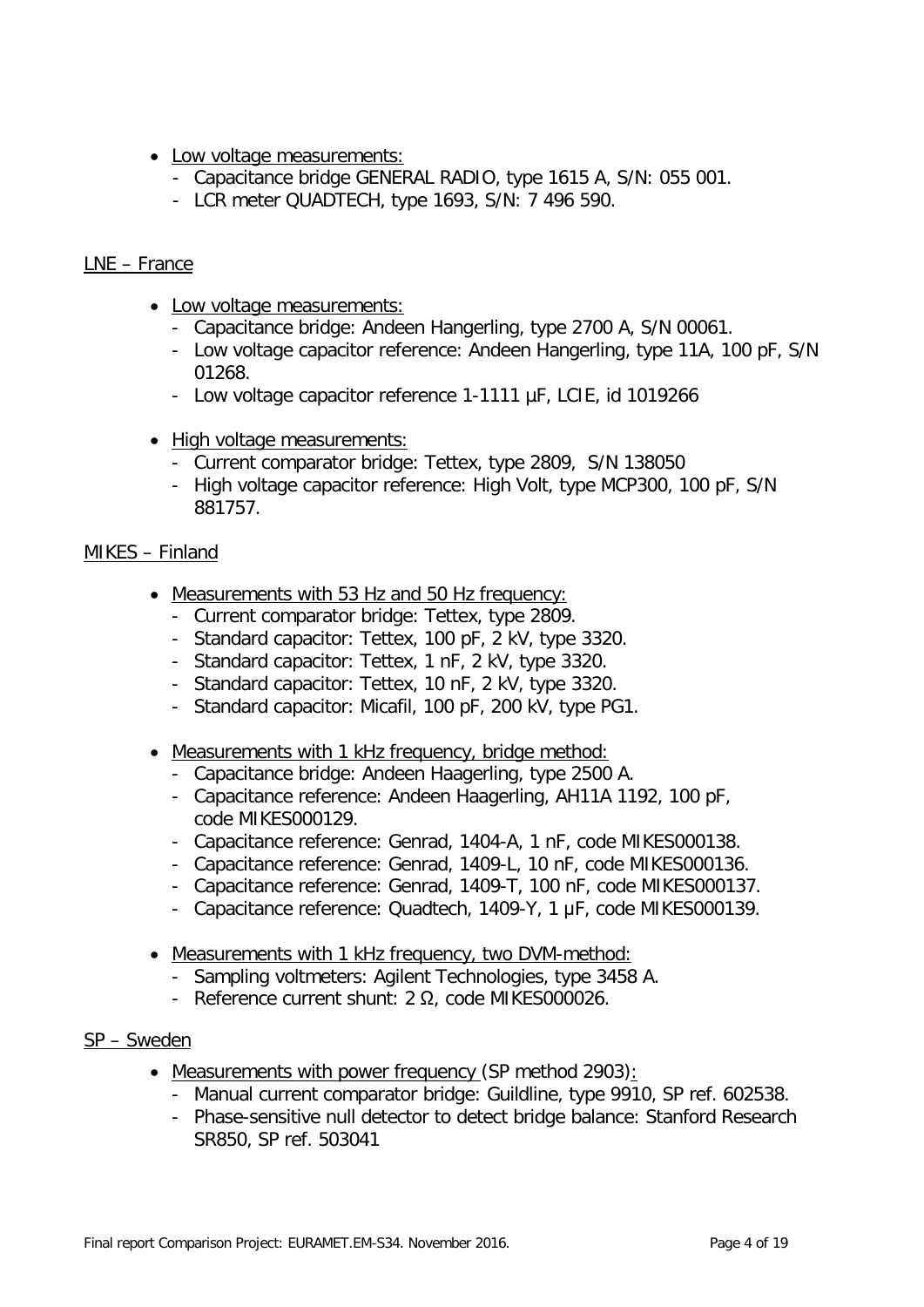- Low voltage measurements:
  - Capacitance bridge GENERAL RADIO, type 1615 A, S/N: 055 001.
  - LCR meter QUADTECH, type 1693, S/N: 7 496 590.

LNE – France

- Low voltage measurements:
  - Capacitance bridge: Andeen Hangerling, type 2700 A, S/N 00061.
  - Low voltage capacitor reference: Andeen Hangerling, type 11A, 100 pF, S/N 01268.
  - Low voltage capacitor reference 1-1111 µF, LCIE, id 1019266
- High voltage measurements:
  - Current comparator bridge: Tettex, type 2809, S/N 138050
  - High voltage capacitor reference: High Volt, type MCP300, 100 pF, S/N 881757.

MIKES – Finland

- Measurements with 53 Hz and 50 Hz frequency:
  - Current comparator bridge: Tettex, type 2809.
  - Standard capacitor: Tettex, 100 pF, 2 kV, type 3320.
  - Standard capacitor: Tettex, 1 nF, 2 kV, type 3320.
  - Standard capacitor: Tettex, 10 nF, 2 kV, type 3320.
  - Standard capacitor: Micafil, 100 pF, 200 kV, type PG1.
- Measurements with 1 kHz frequency, bridge method:
  - Capacitance bridge: Andeen Haagerling, type 2500 A.
  - Capacitance reference: Andeen Haagerling, AH11A 1192, 100 pF, code MIKES000129.
  - Capacitance reference: Genrad, 1404-A, 1 nF, code MIKES000138.
  - Capacitance reference: Genrad, 1409-L, 10 nF, code MIKES000136.
  - Capacitance reference: Genrad, 1409-T, 100 nF, code MIKES000137.
  - Capacitance reference: Quadtech, 1409-Y, 1 µF, code MIKES000139.
- Measurements with 1 kHz frequency, two DVM-method:
  - Sampling voltmeters: Agilent Technologies, type 3458 A.
  - Reference current shunt: 2 Ω, code MIKES000026.

SP – Sweden

- Measurements with power frequency (SP method 2903):
  - Manual current comparator bridge: Guildline, type 9910, SP ref. 602538.
  - Phase-sensitive null detector to detect bridge balance: Stanford Research SR850, SP ref. 503041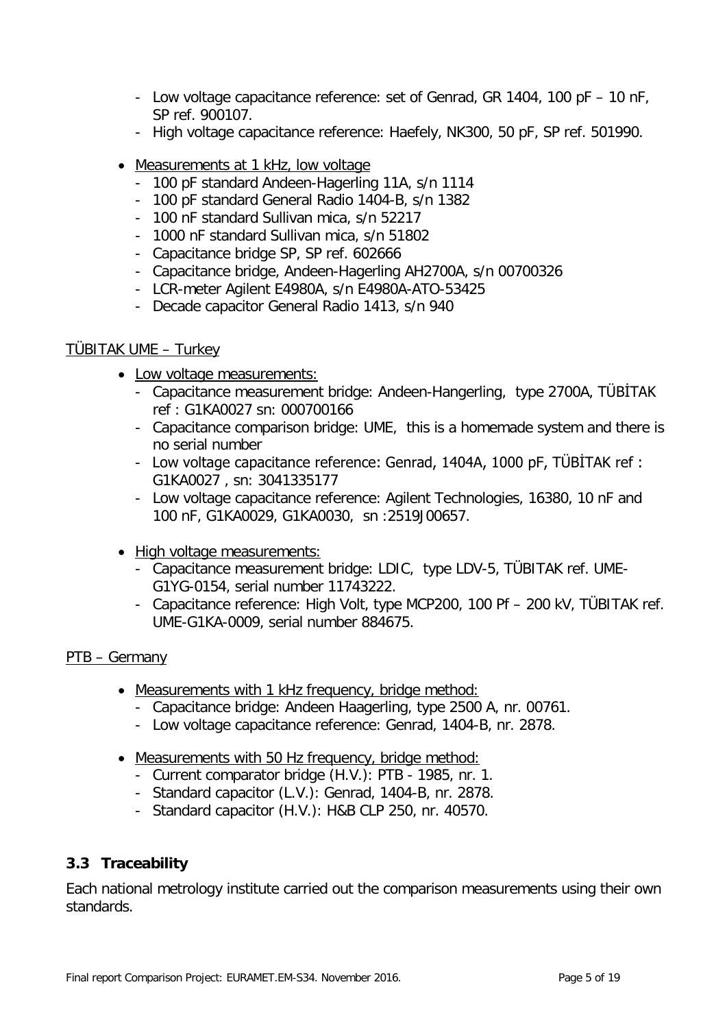- Low voltage capacitance reference: set of Genrad, GR 1404, 100 pF – 10 nF, SP ref. 900107.
- High voltage capacitance reference: Haefely, NK300, 50 pF, SP ref. 501990.

- <u>Measurements at 1 kHz, low voltage</u>
  - 100 pF standard Andeen-Hagerling 11A, s/n 1114
  - 100 pF standard General Radio 1404-B, s/n 1382
  - 100 nF standard Sullivan mica, s/n 52217
  - 1000 nF standard Sullivan mica, s/n 51802
  - Capacitance bridge SP, SP ref. 602666
  - Capacitance bridge, Andeen-Hagerling AH2700A, s/n 00700326
  - LCR-meter Agilent E4980A, s/n E4980A-ATO-53425
  - Decade capacitor General Radio 1413, s/n 940

<u>TÜBITAK UME – Turkey</u>

- <u>Low voltage measurements:</u>
  - Capacitance measurement bridge: Andeen-Hangerling, type 2700A, TÜBİTAK ref : G1KA0027 sn: 000700166
  - Capacitance comparison bridge: UME, this is a homemade system and there is no serial number
  - Low voltage capacitance reference: Genrad, 1404A, 1000 pF, TÜBİTAK ref : G1KA0027 , sn: 3041335177
  - Low voltage capacitance reference: Agilent Technologies, 16380, 10 nF and 100 nF, G1KA0029, G1KA0030, sn :2519J00657.

- <u>High voltage measurements:</u>
  - Capacitance measurement bridge: LDIC, type LDV-5, TÜBITAK ref. UME-G1YG-0154, serial number 11743222.
  - Capacitance reference: High Volt, type MCP200, 100 Pf – 200 kV, TÜBITAK ref. UME-G1KA-0009, serial number 884675.

<u>PTB – Germany</u>

- <u>Measurements with 1 kHz frequency, bridge method:</u>
  - Capacitance bridge: Andeen Haagerling, type 2500 A, nr. 00761.
  - Low voltage capacitance reference: Genrad, 1404-B, nr. 2878.

- <u>Measurements with 50 Hz frequency, bridge method:</u>
  - Current comparator bridge (H.V.): PTB - 1985, nr. 1.
  - Standard capacitor (L.V.): Genrad, 1404-B, nr. 2878.
  - Standard capacitor (H.V.): H&B CLP 250, nr. 40570.

### 3.3 Traceability

Each national metrology institute carried out the comparison measurements using their own standards.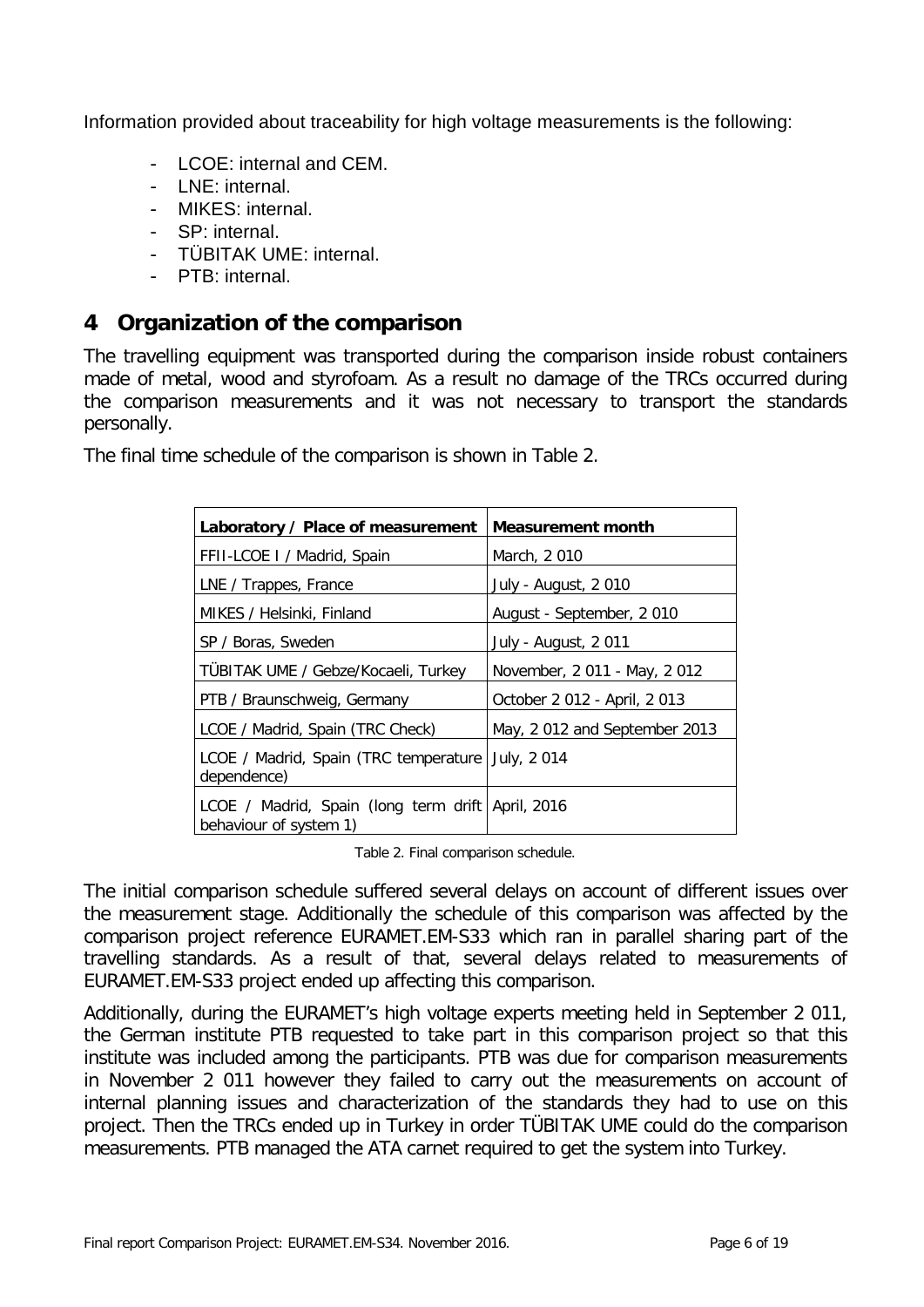Information provided about traceability for high voltage measurements is the following:

- LCOE: internal and CEM.
- LNE: internal.
- MIKES: internal.
- SP: internal.
- TÜBITAK UME: internal.
- PTB: internal.

# 4 Organization of the comparison

The travelling equipment was transported during the comparison inside robust containers made of metal, wood and styrofoam. As a result no damage of the TRCs occurred during the comparison measurements and it was not necessary to transport the standards personally.

The final time schedule of the comparison is shown in Table 2.

| Laboratory / Place of measurement | Measurement month |
|---|---|
| FFII-LCOE I / Madrid, Spain | March, 2 010 |
| LNE / Trappes, France | July - August, 2 010 |
| MIKES / Helsinki, Finland | August - September, 2 010 |
| SP / Boras, Sweden | July - August, 2 011 |
| TÜBITAK UME / Gebze/Kocaeli, Turkey | November, 2 011 - May, 2 012 |
| PTB / Braunschweig, Germany | October 2 012 - April, 2 013 |
| LCOE / Madrid, Spain (TRC Check) | May, 2 012 and September 2013 |
| LCOE / Madrid, Spain (TRC temperature dependence) | July, 2 014 |
| LCOE / Madrid, Spain (long term drift behaviour of system 1) | April, 2016 |

Table 2. Final comparison schedule.

The initial comparison schedule suffered several delays on account of different issues over the measurement stage. Additionally the schedule of this comparison was affected by the comparison project reference EURAMET.EM-S33 which ran in parallel sharing part of the travelling standards. As a result of that, several delays related to measurements of EURAMET.EM-S33 project ended up affecting this comparison.

Additionally, during the EURAMET's high voltage experts meeting held in September 2 011, the German institute PTB requested to take part in this comparison project so that this institute was included among the participants. PTB was due for comparison measurements in November 2 011 however they failed to carry out the measurements on account of internal planning issues and characterization of the standards they had to use on this project. Then the TRCs ended up in Turkey in order TÜBITAK UME could do the comparison measurements. PTB managed the ATA carnet required to get the system into Turkey.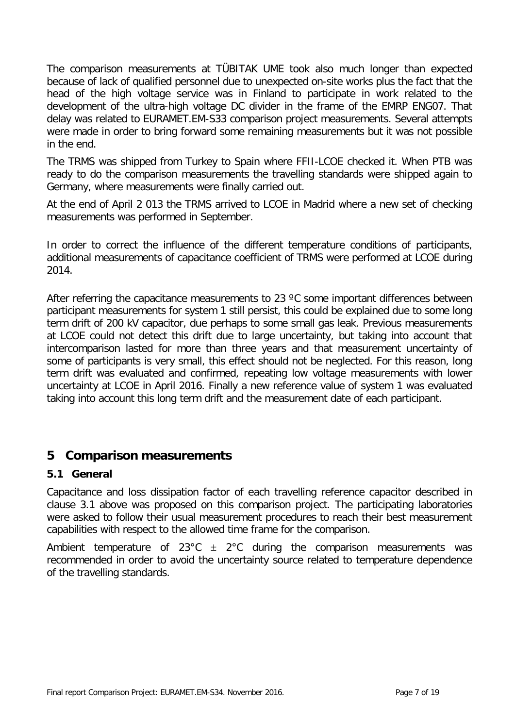The comparison measurements at TÜBITAK UME took also much longer than expected because of lack of qualified personnel due to unexpected on-site works plus the fact that the head of the high voltage service was in Finland to participate in work related to the development of the ultra-high voltage DC divider in the frame of the EMRP ENG07. That delay was related to EURAMET.EM-S33 comparison project measurements. Several attempts were made in order to bring forward some remaining measurements but it was not possible in the end.

The TRMS was shipped from Turkey to Spain where FFII-LCOE checked it. When PTB was ready to do the comparison measurements the travelling standards were shipped again to Germany, where measurements were finally carried out.

At the end of April 2 013 the TRMS arrived to LCOE in Madrid where a new set of checking measurements was performed in September.

In order to correct the influence of the different temperature conditions of participants, additional measurements of capacitance coefficient of TRMS were performed at LCOE during 2014.

After referring the capacitance measurements to 23 ºC some important differences between participant measurements for system 1 still persist, this could be explained due to some long term drift of 200 kV capacitor, due perhaps to some small gas leak. Previous measurements at LCOE could not detect this drift due to large uncertainty, but taking into account that intercomparison lasted for more than three years and that measurement uncertainty of some of participants is very small, this effect should not be neglected. For this reason, long term drift was evaluated and confirmed, repeating low voltage measurements with lower uncertainty at LCOE in April 2016. Finally a new reference value of system 1 was evaluated taking into account this long term drift and the measurement date of each participant.

## 5 Comparison measurements

### 5.1 General

Capacitance and loss dissipation factor of each travelling reference capacitor described in clause 3.1 above was proposed on this comparison project. The participating laboratories were asked to follow their usual measurement procedures to reach their best measurement capabilities with respect to the allowed time frame for the comparison.

Ambient temperature of 23°C ± 2°C during the comparison measurements was recommended in order to avoid the uncertainty source related to temperature dependence of the travelling standards.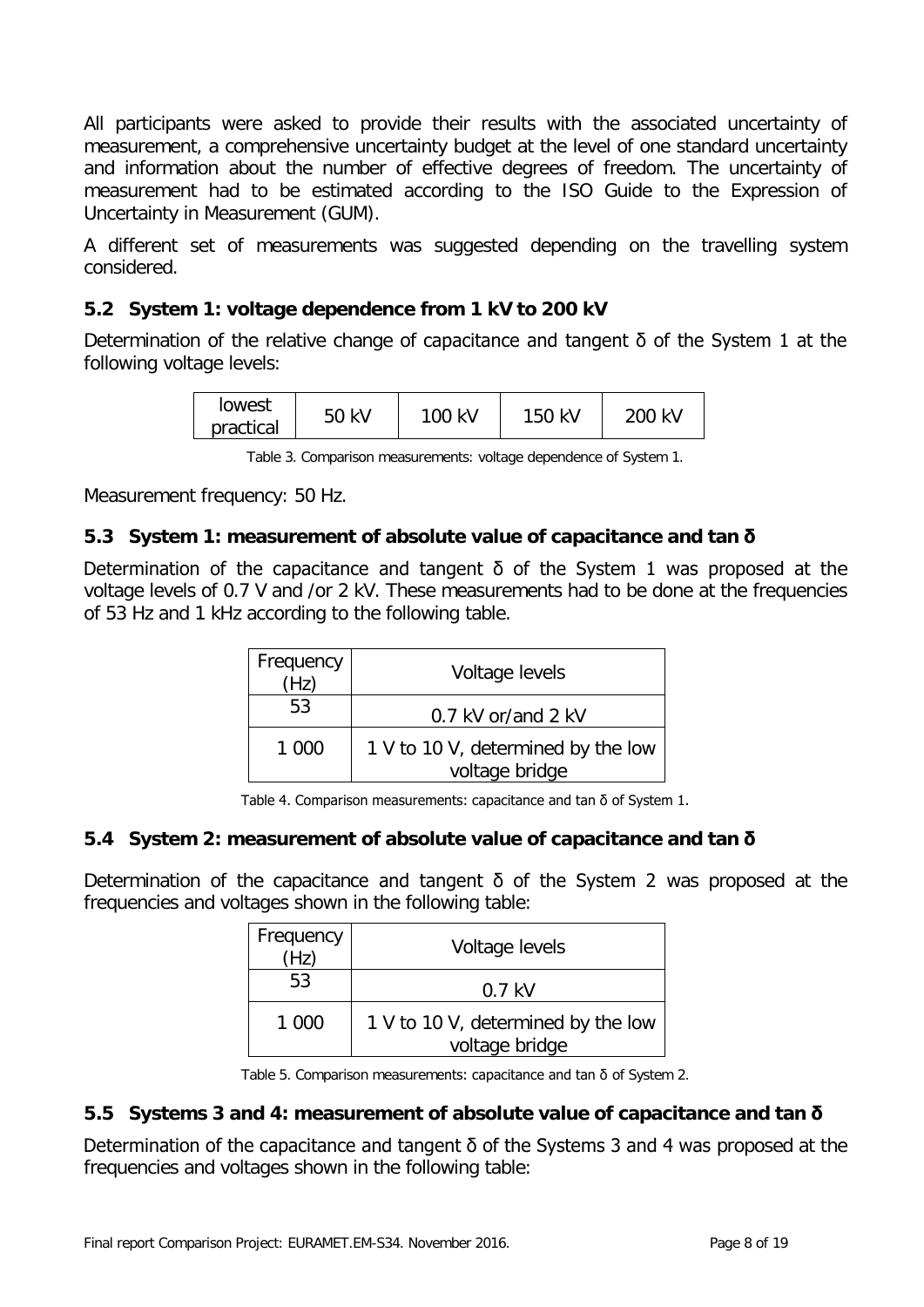All participants were asked to provide their results with the associated uncertainty of measurement, a comprehensive uncertainty budget at the level of one standard uncertainty and information about the number of effective degrees of freedom. The uncertainty of measurement had to be estimated according to the ISO Guide to the Expression of Uncertainty in Measurement (GUM).

A different set of measurements was suggested depending on the travelling system considered.

## 5.2 System 1: voltage dependence from 1 kV to 200 kV

Determination of the relative change of capacitance and tangent δ of the System 1 at the following voltage levels:

| lowest practical | 50 kV | 100 kV | 150 kV | 200 kV |
|---|---|---|---|---|

Table 3. Comparison measurements: voltage dependence of System 1.

Measurement frequency: 50 Hz.

## 5.3 System 1: measurement of absolute value of capacitance and tan δ

Determination of the capacitance and tangent δ of the System 1 was proposed at the voltage levels of 0.7 V and /or 2 kV. These measurements had to be done at the frequencies of 53 Hz and 1 kHz according to the following table.

| Frequency (Hz) | Voltage levels |
|---|---|
| 53 | 0.7 kV or/and 2 kV |
| 1 000 | 1 V to 10 V, determined by the low voltage bridge |

Table 4. Comparison measurements: capacitance and tan δ of System 1.

## 5.4 System 2: measurement of absolute value of capacitance and tan δ

Determination of the capacitance and tangent δ of the System 2 was proposed at the frequencies and voltages shown in the following table:

| Frequency (Hz) | Voltage levels |
|---|---|
| 53 | 0.7 kV |
| 1 000 | 1 V to 10 V, determined by the low voltage bridge |

Table 5. Comparison measurements: capacitance and tan δ of System 2.

## 5.5 Systems 3 and 4: measurement of absolute value of capacitance and tan δ

Determination of the capacitance and tangent δ of the Systems 3 and 4 was proposed at the frequencies and voltages shown in the following table: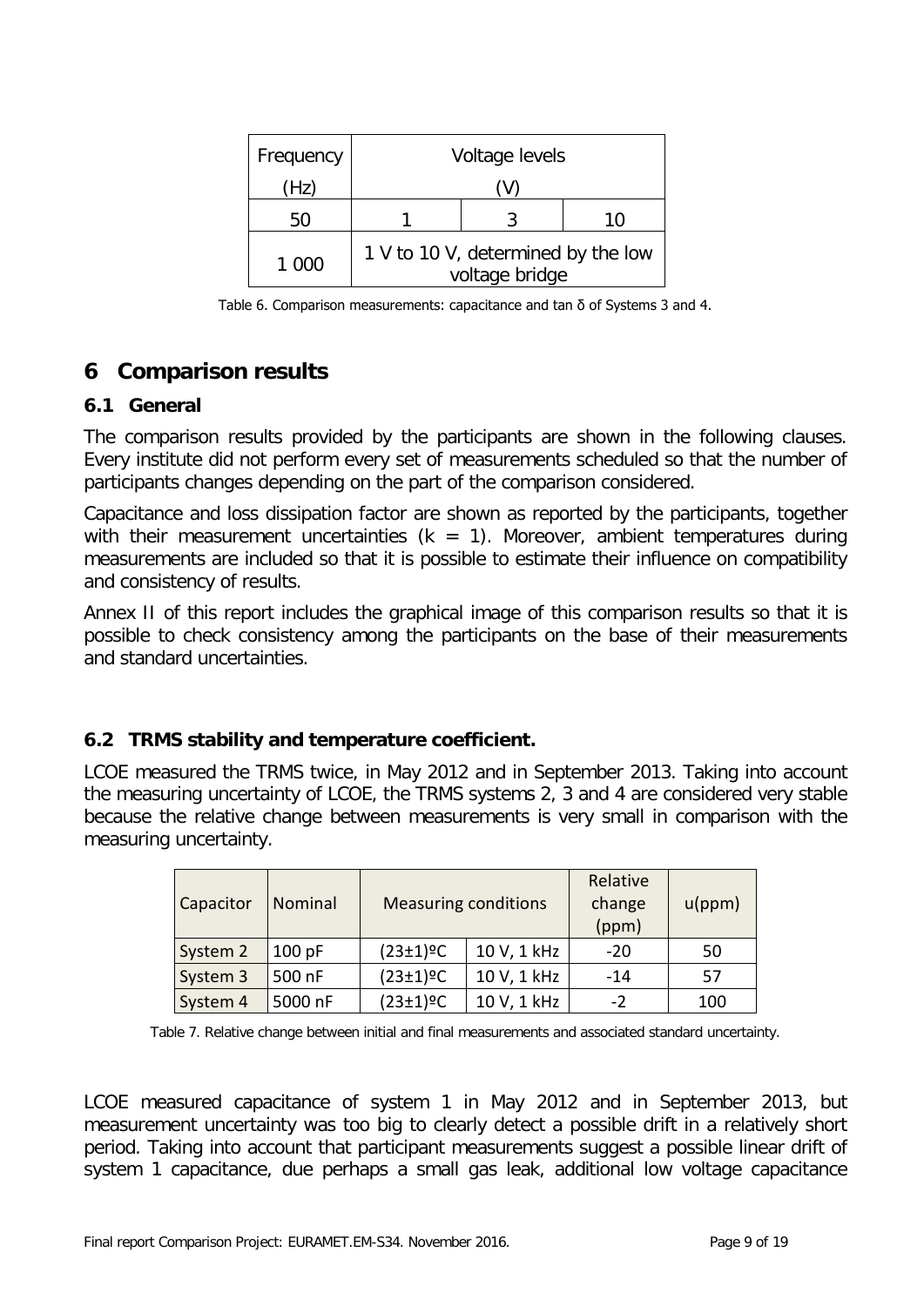| Frequency (Hz) | Voltage levels (V) | | |
|---|---|---|---|
| 50 | 1 | 3 | 10 |
| 1 000 | 1 V to 10 V, determined by the low voltage bridge | | |

Table 6. Comparison measurements: capacitance and tan δ of Systems 3 and 4.

# 6 Comparison results

## 6.1 General

The comparison results provided by the participants are shown in the following clauses. Every institute did not perform every set of measurements scheduled so that the number of participants changes depending on the part of the comparison considered.

Capacitance and loss dissipation factor are shown as reported by the participants, together with their measurement uncertainties ($k = 1$). Moreover, ambient temperatures during measurements are included so that it is possible to estimate their influence on compatibility and consistency of results.

Annex II of this report includes the graphical image of this comparison results so that it is possible to check consistency among the participants on the base of their measurements and standard uncertainties.

## 6.2 TRMS stability and temperature coefficient.

LCOE measured the TRMS twice, in May 2012 and in September 2013. Taking into account the measuring uncertainty of LCOE, the TRMS systems 2, 3 and 4 are considered very stable because the relative change between measurements is very small in comparison with the measuring uncertainty.

| Capacitor | Nominal | Measuring conditions | | Relative change (ppm) | u(ppm) |
|---|---|---|---|---|---|
| System 2 | 100 pF | (23±1)ºC | 10 V, 1 kHz | -20 | 50 |
| System 3 | 500 nF | (23±1)ºC | 10 V, 1 kHz | -14 | 57 |
| System 4 | 5000 nF | (23±1)ºC | 10 V, 1 kHz | -2 | 100 |

Table 7. Relative change between initial and final measurements and associated standard uncertainty.

LCOE measured capacitance of system 1 in May 2012 and in September 2013, but measurement uncertainty was too big to clearly detect a possible drift in a relatively short period. Taking into account that participant measurements suggest a possible linear drift of system 1 capacitance, due perhaps a small gas leak, additional low voltage capacitance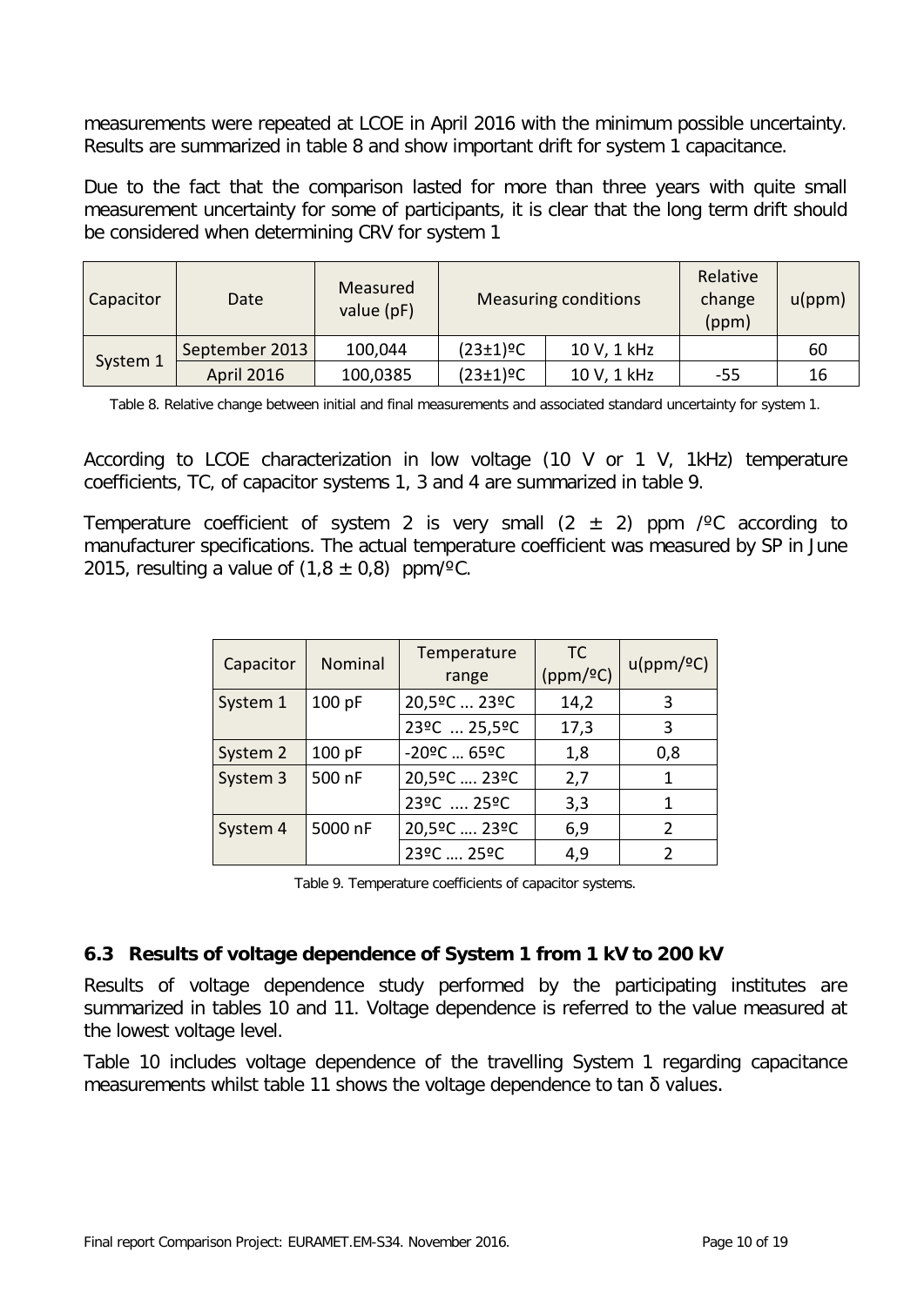measurements were repeated at LCOE in April 2016 with the minimum possible uncertainty. Results are summarized in table 8 and show important drift for system 1 capacitance.

Due to the fact that the comparison lasted for more than three years with quite small measurement uncertainty for some of participants, it is clear that the long term drift should be considered when determining CRV for system 1

| Capacitor | Date | Measured value (pF) | Measuring conditions | | Relative change (ppm) | u(ppm) |
|---|---|---|---|---|---|---|
| System 1 | September 2013 | 100,044 | (23±1)ºC | 10 V, 1 kHz | | 60 |
| | April 2016 | 100,0385 | (23±1)ºC | 10 V, 1 kHz | -55 | 16 |

Table 8. Relative change between initial and final measurements and associated standard uncertainty for system 1.

According to LCOE characterization in low voltage (10 V or 1 V, 1kHz) temperature coefficients, TC, of capacitor systems 1, 3 and 4 are summarized in table 9.

Temperature coefficient of system 2 is very small (2 ± 2) ppm /ºC according to manufacturer specifications. The actual temperature coefficient was measured by SP in June 2015, resulting a value of (1,8 ± 0,8) ppm/ºC.

| Capacitor | Nominal | Temperature range | TC (ppm/ºC) | u(ppm/ºC) |
|---|---|---|---|---|
| System 1 | 100 pF | 20,5ºC ... 23ºC | 14,2 | 3 |
| | | 23ºC ... 25,5ºC | 17,3 | 3 |
| System 2 | 100 pF | -20ºC ... 65ºC | 1,8 | 0,8 |
| System 3 | 500 nF | 20,5ºC .... 23ºC | 2,7 | 1 |
| | | 23ºC .... 25ºC | 3,3 | 1 |
| System 4 | 5000 nF | 20,5ºC .... 23ºC | 6,9 | 2 |
| | | 23ºC .... 25ºC | 4,9 | 2 |

Table 9. Temperature coefficients of capacitor systems.

### 6.3 Results of voltage dependence of System 1 from 1 kV to 200 kV

Results of voltage dependence study performed by the participating institutes are summarized in tables 10 and 11. Voltage dependence is referred to the value measured at the lowest voltage level.

Table 10 includes voltage dependence of the travelling System 1 regarding capacitance measurements whilst table 11 shows the voltage dependence to tan δ values.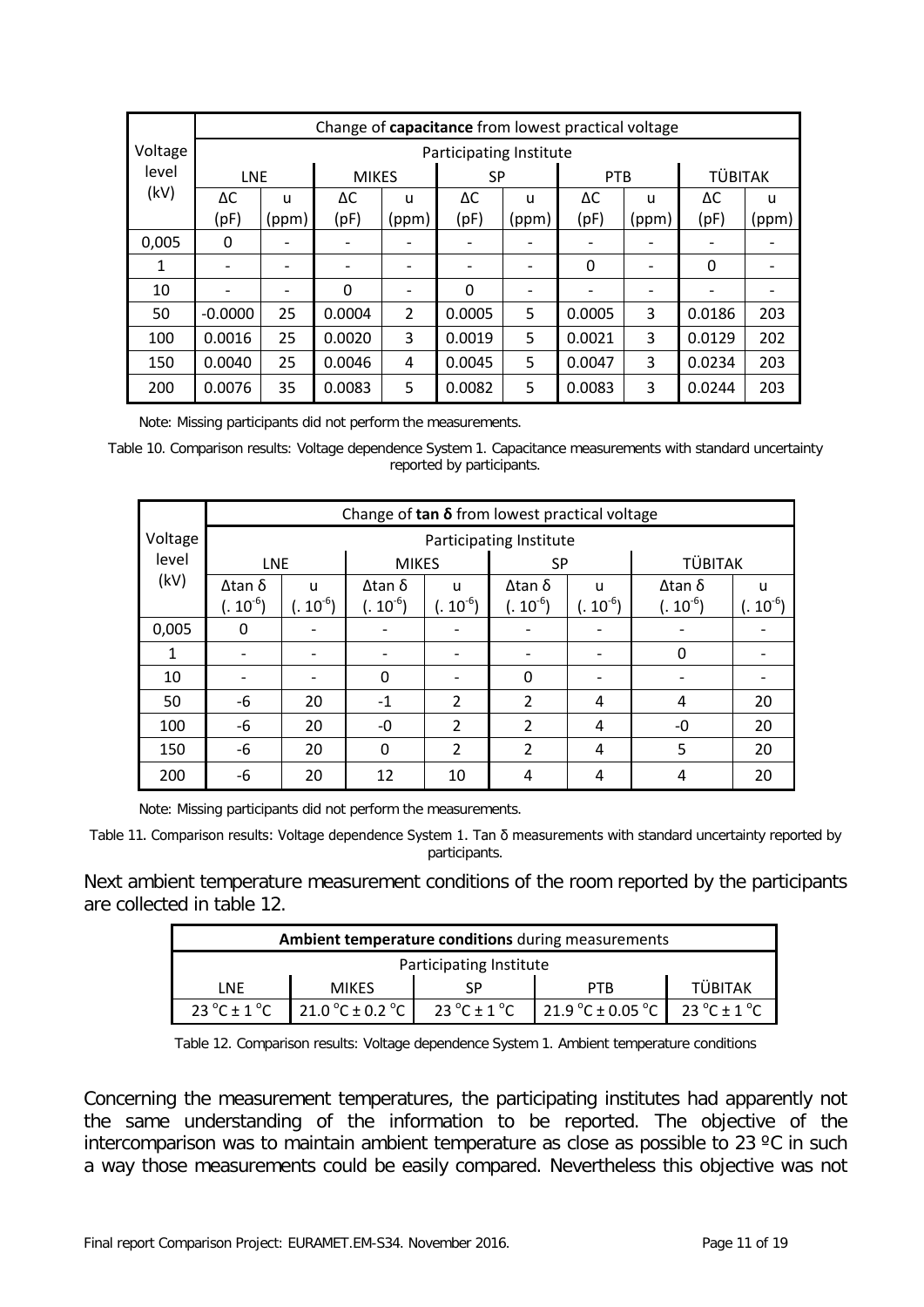| Voltage level (kV) | Change of **capacitance** from lowest practical voltage | | | | | | | | | |
|---|---|---|---|---|---|---|---|---|---|---|
| | Participating Institute | | | | | | | | | |
| | LNE | | MIKES | | SP | | PTB | | TÜBITAK | |
| | ΔC (pF) | u (ppm) | ΔC (pF) | u (ppm) | ΔC (pF) | u (ppm) | ΔC (pF) | u (ppm) | ΔC (pF) | u (ppm) |
| 0,005 | 0 | - | - | - | - | - | - | - | - | - |
| 1 | - | - | - | - | - | - | 0 | - | 0 | - |
| 10 | - | - | 0 | - | 0 | - | - | - | - | - |
| 50 | -0.0000 | 25 | 0.0004 | 2 | 0.0005 | 5 | 0.0005 | 3 | 0.0186 | 203 |
| 100 | 0.0016 | 25 | 0.0020 | 3 | 0.0019 | 5 | 0.0021 | 3 | 0.0129 | 202 |
| 150 | 0.0040 | 25 | 0.0046 | 4 | 0.0045 | 5 | 0.0047 | 3 | 0.0234 | 203 |
| 200 | 0.0076 | 35 | 0.0083 | 5 | 0.0082 | 5 | 0.0083 | 3 | 0.0244 | 203 |

Note: Missing participants did not perform the measurements.

Table 10. Comparison results: Voltage dependence System 1. Capacitance measurements with standard uncertainty reported by participants.

| Voltage level (kV) | Change of **tan δ** from lowest practical voltage | | | | | | | |
|---|---|---|---|---|---|---|---|---|
| | Participating Institute | | | | | | | |
| | LNE | | MIKES | | SP | | TÜBITAK | |
| | Δtan δ (. $10^{-6}$) | u (. $10^{-6}$) | Δtan δ (. $10^{-6}$) | u (. $10^{-6}$) | Δtan δ (. $10^{-6}$) | u (. $10^{-6}$) | Δtan δ (. $10^{-6}$) | u (. $10^{-6}$) |
| 0,005 | 0 | - | - | - | - | - | - | - |
| 1 | - | - | - | - | - | - | 0 | - |
| 10 | - | - | 0 | - | 0 | - | - | - |
| 50 | -6 | 20 | -1 | 2 | 2 | 4 | 4 | 20 |
| 100 | -6 | 20 | -0 | 2 | 2 | 4 | -0 | 20 |
| 150 | -6 | 20 | 0 | 2 | 2 | 4 | 5 | 20 |
| 200 | -6 | 20 | 12 | 10 | 4 | 4 | 4 | 20 |

Note: Missing participants did not perform the measurements.

Table 11. Comparison results: Voltage dependence System 1. Tan δ measurements with standard uncertainty reported by participants.

Next ambient temperature measurement conditions of the room reported by the participants are collected in table 12.

| **Ambient temperature conditions** during measurements | | | | |
|---|---|---|---|---|
| Participating Institute | | | | |
| LNE | MIKES | SP | PTB | TÜBITAK |
| 23 °C ± 1 °C | 21.0 °C ± 0.2 °C | 23 °C ± 1 °C | 21.9 °C ± 0.05 °C | 23 °C ± 1 °C |

Table 12. Comparison results: Voltage dependence System 1. Ambient temperature conditions

Concerning the measurement temperatures, the participating institutes had apparently not the same understanding of the information to be reported. The objective of the intercomparison was to maintain ambient temperature as close as possible to 23 ºC in such a way those measurements could be easily compared. Nevertheless this objective was not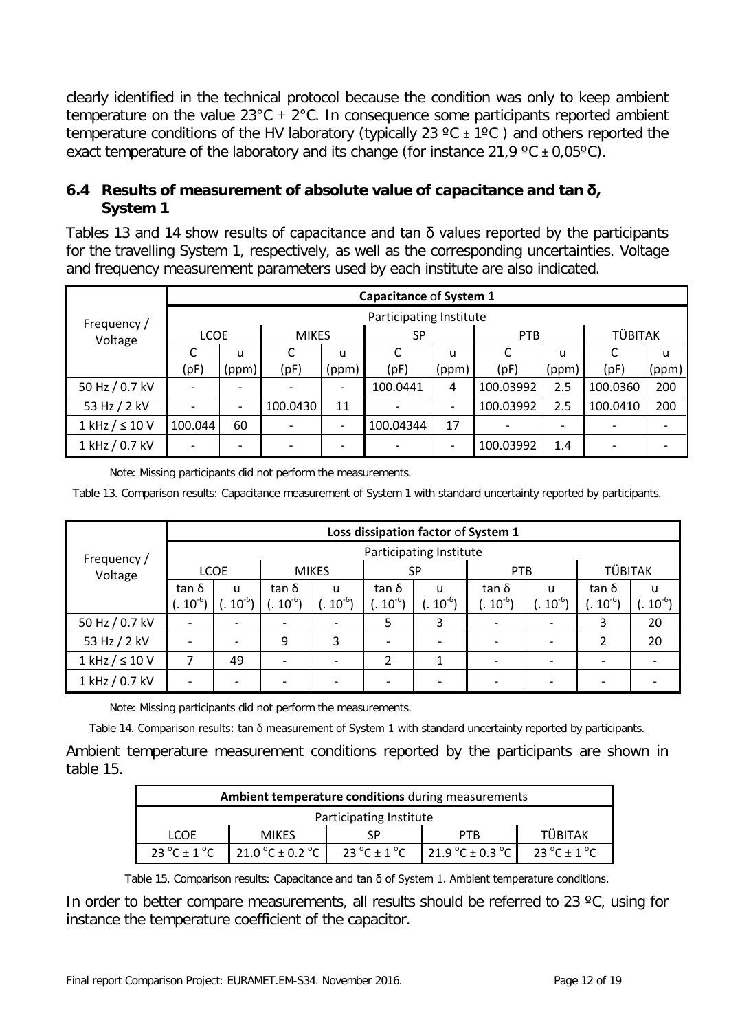clearly identified in the technical protocol because the condition was only to keep ambient temperature on the value 23°C ± 2°C. In consequence some participants reported ambient temperature conditions of the HV laboratory (typically 23 ºC ± 1ºC ) and others reported the exact temperature of the laboratory and its change (for instance 21,9 ºC ± 0,05ºC).

## 6.4 Results of measurement of absolute value of capacitance and tan δ, System 1

Tables 13 and 14 show results of capacitance and tan δ values reported by the participants for the travelling System 1, respectively, as well as the corresponding uncertainties. Voltage and frequency measurement parameters used by each institute are also indicated.

| Frequency / Voltage | **Capacitance** of **System 1** | | | | | | | | | |
|---|---|---|---|---|---|---|---|---|---|---|
| | Participating Institute | | | | | | | | | |
| | LCOE | | MIKES | | SP | | PTB | | TÜBITAK | |
| | C (pF) | u (ppm) | C (pF) | u (ppm) | C (pF) | u (ppm) | C (pF) | u (ppm) | C (pF) | u (ppm) |
| 50 Hz / 0.7 kV | - | - | - | - | 100.0441 | 4 | 100.03992 | 2.5 | 100.0360 | 200 |
| 53 Hz / 2 kV | - | - | 100.0430 | 11 | - | - | 100.03992 | 2.5 | 100.0410 | 200 |
| 1 kHz / ≤ 10 V | 100.044 | 60 | - | - | 100.04344 | 17 | - | - | - | - |
| 1 kHz / 0.7 kV | - | - | - | - | - | - | 100.03992 | 1.4 | - | - |

Note: Missing participants did not perform the measurements.

Table 13. Comparison results: Capacitance measurement of System 1 with standard uncertainty reported by participants.

| Frequency / Voltage | **Loss dissipation factor** of **System 1** | | | | | | | | | |
|---|---|---|---|---|---|---|---|---|---|---|
| | Participating Institute | | | | | | | | | |
| | LCOE | | MIKES | | SP | | PTB | | TÜBITAK | |
| | tan δ (. $10^{-6}$) | u (. $10^{-6}$) | tan δ (. $10^{-6}$) | u (. $10^{-6}$) | tan δ (. $10^{-6}$) | u (. $10^{-6}$) | tan δ (. $10^{-6}$) | u (. $10^{-6}$) | tan δ (. $10^{-6}$) | u (. $10^{-6}$) |
| 50 Hz / 0.7 kV | - | - | - | - | 5 | 3 | - | - | 3 | 20 |
| 53 Hz / 2 kV | - | - | 9 | 3 | - | - | - | - | 2 | 20 |
| 1 kHz / ≤ 10 V | 7 | 49 | - | - | 2 | 1 | - | - | - | - |
| 1 kHz / 0.7 kV | - | - | - | - | - | - | - | - | - | - |

Note: Missing participants did not perform the measurements.

Table 14. Comparison results: tan δ measurement of System 1 with standard uncertainty reported by participants.

Ambient temperature measurement conditions reported by the participants are shown in table 15.

| **Ambient temperature conditions** during measurements | | | | |
|---|---|---|---|---|
| Participating Institute | | | | |
| LCOE | MIKES | SP | PTB | TÜBITAK |
| 23 °C ± 1 °C | 21.0 °C ± 0.2 °C | 23 °C ± 1 °C | 21.9 °C ± 0.3 °C | 23 °C ± 1 °C |

Table 15. Comparison results: Capacitance and tan δ of System 1. Ambient temperature conditions.

In order to better compare measurements, all results should be referred to 23 ºC, using for instance the temperature coefficient of the capacitor.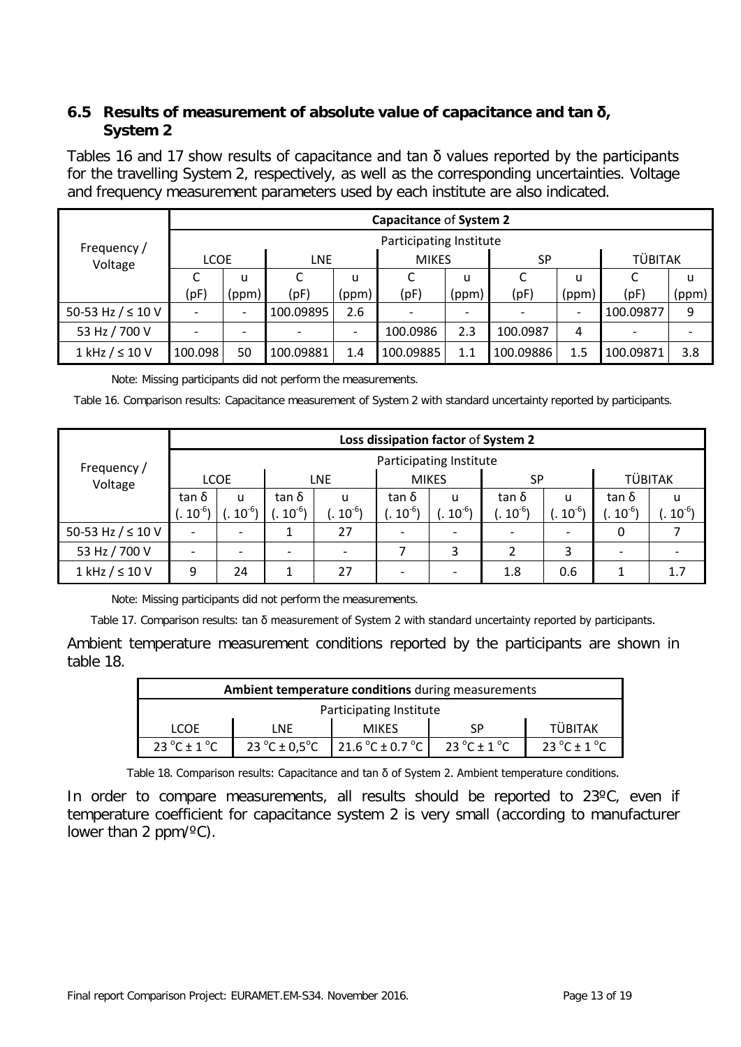## 6.5 Results of measurement of absolute value of capacitance and tan δ, System 2

Tables 16 and 17 show results of capacitance and tan δ values reported by the participants for the travelling System 2, respectively, as well as the corresponding uncertainties. Voltage and frequency measurement parameters used by each institute are also indicated.

| Frequency / Voltage | **Capacitance** of **System 2** | | | | | | | | | |
|---|---|---|---|---|---|---|---|---|---|---|
| | Participating Institute | | | | | | | | | |
| | LCOE | | LNE | | MIKES | | SP | | TÜBITAK | |
| | C (pF) | u (ppm) | C (pF) | u (ppm) | C (pF) | u (ppm) | C (pF) | u (ppm) | C (pF) | u (ppm) |
| 50-53 Hz / ≤ 10 V | - | - | 100.09895 | 2.6 | - | - | - | - | 100.09877 | 9 |
| 53 Hz / 700 V | - | - | - | - | 100.0986 | 2.3 | 100.0987 | 4 | - | - |
| 1 kHz / ≤ 10 V | 100.098 | 50 | 100.09881 | 1.4 | 100.09885 | 1.1 | 100.09886 | 1.5 | 100.09871 | 3.8 |

Note: Missing participants did not perform the measurements.

Table 16. Comparison results: Capacitance measurement of System 2 with standard uncertainty reported by participants.

| Frequency / Voltage | **Loss dissipation factor** of **System 2** | | | | | | | | | |
|---|---|---|---|---|---|---|---|---|---|---|
| | Participating Institute | | | | | | | | | |
| | LCOE | | LNE | | MIKES | | SP | | TÜBITAK | |
| | tan δ $(.10^{-6})$ | u $(.10^{-6})$ | tan δ $(.10^{-6})$ | u $(.10^{-6})$ | tan δ $(.10^{-6})$ | u $(.10^{-6})$ | tan δ $(.10^{-6})$ | u $(.10^{-6})$ | tan δ $(.10^{-6})$ | u $(.10^{-6})$ |
| 50-53 Hz / ≤ 10 V | - | - | 1 | 27 | - | - | - | - | 0 | 7 |
| 53 Hz / 700 V | - | - | - | - | 7 | 3 | 2 | 3 | - | - |
| 1 kHz / ≤ 10 V | 9 | 24 | 1 | 27 | - | - | 1.8 | 0.6 | 1 | 1.7 |

Note: Missing participants did not perform the measurements.

Table 17. Comparison results: tan δ measurement of System 2 with standard uncertainty reported by participants.

Ambient temperature measurement conditions reported by the participants are shown in table 18.

| **Ambient temperature conditions** during measurements | | | | |
|---|---|---|---|---|
| Participating Institute | | | | |
| LCOE | LNE | MIKES | SP | TÜBITAK |
| 23 °C ± 1 °C | 23 °C ± 0,5°C | 21.6 °C ± 0.7 °C | 23 °C ± 1 °C | 23 °C ± 1 °C |

Table 18. Comparison results: Capacitance and tan δ of System 2. Ambient temperature conditions.

In order to compare measurements, all results should be reported to 23ºC, even if temperature coefficient for capacitance system 2 is very small (according to manufacturer lower than 2 ppm/ºC).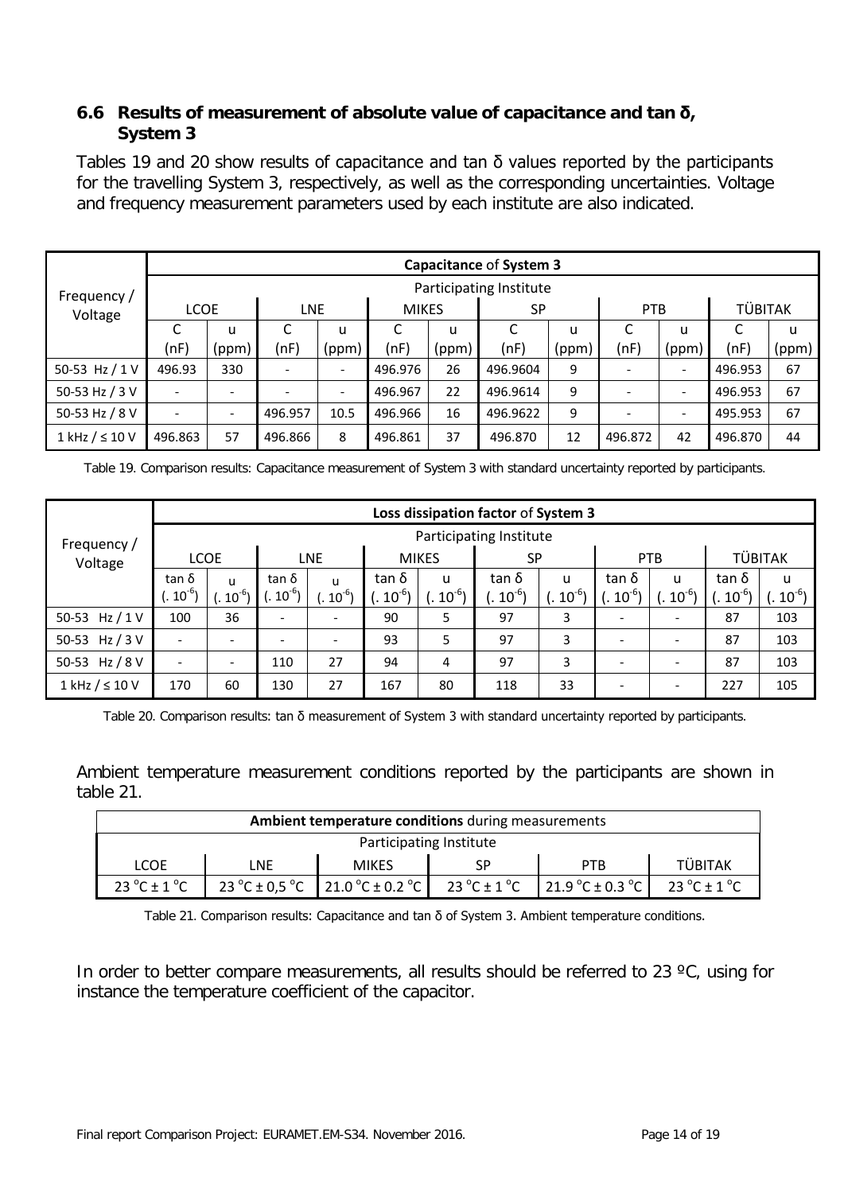## 6.6 Results of measurement of absolute value of capacitance and tan δ, System 3

Tables 19 and 20 show results of capacitance and tan δ values reported by the participants for the travelling System 3, respectively, as well as the corresponding uncertainties. Voltage and frequency measurement parameters used by each institute are also indicated.

| Frequency / Voltage | **Capacitance** of **System 3** | | | | | | | | | | | |
|---|---|---|---|---|---|---|---|---|---|---|---|---|
| | Participating Institute | | | | | | | | | | | |
| | LCOE | | LNE | | MIKES | | SP | | PTB | | TÜBITAK | |
| | C (nF) | u (ppm) | C (nF) | u (ppm) | C (nF) | u (ppm) | C (nF) | u (ppm) | C (nF) | u (ppm) | C (nF) | u (ppm) |
| 50-53 Hz / 1 V | 496.93 | 330 | - | - | 496.976 | 26 | 496.9604 | 9 | - | - | 496.953 | 67 |
| 50-53 Hz / 3 V | - | - | - | - | 496.967 | 22 | 496.9614 | 9 | - | - | 496.953 | 67 |
| 50-53 Hz / 8 V | - | - | 496.957 | 10.5 | 496.966 | 16 | 496.9622 | 9 | - | - | 495.953 | 67 |
| 1 kHz / ≤ 10 V | 496.863 | 57 | 496.866 | 8 | 496.861 | 37 | 496.870 | 12 | 496.872 | 42 | 496.870 | 44 |

Table 19. Comparison results: Capacitance measurement of System 3 with standard uncertainty reported by participants.

| Frequency / Voltage | **Loss dissipation factor** of **System 3** | | | | | | | | | | | |
|---|---|---|---|---|---|---|---|---|---|---|---|---|
| | Participating Institute | | | | | | | | | | | |
| | LCOE | | LNE | | MIKES | | SP | | PTB | | TÜBITAK | |
| | tan δ $(.\ 10^{-6})$ | u $(.\ 10^{-6})$ | tan δ $(.\ 10^{-6})$ | u $(.\ 10^{-6})$ | tan δ $(.\ 10^{-6})$ | u $(.\ 10^{-6})$ | tan δ $(.\ 10^{-6})$ | u $(.\ 10^{-6})$ | tan δ $(.\ 10^{-6})$ | u $(.\ 10^{-6})$ | tan δ $(.\ 10^{-6})$ | u $(.\ 10^{-6})$ |
| 50-53 Hz / 1 V | 100 | 36 | - | - | 90 | 5 | 97 | 3 | - | - | 87 | 103 |
| 50-53 Hz / 3 V | - | - | - | - | 93 | 5 | 97 | 3 | - | - | 87 | 103 |
| 50-53 Hz / 8 V | - | - | 110 | 27 | 94 | 4 | 97 | 3 | - | - | 87 | 103 |
| 1 kHz / ≤ 10 V | 170 | 60 | 130 | 27 | 167 | 80 | 118 | 33 | - | - | 227 | 105 |

Table 20. Comparison results: tan δ measurement of System 3 with standard uncertainty reported by participants.

Ambient temperature measurement conditions reported by the participants are shown in table 21.

| **Ambient temperature conditions** during measurements | | | | | |
|---|---|---|---|---|---|
| Participating Institute | | | | | |
| LCOE | LNE | MIKES | SP | PTB | TÜBITAK |
| 23 °C ± 1 °C | 23 °C ± 0,5 °C | 21.0 °C ± 0.2 °C | 23 °C ± 1 °C | 21.9 °C ± 0.3 °C | 23 °C ± 1 °C |

Table 21. Comparison results: Capacitance and tan δ of System 3. Ambient temperature conditions.

In order to better compare measurements, all results should be referred to 23 ºC, using for instance the temperature coefficient of the capacitor.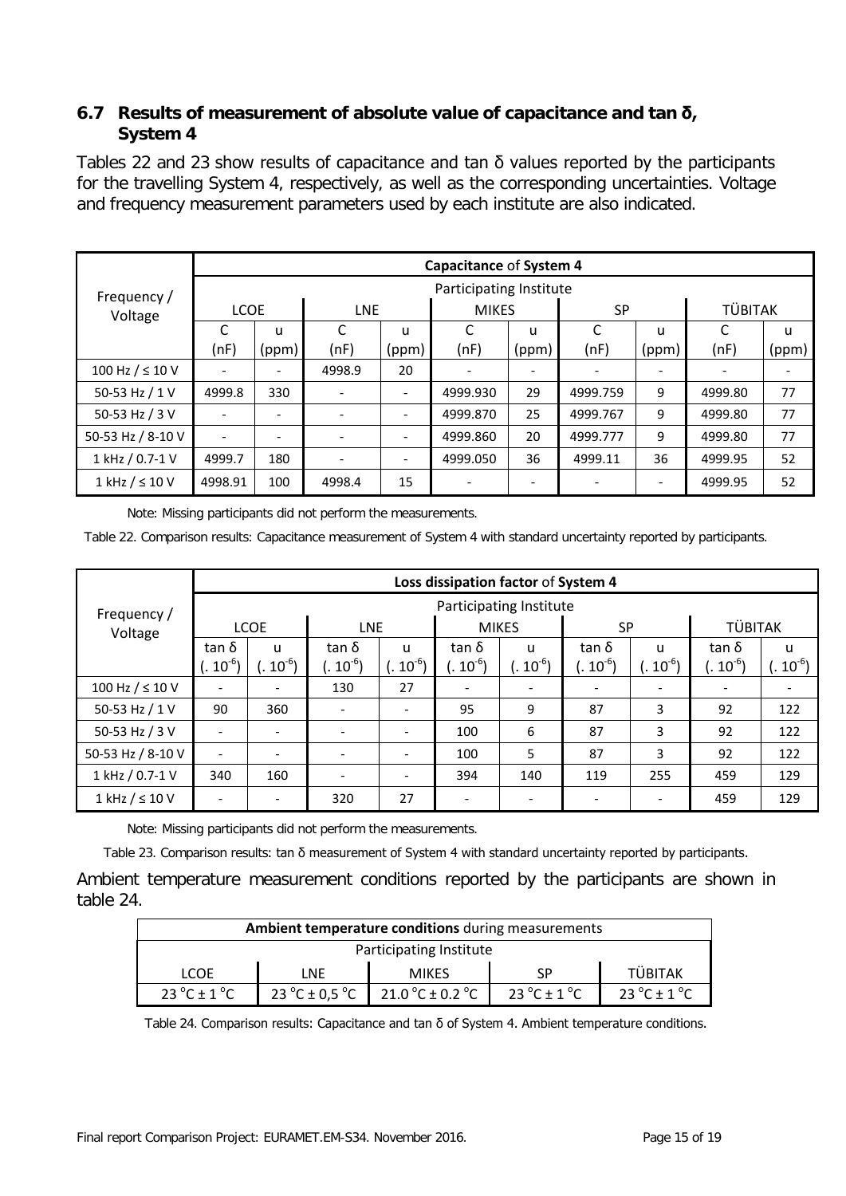## 6.7 Results of measurement of absolute value of capacitance and tan δ, System 4

Tables 22 and 23 show results of capacitance and tan δ values reported by the participants for the travelling System 4, respectively, as well as the corresponding uncertainties. Voltage and frequency measurement parameters used by each institute are also indicated.

| Frequency / Voltage | **Capacitance** of **System 4** | | | | | | | | | |
|---|---|---|---|---|---|---|---|---|---|---|
| | Participating Institute | | | | | | | | | |
| | LCOE | | LNE | | MIKES | | SP | | TÜBITAK | |
| | C (nF) | u (ppm) | C (nF) | u (ppm) | C (nF) | u (ppm) | C (nF) | u (ppm) | C (nF) | u (ppm) |
| 100 Hz / ≤ 10 V | - | - | 4998.9 | 20 | - | - | - | - | - | - |
| 50-53 Hz / 1 V | 4999.8 | 330 | - | - | 4999.930 | 29 | 4999.759 | 9 | 4999.80 | 77 |
| 50-53 Hz / 3 V | - | - | - | - | 4999.870 | 25 | 4999.767 | 9 | 4999.80 | 77 |
| 50-53 Hz / 8-10 V | - | - | - | - | 4999.860 | 20 | 4999.777 | 9 | 4999.80 | 77 |
| 1 kHz / 0.7-1 V | 4999.7 | 180 | - | - | 4999.050 | 36 | 4999.11 | 36 | 4999.95 | 52 |
| 1 kHz / ≤ 10 V | 4998.91 | 100 | 4998.4 | 15 | - | - | - | - | 4999.95 | 52 |

Note: Missing participants did not perform the measurements.

Table 22. Comparison results: Capacitance measurement of System 4 with standard uncertainty reported by participants.

| Frequency / Voltage | **Loss dissipation factor** of **System 4** | | | | | | | | | |
|---|---|---|---|---|---|---|---|---|---|---|
| | Participating Institute | | | | | | | | | |
| | LCOE | | LNE | | MIKES | | SP | | TÜBITAK | |
| | tan δ (. $10^{-6}$) | u (. $10^{-6}$) | tan δ (. $10^{-6}$) | u (. $10^{-6}$) | tan δ (. $10^{-6}$) | u (. $10^{-6}$) | tan δ (. $10^{-6}$) | u (. $10^{-6}$) | tan δ (. $10^{-6}$) | u (. $10^{-6}$) |
| 100 Hz / ≤ 10 V | - | - | 130 | 27 | - | - | - | - | - | - |
| 50-53 Hz / 1 V | 90 | 360 | - | - | 95 | 9 | 87 | 3 | 92 | 122 |
| 50-53 Hz / 3 V | - | - | - | - | 100 | 6 | 87 | 3 | 92 | 122 |
| 50-53 Hz / 8-10 V | - | - | - | - | 100 | 5 | 87 | 3 | 92 | 122 |
| 1 kHz / 0.7-1 V | 340 | 160 | - | - | 394 | 140 | 119 | 255 | 459 | 129 |
| 1 kHz / ≤ 10 V | - | - | 320 | 27 | - | - | - | - | 459 | 129 |

Note: Missing participants did not perform the measurements.

Table 23. Comparison results: tan δ measurement of System 4 with standard uncertainty reported by participants.

Ambient temperature measurement conditions reported by the participants are shown in table 24.

| **Ambient temperature conditions** during measurements | | | | |
|---|---|---|---|---|
| Participating Institute | | | | |
| LCOE | LNE | MIKES | SP | TÜBITAK |
| 23 °C ± 1 °C | 23 °C ± 0,5 °C | 21.0 °C ± 0.2 °C | 23 °C ± 1 °C | 23 °C ± 1 °C |

Table 24. Comparison results: Capacitance and tan δ of System 4. Ambient temperature conditions.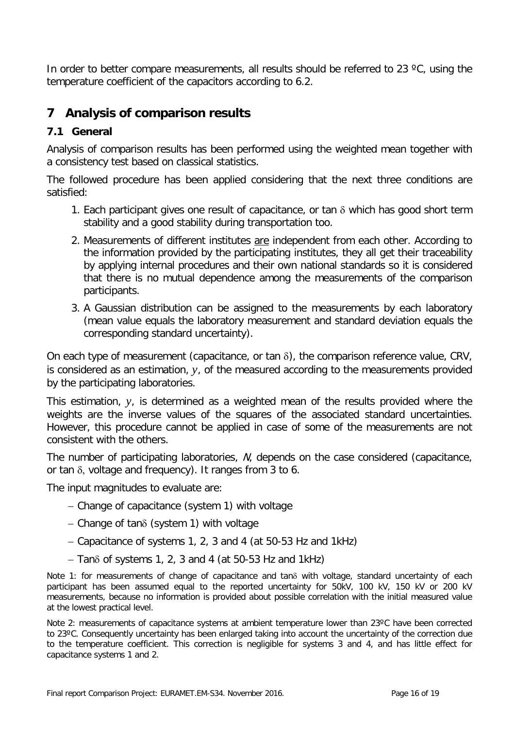In order to better compare measurements, all results should be referred to 23 ºC, using the temperature coefficient of the capacitors according to 6.2.

# 7 Analysis of comparison results

## 7.1 General

Analysis of comparison results has been performed using the weighted mean together with a consistency test based on classical statistics.

The followed procedure has been applied considering that the next three conditions are satisfied:

1. Each participant gives one result of capacitance, or tan $\delta$ which has good short term stability and a good stability during transportation too.
2. Measurements of different institutes are independent from each other. According to the information provided by the participating institutes, they all get their traceability by applying internal procedures and their own national standards so it is considered that there is no mutual dependence among the measurements of the comparison participants.
3. A Gaussian distribution can be assigned to the measurements by each laboratory (mean value equals the laboratory measurement and standard deviation equals the corresponding standard uncertainty).

On each type of measurement (capacitance, or tan $\delta$), the comparison reference value, CRV, is considered as an estimation, $y$, of the measured according to the measurements provided by the participating laboratories.

This estimation, $y$, is determined as a weighted mean of the results provided where the weights are the inverse values of the squares of the associated standard uncertainties. However, this procedure cannot be applied in case of some of the measurements are not consistent with the others.

The number of participating laboratories, $N$, depends on the case considered (capacitance, or tan $\delta$, voltage and frequency). It ranges from 3 to 6.

The input magnitudes to evaluate are:

- Change of capacitance (system 1) with voltage
- Change of tan$\delta$ (system 1) with voltage
- Capacitance of systems 1, 2, 3 and 4 (at 50-53 Hz and 1kHz)
- Tan$\delta$ of systems 1, 2, 3 and 4 (at 50-53 Hz and 1kHz)

Note 1: for measurements of change of capacitance and tan$\delta$ with voltage, standard uncertainty of each participant has been assumed equal to the reported uncertainty for 50kV, 100 kV, 150 kV or 200 kV measurements, because no information is provided about possible correlation with the initial measured value at the lowest practical level.

Note 2: measurements of capacitance systems at ambient temperature lower than 23ºC have been corrected to 23ºC. Consequently uncertainty has been enlarged taking into account the uncertainty of the correction due to the temperature coefficient. This correction is negligible for systems 3 and 4, and has little effect for capacitance systems 1 and 2.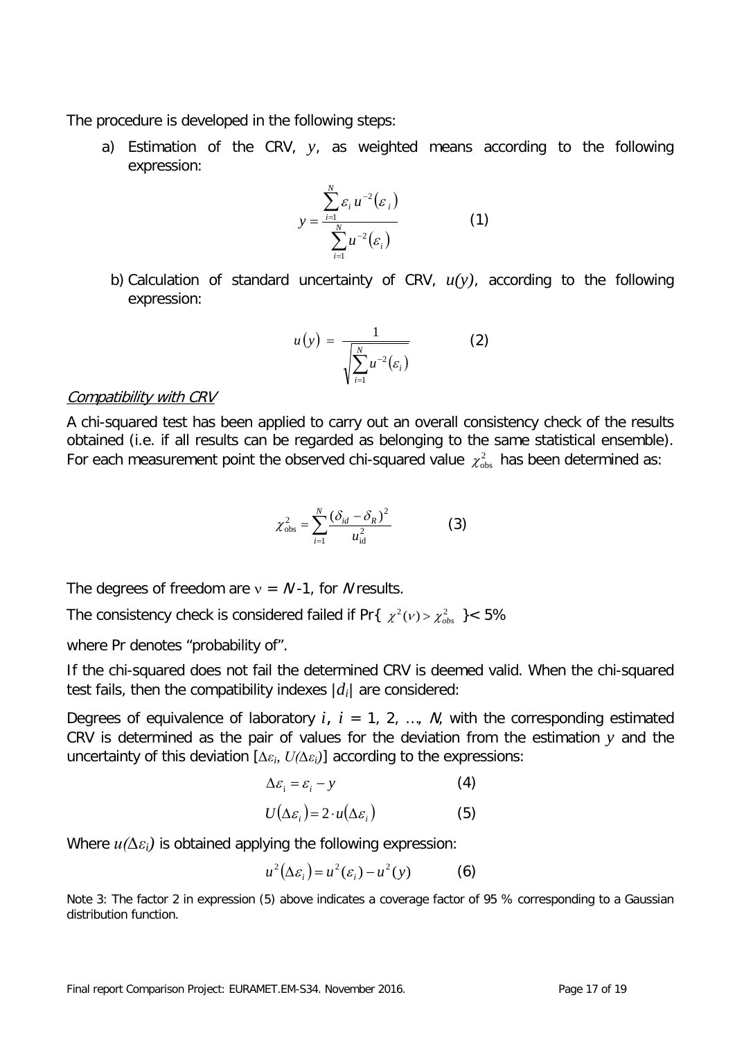The procedure is developed in the following steps:

a) Estimation of the CRV, $y$, as weighted means according to the following expression:

$$y = \frac{\sum_{i=1}^{N} \varepsilon_i \, u^{-2}(\varepsilon_i)}{\sum_{i=1}^{N} u^{-2}(\varepsilon_i)} \qquad (1)$$

b) Calculation of standard uncertainty of CRV, $u(y)$, according to the following expression:

$$u(y) = \frac{1}{\sqrt{\sum_{i=1}^{N} u^{-2}(\varepsilon_i)}} \qquad (2)$$

*Compatibility with CRV*

A chi-squared test has been applied to carry out an overall consistency check of the results obtained (i.e. if all results can be regarded as belonging to the same statistical ensemble). For each measurement point the observed chi-squared value $\chi^2_{\text{obs}}$ has been determined as:

$$\chi^2_{\text{obs}} = \sum_{i=1}^{N} \frac{(\delta_{id} - \delta_R)^2}{u^2_{\text{id}}} \qquad (3)$$

The degrees of freedom are $\nu = N - 1$, for $N$ results.

The consistency check is considered failed if Pr{ $\chi^2(\nu) > \chi^2_{obs}$ }< 5%

where Pr denotes "probability of".

If the chi-squared does not fail the determined CRV is deemed valid. When the chi-squared test fails, then the compatibility indexes $|d_i|$ are considered:

Degrees of equivalence of laboratory $i$, $i$ = 1, 2, …, $N$, with the corresponding estimated CRV is determined as the pair of values for the deviation from the estimation $y$ and the uncertainty of this deviation [$\Delta\varepsilon_i$, $U(\Delta\varepsilon_i)$] according to the expressions:

$$\Delta\varepsilon_i = \varepsilon_i - y \qquad (4)$$

$$U(\Delta\varepsilon_i) = 2 \cdot u(\Delta\varepsilon_i) \qquad (5)$$

Where $u(\Delta\varepsilon_i)$ is obtained applying the following expression:

$$u^2(\Delta\varepsilon_i) = u^2(\varepsilon_i) - u^2(y) \qquad (6)$$

Note 3: The factor 2 in expression (5) above indicates a coverage factor of 95 % corresponding to a Gaussian distribution function.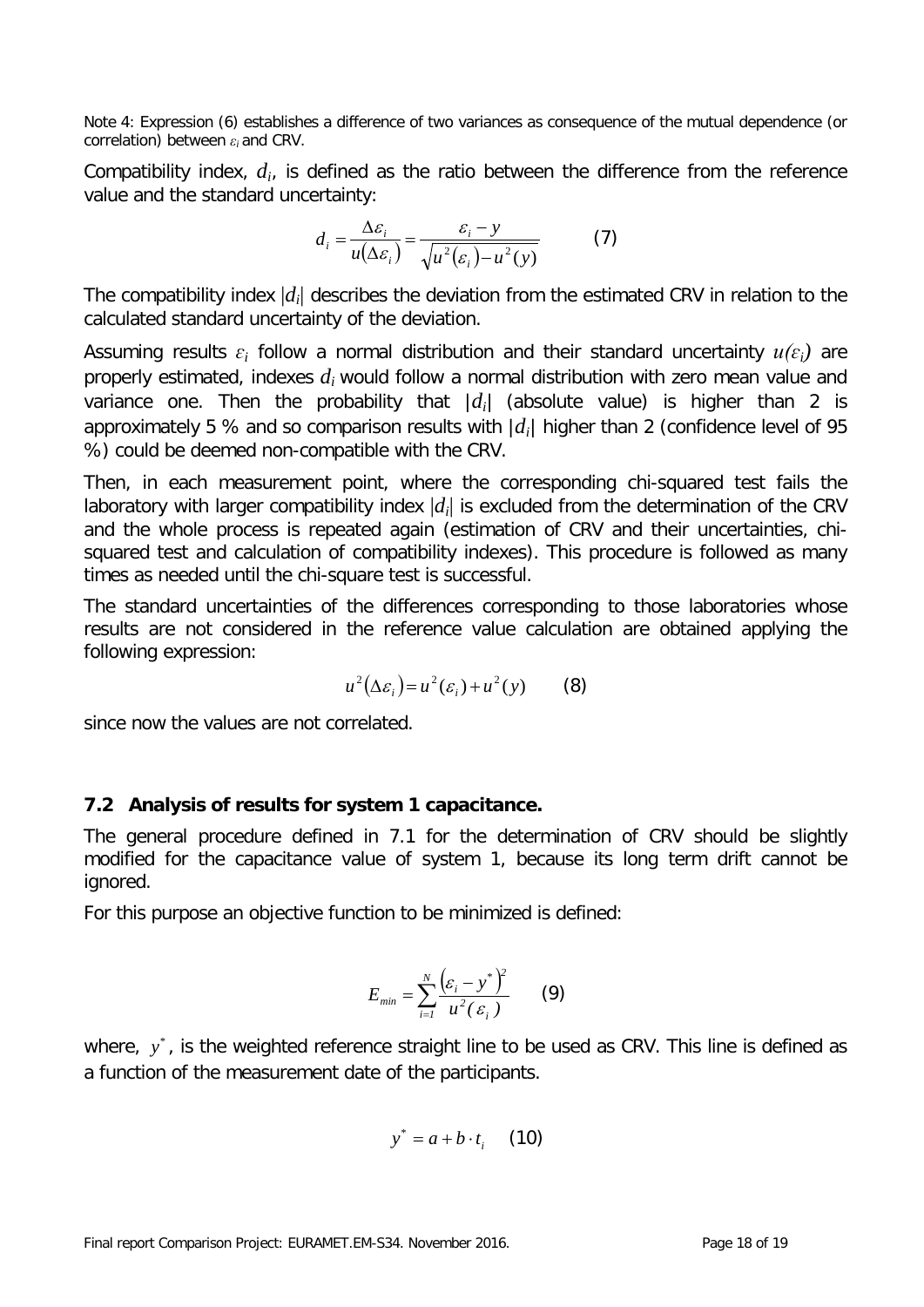Note 4: Expression (6) establishes a difference of two variances as consequence of the mutual dependence (or correlation) between $\varepsilon_i$ and CRV.

Compatibility index, $d_i$, is defined as the ratio between the difference from the reference value and the standard uncertainty:

$$d_i = \frac{\Delta\varepsilon_i}{u(\Delta\varepsilon_i)} = \frac{\varepsilon_i - y}{\sqrt{u^2(\varepsilon_i) - u^2(y)}} \qquad (7)$$

The compatibility index $|d_i|$ describes the deviation from the estimated CRV in relation to the calculated standard uncertainty of the deviation.

Assuming results $\varepsilon_i$ follow a normal distribution and their standard uncertainty $u(\varepsilon_i)$ are properly estimated, indexes $d_i$ would follow a normal distribution with zero mean value and variance one. Then the probability that $|d_i|$ (absolute value) is higher than 2 is approximately 5 % and so comparison results with $|d_i|$ higher than 2 (confidence level of 95 %) could be deemed non-compatible with the CRV.

Then, in each measurement point, where the corresponding chi-squared test fails the laboratory with larger compatibility index $|d_i|$ is excluded from the determination of the CRV and the whole process is repeated again (estimation of CRV and their uncertainties, chi-squared test and calculation of compatibility indexes). This procedure is followed as many times as needed until the chi-square test is successful.

The standard uncertainties of the differences corresponding to those laboratories whose results are not considered in the reference value calculation are obtained applying the following expression:

$$u^2(\Delta\varepsilon_i) = u^2(\varepsilon_i) + u^2(y) \qquad (8)$$

since now the values are not correlated.

## 7.2 Analysis of results for system 1 capacitance.

The general procedure defined in 7.1 for the determination of CRV should be slightly modified for the capacitance value of system 1, because its long term drift cannot be ignored.

For this purpose an objective function to be minimized is defined:

$$E_{min} = \sum_{i=1}^{N} \frac{(\varepsilon_i - y^*)^2}{u^2(\varepsilon_i)} \qquad (9)$$

where, $y^*$, is the weighted reference straight line to be used as CRV. This line is defined as a function of the measurement date of the participants.

$$y^* = a + b \cdot t_i \qquad (10)$$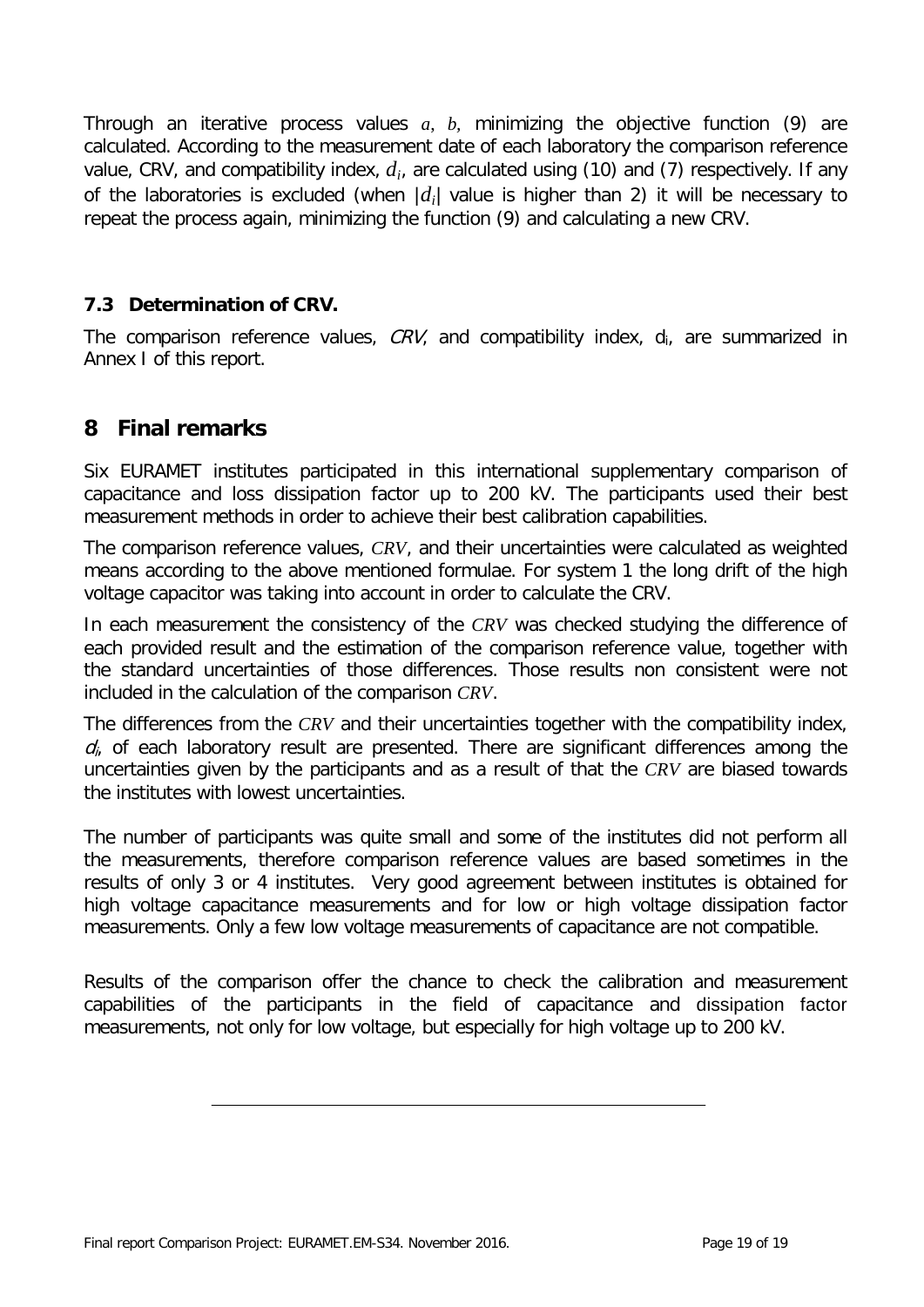Through an iterative process values $a$, $b$, minimizing the objective function (9) are calculated. According to the measurement date of each laboratory the comparison reference value, CRV, and compatibility index, $d_i$, are calculated using (10) and (7) respectively. If any of the laboratories is excluded (when $|d_i|$ value is higher than 2) it will be necessary to repeat the process again, minimizing the function (9) and calculating a new CRV.

### 7.3 Determination of CRV.

The comparison reference values, *CRV*, and compatibility index, $d_i$, are summarized in Annex I of this report.

## 8 Final remarks

Six EURAMET institutes participated in this international supplementary comparison of capacitance and loss dissipation factor up to 200 kV. The participants used their best measurement methods in order to achieve their best calibration capabilities.

The comparison reference values, *CRV*, and their uncertainties were calculated as weighted means according to the above mentioned formulae. For system 1 the long drift of the high voltage capacitor was taking into account in order to calculate the CRV.

In each measurement the consistency of the *CRV* was checked studying the difference of each provided result and the estimation of the comparison reference value, together with the standard uncertainties of those differences. Those results non consistent were not included in the calculation of the comparison *CRV*.

The differences from the *CRV* and their uncertainties together with the compatibility index, $d_i$, of each laboratory result are presented. There are significant differences among the uncertainties given by the participants and as a result of that the *CRV* are biased towards the institutes with lowest uncertainties.

The number of participants was quite small and some of the institutes did not perform all the measurements, therefore comparison reference values are based sometimes in the results of only 3 or 4 institutes. Very good agreement between institutes is obtained for high voltage capacitance measurements and for low or high voltage dissipation factor measurements. Only a few low voltage measurements of capacitance are not compatible.

Results of the comparison offer the chance to check the calibration and measurement capabilities of the participants in the field of capacitance and dissipation factor measurements, not only for low voltage, but especially for high voltage up to 200 kV.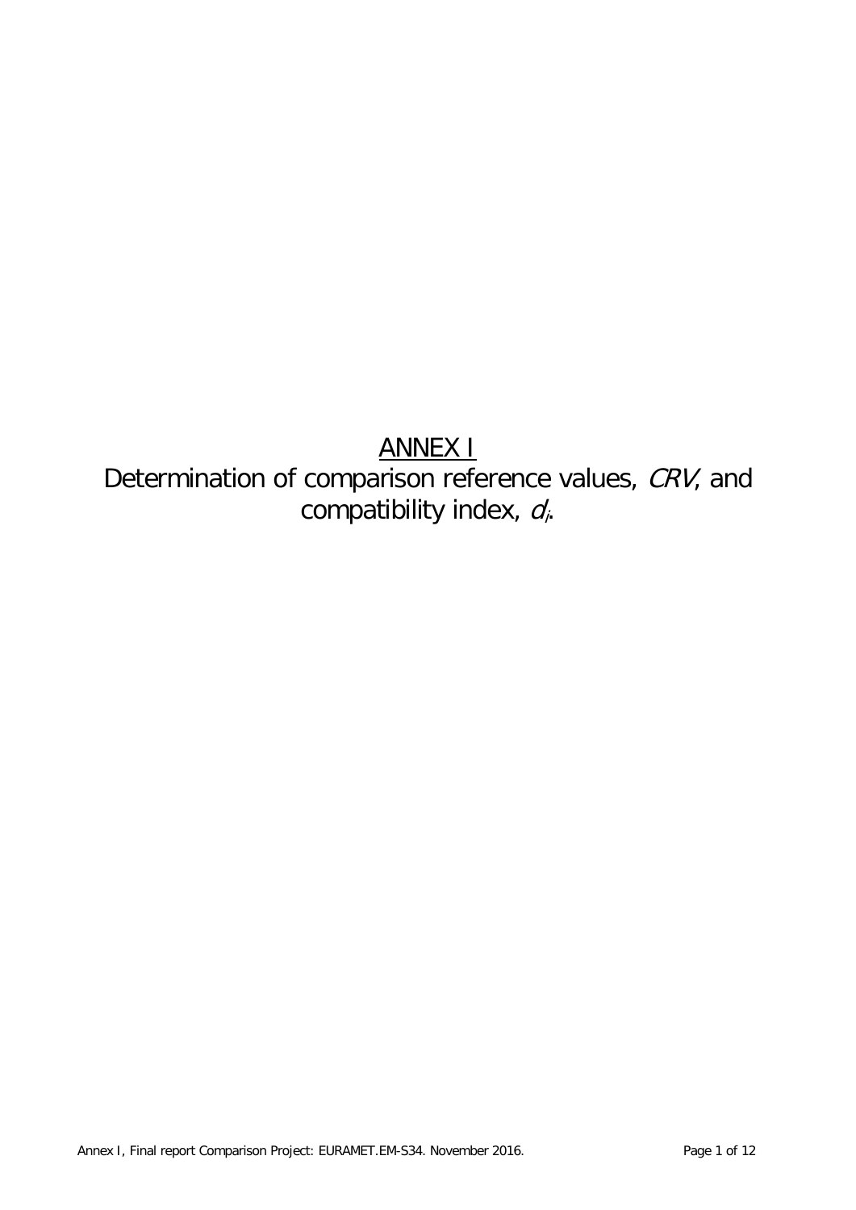# ANNEX I

## Determination of comparison reference values, *CRV*, and compatibility index, $d_i$.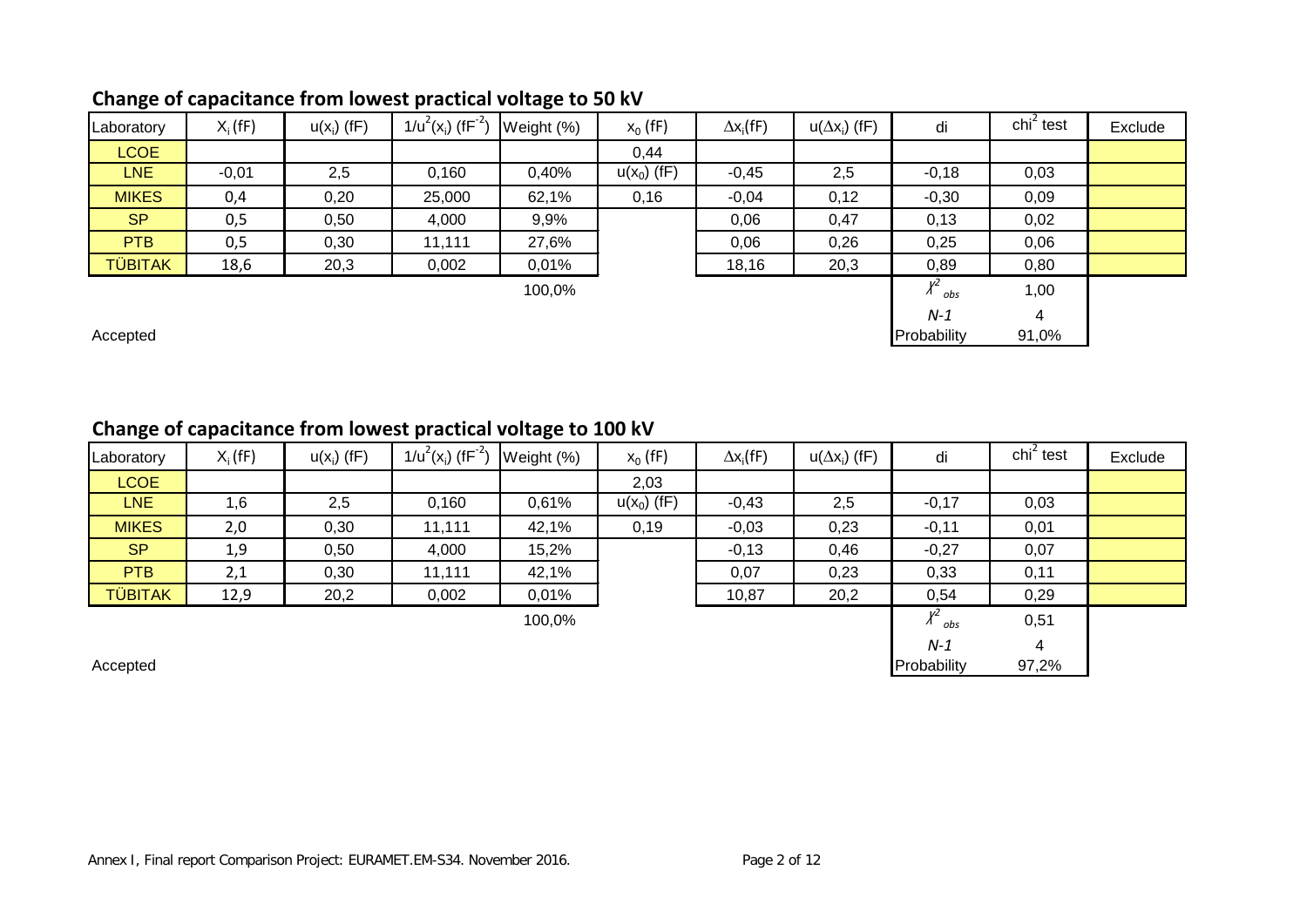## Change of capacitance from lowest practical voltage to 50 kV

| Laboratory | $X_i$ (fF) | $u(x_i)$ (fF) | $1/u^2(x_i)$ (fF$^{-2}$) | Weight (%) | $x_0$ (fF) | $\Delta x_i$(fF) | $u(\Delta x_i)$ (fF) | di | chi$^2$ test | Exclude |
|---|---|---|---|---|---|---|---|---|---|---|
| LCOE | | | | | 0,44 | | | | | |
| LNE | -0,01 | 2,5 | 0,160 | 0,40% | $u(x_0)$ (fF) | -0,45 | 2,5 | -0,18 | 0,03 | |
| MIKES | 0,4 | 0,20 | 25,000 | 62,1% | 0,16 | -0,04 | 0,12 | -0,30 | 0,09 | |
| SP | 0,5 | 0,50 | 4,000 | 9,9% | | 0,06 | 0,47 | 0,13 | 0,02 | |
| PTB | 0,5 | 0,30 | 11,111 | 27,6% | | 0,06 | 0,26 | 0,25 | 0,06 | |
| TÜBITAK | 18,6 | 20,3 | 0,002 | 0,01% | | 18,16 | 20,3 | 0,89 | 0,80 | |
| | | | | 100,0% | | | | $\chi^2_{obs}$ | 1,00 | |
| | | | | | | | | *N-1* | 4 | |
| Accepted | | | | | | | | Probability | 91,0% | |

## Change of capacitance from lowest practical voltage to 100 kV

| Laboratory | $X_i$ (fF) | $u(x_i)$ (fF) | $1/u^2(x_i)$ (fF$^{-2}$) | Weight (%) | $x_0$ (fF) | $\Delta x_i$(fF) | $u(\Delta x_i)$ (fF) | di | chi$^2$ test | Exclude |
|---|---|---|---|---|---|---|---|---|---|---|
| LCOE | | | | | 2,03 | | | | | |
| LNE | 1,6 | 2,5 | 0,160 | 0,61% | $u(x_0)$ (fF) | -0,43 | 2,5 | -0,17 | 0,03 | |
| MIKES | 2,0 | 0,30 | 11,111 | 42,1% | 0,19 | -0,03 | 0,23 | -0,11 | 0,01 | |
| SP | 1,9 | 0,50 | 4,000 | 15,2% | | -0,13 | 0,46 | -0,27 | 0,07 | |
| PTB | 2,1 | 0,30 | 11,111 | 42,1% | | 0,07 | 0,23 | 0,33 | 0,11 | |
| TÜBITAK | 12,9 | 20,2 | 0,002 | 0,01% | | 10,87 | 20,2 | 0,54 | 0,29 | |
| | | | | 100,0% | | | | $\chi^2_{obs}$ | 0,51 | |
| | | | | | | | | *N-1* | 4 | |
| Accepted | | | | | | | | Probability | 97,2% | |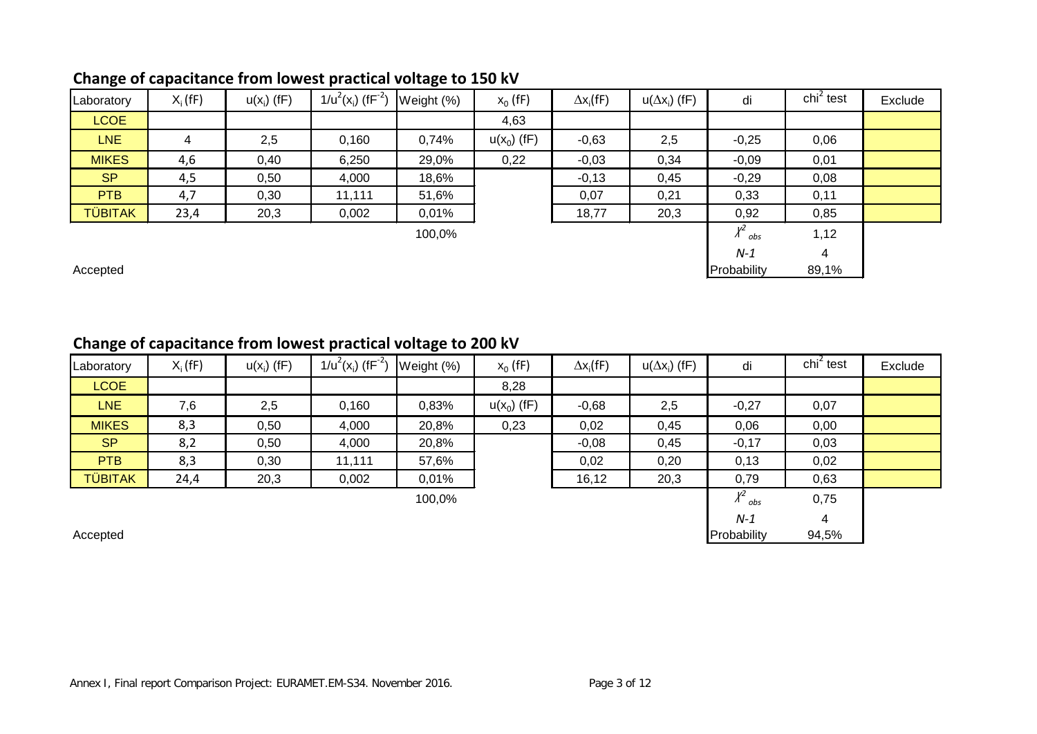## Change of capacitance from lowest practical voltage to 150 kV

| Laboratory | $X_i$ (fF) | $u(x_i)$ (fF) | $1/u^2(x_i)$ (fF$^{-2}$) | Weight (%) | $x_0$ (fF) | $\Delta x_i$(fF) | $u(\Delta x_i)$ (fF) | di | chi$^2$ test | Exclude |
|---|---|---|---|---|---|---|---|---|---|---|
| LCOE | | | | | 4,63 | | | | | |
| LNE | 4 | 2,5 | 0,160 | 0,74% | $u(x_0)$ (fF) | -0,63 | 2,5 | -0,25 | 0,06 | |
| MIKES | 4,6 | 0,40 | 6,250 | 29,0% | 0,22 | -0,03 | 0,34 | -0,09 | 0,01 | |
| SP | 4,5 | 0,50 | 4,000 | 18,6% | | -0,13 | 0,45 | -0,29 | 0,08 | |
| PTB | 4,7 | 0,30 | 11,111 | 51,6% | | 0,07 | 0,21 | 0,33 | 0,11 | |
| TÜBITAK | 23,4 | 20,3 | 0,002 | 0,01% | | 18,77 | 20,3 | 0,92 | 0,85 | |
| | | | | 100,0% | | | | $\chi^2_{obs}$ | 1,12 | |
| | | | | | | | | $N-1$ | 4 | |
| Accepted | | | | | | | | Probability | 89,1% | |

## Change of capacitance from lowest practical voltage to 200 kV

| Laboratory | $X_i$ (fF) | $u(x_i)$ (fF) | $1/u^2(x_i)$ (fF$^{-2}$) | Weight (%) | $x_0$ (fF) | $\Delta x_i$(fF) | $u(\Delta x_i)$ (fF) | di | chi$^2$ test | Exclude |
|---|---|---|---|---|---|---|---|---|---|---|
| LCOE | | | | | 8,28 | | | | | |
| LNE | 7,6 | 2,5 | 0,160 | 0,83% | $u(x_0)$ (fF) | -0,68 | 2,5 | -0,27 | 0,07 | |
| MIKES | 8,3 | 0,50 | 4,000 | 20,8% | 0,23 | 0,02 | 0,45 | 0,06 | 0,00 | |
| SP | 8,2 | 0,50 | 4,000 | 20,8% | | -0,08 | 0,45 | -0,17 | 0,03 | |
| PTB | 8,3 | 0,30 | 11,111 | 57,6% | | 0,02 | 0,20 | 0,13 | 0,02 | |
| TÜBITAK | 24,4 | 20,3 | 0,002 | 0,01% | | 16,12 | 20,3 | 0,79 | 0,63 | |
| | | | | 100,0% | | | | $\chi^2_{obs}$ | 0,75 | |
| | | | | | | | | $N-1$ | 4 | |
| Accepted | | | | | | | | Probability | 94,5% | |

Annex I, Final report Comparison Project: EURAMET.EM-S34. November 2016.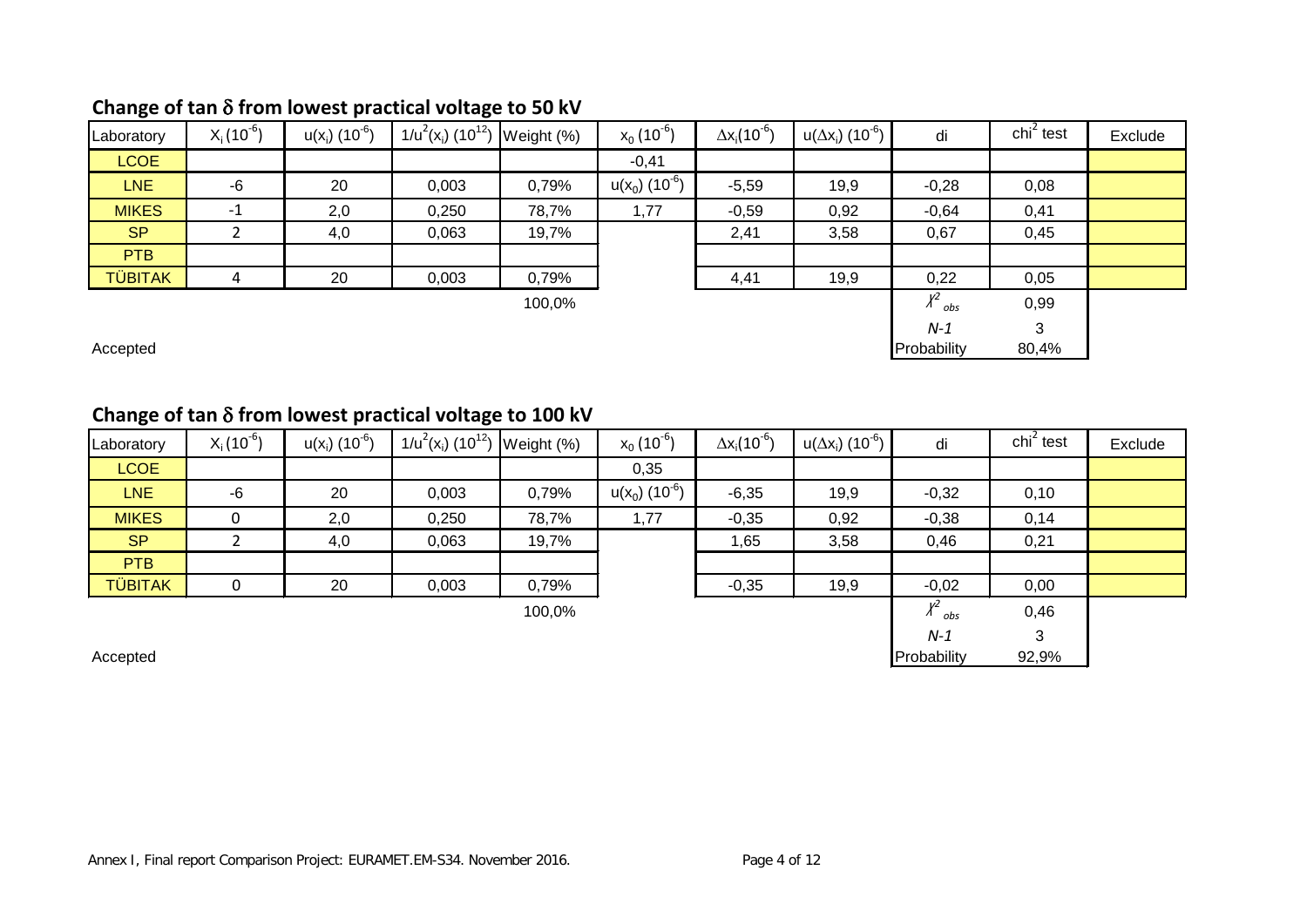## Change of tan $\delta$ from lowest practical voltage to 50 kV

| Laboratory | $X_i$ ($10^{-6}$) | $u(x_i)$ ($10^{-6}$) | $1/u^2(x_i)$ ($10^{12}$) | Weight (%) | $x_0$ ($10^{-6}$) | $\Delta x_i$($10^{-6}$) | $u(\Delta x_i)$ ($10^{-6}$) | di | chi$^2$ test | Exclude |
|---|---|---|---|---|---|---|---|---|---|---|
| LCOE | | | | | -0,41 | | | | | |
| LNE | -6 | 20 | 0,003 | 0,79% | $u(x_0)$ ($10^{-6}$) | -5,59 | 19,9 | -0,28 | 0,08 | |
| MIKES | -1 | 2,0 | 0,250 | 78,7% | 1,77 | -0,59 | 0,92 | -0,64 | 0,41 | |
| SP | 2 | 4,0 | 0,063 | 19,7% | | 2,41 | 3,58 | 0,67 | 0,45 | |
| PTB | | | | | | | | | | |
| TÜBITAK | 4 | 20 | 0,003 | 0,79% | | 4,41 | 19,9 | 0,22 | 0,05 | |
| | | | | 100,0% | | | | $\chi^2_{obs}$ | 0,99 | |
| | | | | | | | | *N-1* | 3 | |
| Accepted | | | | | | | | Probability | 80,4% | |

## Change of tan $\delta$ from lowest practical voltage to 100 kV

| Laboratory | $X_i$ ($10^{-6}$) | $u(x_i)$ ($10^{-6}$) | $1/u^2(x_i)$ ($10^{12}$) | Weight (%) | $x_0$ ($10^{-6}$) | $\Delta x_i$($10^{-6}$) | $u(\Delta x_i)$ ($10^{-6}$) | di | chi$^2$ test | Exclude |
|---|---|---|---|---|---|---|---|---|---|---|
| LCOE | | | | | 0,35 | | | | | |
| LNE | -6 | 20 | 0,003 | 0,79% | $u(x_0)$ ($10^{-6}$) | -6,35 | 19,9 | -0,32 | 0,10 | |
| MIKES | 0 | 2,0 | 0,250 | 78,7% | 1,77 | -0,35 | 0,92 | -0,38 | 0,14 | |
| SP | 2 | 4,0 | 0,063 | 19,7% | | 1,65 | 3,58 | 0,46 | 0,21 | |
| PTB | | | | | | | | | | |
| TÜBITAK | 0 | 20 | 0,003 | 0,79% | | -0,35 | 19,9 | -0,02 | 0,00 | |
| | | | | 100,0% | | | | $\chi^2_{obs}$ | 0,46 | |
| | | | | | | | | *N-1* | 3 | |
| Accepted | | | | | | | | Probability | 92,9% | |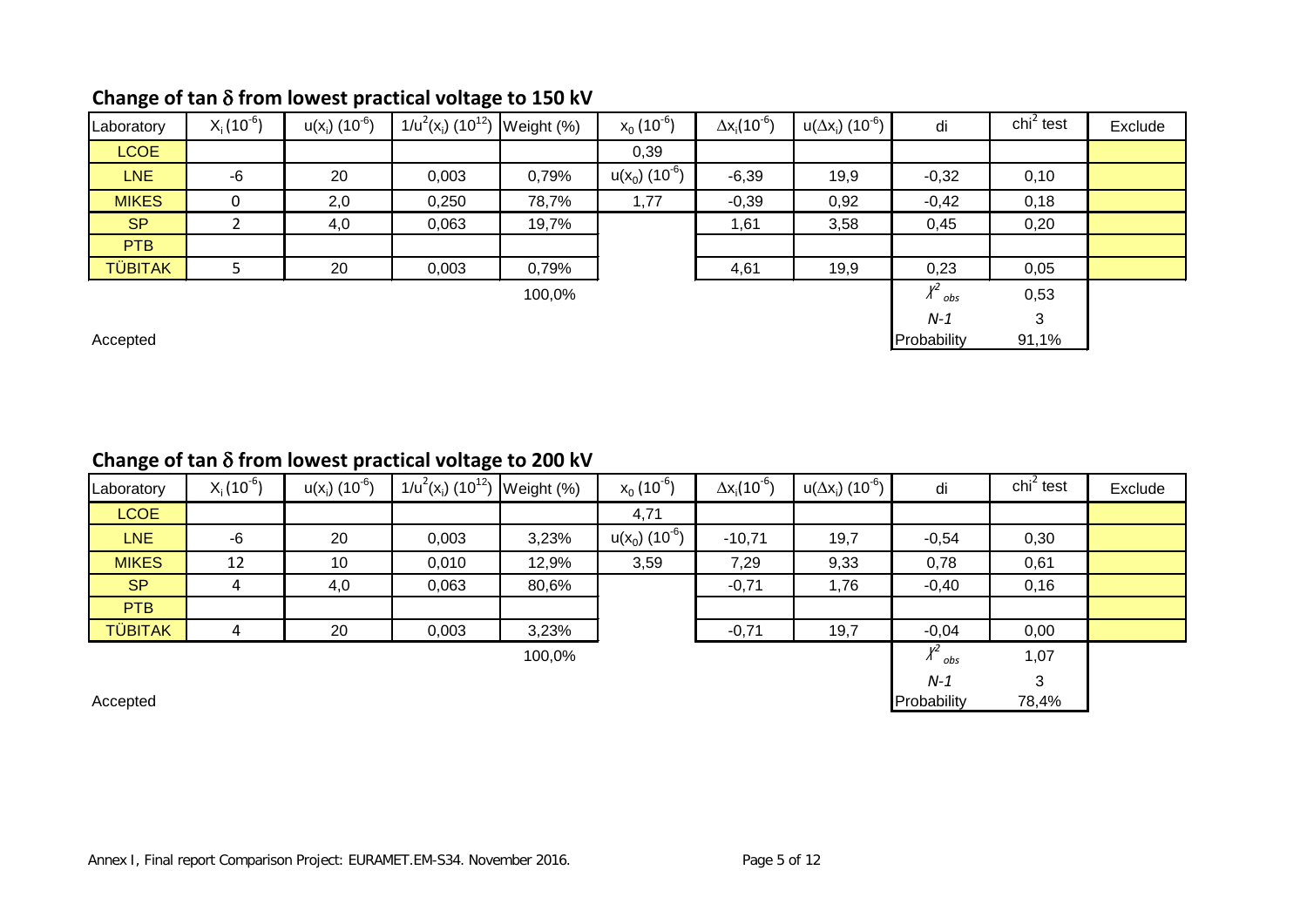## Change of tan $\delta$ from lowest practical voltage to 150 kV

| Laboratory | $X_i$ ($10^{-6}$) | $u(x_i)$ ($10^{-6}$) | $1/u^2(x_i)$ ($10^{12}$) | Weight (%) | $x_0$ ($10^{-6}$) | $\Delta x_i$($10^{-6}$) | $u(\Delta x_i)$ ($10^{-6}$) | di | chi$^2$ test | Exclude |
|---|---|---|---|---|---|---|---|---|---|---|
| LCOE | | | | | 0,39 | | | | | |
| LNE | -6 | 20 | 0,003 | 0,79% | $u(x_0)$ ($10^{-6}$) | -6,39 | 19,9 | -0,32 | 0,10 | |
| MIKES | 0 | 2,0 | 0,250 | 78,7% | 1,77 | -0,39 | 0,92 | -0,42 | 0,18 | |
| SP | 2 | 4,0 | 0,063 | 19,7% | | 1,61 | 3,58 | 0,45 | 0,20 | |
| PTB | | | | | | | | | | |
| TÜBITAK | 5 | 20 | 0,003 | 0,79% | | 4,61 | 19,9 | 0,23 | 0,05 | |
| | | | | 100,0% | | | | $\chi^2_{obs}$ | 0,53 | |
| | | | | | | | | *N-1* | 3 | |
| Accepted | | | | | | | | Probability | 91,1% | |

## Change of tan $\delta$ from lowest practical voltage to 200 kV

| Laboratory | $X_i$ ($10^{-6}$) | $u(x_i)$ ($10^{-6}$) | $1/u^2(x_i)$ ($10^{12}$) | Weight (%) | $x_0$ ($10^{-6}$) | $\Delta x_i$($10^{-6}$) | $u(\Delta x_i)$ ($10^{-6}$) | di | chi$^2$ test | Exclude |
|---|---|---|---|---|---|---|---|---|---|---|
| LCOE | | | | | 4,71 | | | | | |
| LNE | -6 | 20 | 0,003 | 3,23% | $u(x_0)$ ($10^{-6}$) | -10,71 | 19,7 | -0,54 | 0,30 | |
| MIKES | 12 | 10 | 0,010 | 12,9% | 3,59 | 7,29 | 9,33 | 0,78 | 0,61 | |
| SP | 4 | 4,0 | 0,063 | 80,6% | | -0,71 | 1,76 | -0,40 | 0,16 | |
| PTB | | | | | | | | | | |
| TÜBITAK | 4 | 20 | 0,003 | 3,23% | | -0,71 | 19,7 | -0,04 | 0,00 | |
| | | | | 100,0% | | | | $\chi^2_{obs}$ | 1,07 | |
| | | | | | | | | *N-1* | 3 | |
| Accepted | | | | | | | | Probability | 78,4% | |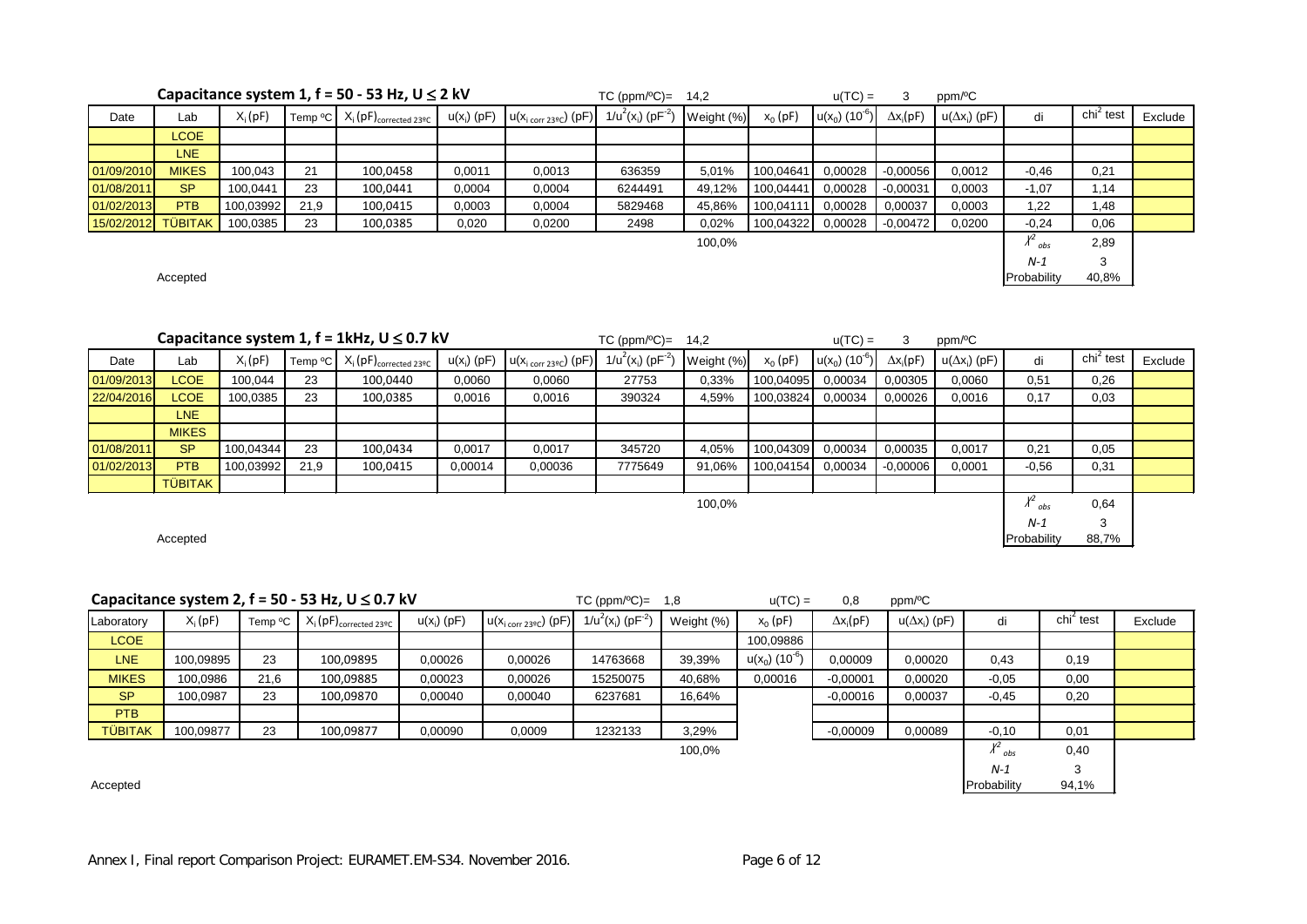## Capacitance system 1, f = 50 - 53 Hz, U ≤ 2 kV

TC (ppm/ºC)= 14,2 | u(TC) = 3 ppm/ºC

| Date | Lab | $X_i$ (pF) | Temp ºC | $X_i$ (pF)$_{corrected\ 23ºC}$ | $u(x_i)$ (pF) | $u(x_{i\ corr\ 23ºC})$ (pF) | $1/u^2(x_i)$ ($pF^{-2}$) | Weight (%) | $x_0$ (pF) | $u(x_0)$ ($10^{-6}$) | $\Delta x_i$(pF) | $u(\Delta x_i)$ (pF) | di | chi$^2$ test | Exclude |
|---|---|---|---|---|---|---|---|---|---|---|---|---|---|---|---|
| | LCOE | | | | | | | | | | | | | | |
| | LNE | | | | | | | | | | | | | | |
| 01/09/2010 | MIKES | 100,043 | 21 | 100,0458 | 0,0011 | 0,0013 | 636359 | 5,01% | 100,04641 | 0,00028 | -0,00056 | 0,0012 | -0,46 | 0,21 | |
| 01/08/2011 | SP | 100,0441 | 23 | 100,0441 | 0,0004 | 0,0004 | 6244491 | 49,12% | 100,04441 | 0,00028 | -0,00031 | 0,0003 | -1,07 | 1,14 | |
| 01/02/2013 | PTB | 100,03992 | 21,9 | 100,0415 | 0,0003 | 0,0004 | 5829468 | 45,86% | 100,04111 | 0,00028 | 0,00037 | 0,0003 | 1,22 | 1,48 | |
| 15/02/2012 | TÜBITAK | 100,0385 | 23 | 100,0385 | 0,020 | 0,0200 | 2498 | 0,02% | 100,04322 | 0,00028 | -0,00472 | 0,0200 | -0,24 | 0,06 | |
| | | | | | | | | 100,0% | | | | | $\chi^2_{obs}$ | 2,89 | |
| | | | | | | | | | | | | | $N$-1 | 3 | |
| | Accepted | | | | | | | | | | | | Probability | 40,8% | |

## Capacitance system 1, f = 1kHz, U ≤ 0.7 kV

TC (ppm/ºC)= 14,2 | u(TC) = 3 ppm/ºC

| Date | Lab | $X_i$ (pF) | Temp ºC | $X_i$ (pF)$_{corrected\ 23ºC}$ | $u(x_i)$ (pF) | $u(x_{i\ corr\ 23ºC})$ (pF) | $1/u^2(x_i)$ ($pF^{-2}$) | Weight (%) | $x_0$ (pF) | $u(x_0)$ ($10^{-6}$) | $\Delta x_i$(pF) | $u(\Delta x_i)$ (pF) | di | chi$^2$ test | Exclude |
|---|---|---|---|---|---|---|---|---|---|---|---|---|---|---|---|
| 01/09/2013 | LCOE | 100,044 | 23 | 100,0440 | 0,0060 | 0,0060 | 27753 | 0,33% | 100,04095 | 0,00034 | 0,00305 | 0,0060 | 0,51 | 0,26 | |
| 22/04/2016 | LCOE | 100,0385 | 23 | 100,0385 | 0,0016 | 0,0016 | 390324 | 4,59% | 100,03824 | 0,00034 | 0,00026 | 0,0016 | 0,17 | 0,03 | |
| | LNE | | | | | | | | | | | | | | |
| | MIKES | | | | | | | | | | | | | | |
| 01/08/2011 | SP | 100,04344 | 23 | 100,0434 | 0,0017 | 0,0017 | 345720 | 4,05% | 100,04309 | 0,00034 | 0,00035 | 0,0017 | 0,21 | 0,05 | |
| 01/02/2013 | PTB | 100,03992 | 21,9 | 100,0415 | 0,00014 | 0,00036 | 7775649 | 91,06% | 100,04154 | 0,00034 | -0,00006 | 0,0001 | -0,56 | 0,31 | |
| | TÜBITAK | | | | | | | | | | | | | | |
| | | | | | | | | 100,0% | | | | | $\chi^2_{obs}$ | 0,64 | |
| | | | | | | | | | | | | | $N$-1 | 3 | |
| | Accepted | | | | | | | | | | | | Probability | 88,7% | |

## Capacitance system 2, f = 50 - 53 Hz, U ≤ 0.7 kV

TC (ppm/ºC)= 1,8 | u(TC) = 0,8 ppm/ºC

| Laboratory | $X_i$ (pF) | Temp ºC | $X_i$ (pF)$_{corrected\ 23ºC}$ | $u(x_i)$ (pF) | $u(x_{i\ corr\ 23ºC})$ (pF) | $1/u^2(x_i)$ ($pF^{-2}$) | Weight (%) | $x_0$ (pF) | $\Delta x_i$(pF) | $u(\Delta x_i)$ (pF) | di | chi$^2$ test | Exclude |
|---|---|---|---|---|---|---|---|---|---|---|---|---|---|
| LCOE | | | | | | | | 100,09886 | | | | | |
| LNE | 100,09895 | 23 | 100,09895 | 0,00026 | 0,00026 | 14763668 | 39,39% | $u(x_0)$ ($10^{-6}$) | 0,00009 | 0,00020 | 0,43 | 0,19 | |
| MIKES | 100,0986 | 21,6 | 100,09885 | 0,00023 | 0,00026 | 15250075 | 40,68% | 0,00016 | -0,00001 | 0,00020 | -0,05 | 0,00 | |
| SP | 100,0987 | 23 | 100,09870 | 0,00040 | 0,00040 | 6237681 | 16,64% | | -0,00016 | 0,00037 | -0,45 | 0,20 | |
| PTB | | | | | | | | | | | | | |
| TÜBITAK | 100,09877 | 23 | 100,09877 | 0,00090 | 0,0009 | 1232133 | 3,29% | | -0,00009 | 0,00089 | -0,10 | 0,01 | |
| | | | | | | | 100,0% | | | | $\chi^2_{obs}$ | 0,40 | |
| | | | | | | | | | | | $N$-1 | 3 | |
| Accepted | | | | | | | | | | | Probability | 94,1% | |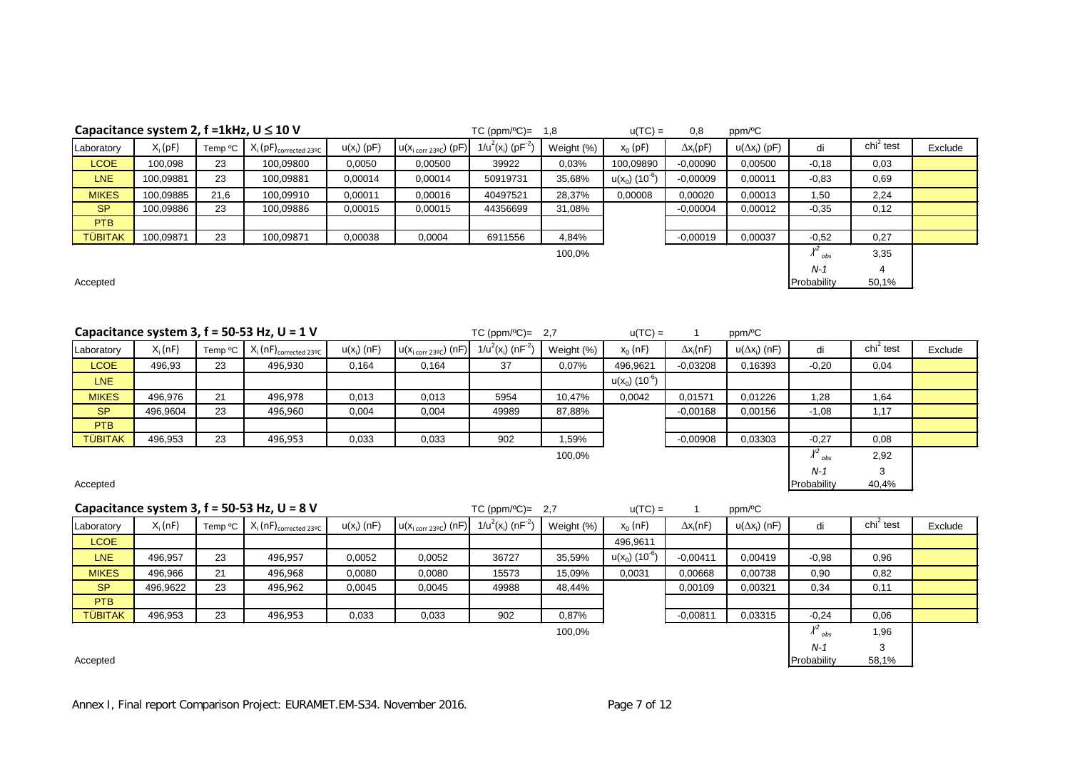**Capacitance system 2, f =1kHz, U ≤ 10 V**

TC (ppm/ºC)= 1,8 &nbsp;&nbsp; u(TC) = 0,8 ppm/ºC

| Laboratory | $X_i$ (pF) | Temp ºC | $X_i$ (pF)$_{corrected\ 23ºC}$ | $u(x_i)$ (pF) | $u(x_{i\ corr\ 23ºC})$ (pF) | $1/u^2(x_i)$ ($pF^{-2}$) | Weight (%) | $x_0$ (pF) | $\Delta x_i$(pF) | $u(\Delta x_i)$ (pF) | di | $chi^2$ test | Exclude |
|---|---|---|---|---|---|---|---|---|---|---|---|---|---|
| LCOE | 100,098 | 23 | 100,09800 | 0,0050 | 0,00500 | 39922 | 0,03% | 100,09890 | -0,00090 | 0,00500 | -0,18 | 0,03 | |
| LNE | 100,09881 | 23 | 100,09881 | 0,00014 | 0,00014 | 50919731 | 35,68% | $u(x_0)$ ($10^{-6}$) | -0,00009 | 0,00011 | -0,83 | 0,69 | |
| MIKES | 100,09885 | 21,6 | 100,09910 | 0,00011 | 0,00016 | 40497521 | 28,37% | 0,00008 | 0,00020 | 0,00013 | 1,50 | 2,24 | |
| SP | 100,09886 | 23 | 100,09886 | 0,00015 | 0,00015 | 44356699 | 31,08% | | -0,00004 | 0,00012 | -0,35 | 0,12 | |
| PTB | | | | | | | | | | | | | |
| TÜBITAK | 100,09871 | 23 | 100,09871 | 0,00038 | 0,0004 | 6911556 | 4,84% | | -0,00019 | 0,00037 | -0,52 | 0,27 | |
| | | | | | | | 100,0% | | | | $\chi^2_{obs}$ | 3,35 | |
| | | | | | | | | | | | *N-1* | 4 | |
| Accepted | | | | | | | | | | | Probability | 50,1% | |

**Capacitance system 3, f = 50-53 Hz, U = 1 V**

TC (ppm/ºC)= 2,7 &nbsp;&nbsp; u(TC) = 1 ppm/ºC

| Laboratory | $X_i$ (nF) | Temp ºC | $X_i$ (nF)$_{corrected\ 23ºC}$ | $u(x_i)$ (nF) | $u(x_{i\ corr\ 23ºC})$ (nF) | $1/u^2(x_i)$ ($nF^{-2}$) | Weight (%) | $x_0$ (nF) | $\Delta x_i$(nF) | $u(\Delta x_i)$ (nF) | di | $chi^2$ test | Exclude |
|---|---|---|---|---|---|---|---|---|---|---|---|---|---|
| LCOE | 496,93 | 23 | 496,930 | 0,164 | 0,164 | 37 | 0,07% | 496,9621 | -0,03208 | 0,16393 | -0,20 | 0,04 | |
| LNE | | | | | | | | $u(x_0)$ ($10^{-6}$) | | | | | |
| MIKES | 496,976 | 21 | 496,978 | 0,013 | 0,013 | 5954 | 10,47% | 0,0042 | 0,01571 | 0,01226 | 1,28 | 1,64 | |
| SP | 496,9604 | 23 | 496,960 | 0,004 | 0,004 | 49989 | 87,88% | | -0,00168 | 0,00156 | -1,08 | 1,17 | |
| PTB | | | | | | | | | | | | | |
| TÜBITAK | 496,953 | 23 | 496,953 | 0,033 | 0,033 | 902 | 1,59% | | -0,00908 | 0,03303 | -0,27 | 0,08 | |
| | | | | | | | 100,0% | | | | $\chi^2_{obs}$ | 2,92 | |
| | | | | | | | | | | | *N-1* | 3 | |
| Accepted | | | | | | | | | | | Probability | 40,4% | |

**Capacitance system 3, f = 50-53 Hz, U = 8 V**

TC (ppm/ºC)= 2,7 &nbsp;&nbsp; u(TC) = 1 ppm/ºC

| Laboratory | $X_i$ (nF) | Temp ºC | $X_i$ (nF)$_{corrected\ 23ºC}$ | $u(x_i)$ (nF) | $u(x_{i\ corr\ 23ºC})$ (nF) | $1/u^2(x_i)$ ($nF^{-2}$) | Weight (%) | $x_0$ (nF) | $\Delta x_i$(nF) | $u(\Delta x_i)$ (nF) | di | $chi^2$ test | Exclude |
|---|---|---|---|---|---|---|---|---|---|---|---|---|---|
| LCOE | | | | | | | | 496,9611 | | | | | |
| LNE | 496,957 | 23 | 496,957 | 0,0052 | 0,0052 | 36727 | 35,59% | $u(x_0)$ ($10^{-6}$) | -0,00411 | 0,00419 | -0,98 | 0,96 | |
| MIKES | 496,966 | 21 | 496,968 | 0,0080 | 0,0080 | 15573 | 15,09% | 0,0031 | 0,00668 | 0,00738 | 0,90 | 0,82 | |
| SP | 496,9622 | 23 | 496,962 | 0,0045 | 0,0045 | 49988 | 48,44% | | 0,00109 | 0,00321 | 0,34 | 0,11 | |
| PTB | | | | | | | | | | | | | |
| TÜBITAK | 496,953 | 23 | 496,953 | 0,033 | 0,033 | 902 | 0,87% | | -0,00811 | 0,03315 | -0,24 | 0,06 | |
| | | | | | | | 100,0% | | | | $\chi^2_{obs}$ | 1,96 | |
| | | | | | | | | | | | *N-1* | 3 | |
| Accepted | | | | | | | | | | | Probability | 58,1% | |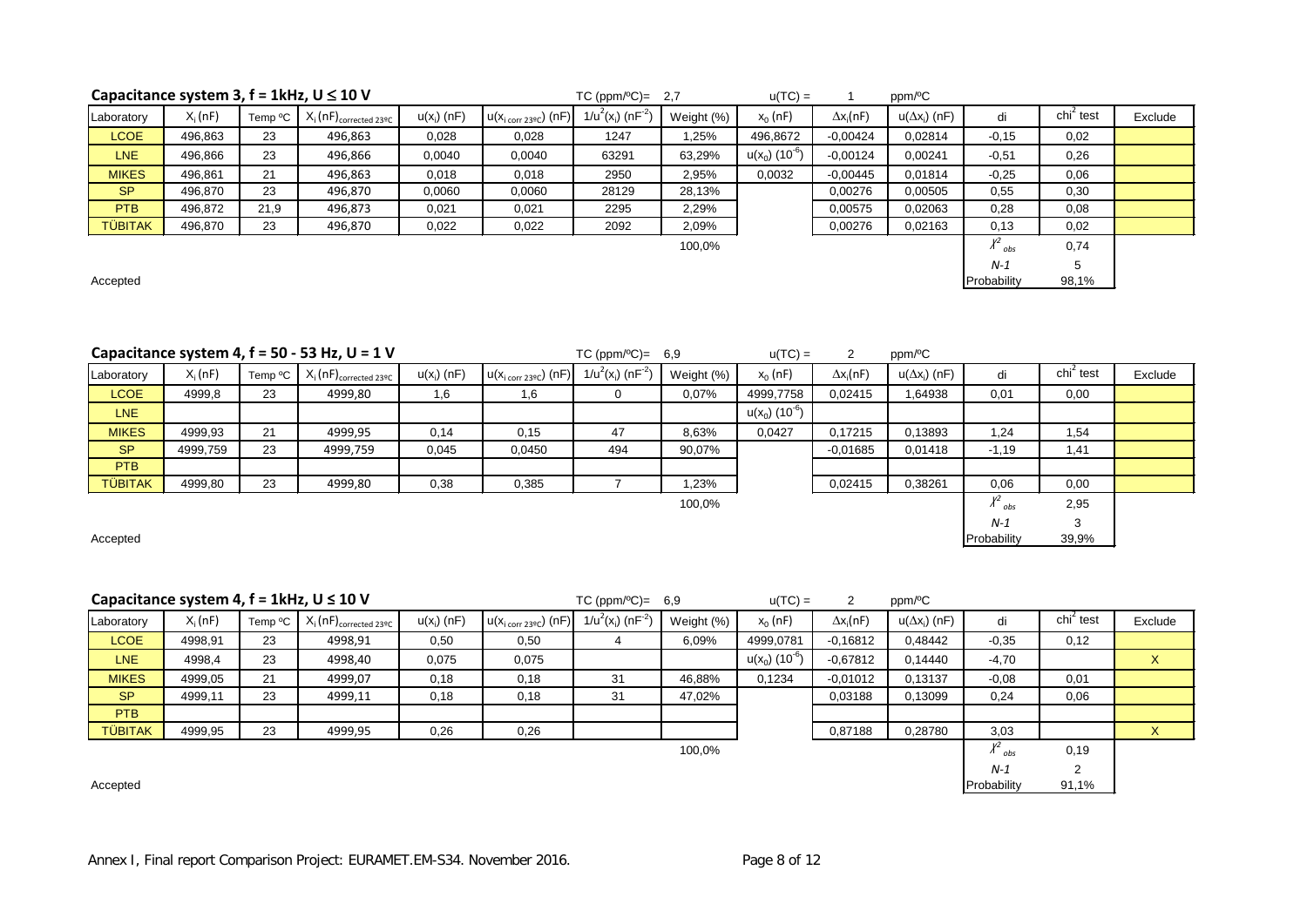### Capacitance system 3, f = 1kHz, U ≤ 10 V

TC (ppm/ºC)= 2,7 | u(TC) = 1 ppm/ºC

| Laboratory | $X_i$ (nF) | Temp ºC | $X_i$ (nF)$_{corrected\ 23ºC}$ | $u(x_i)$ (nF) | $u(x_{i\ corr\ 23ºC})$ (nF) | $1/u^2(x_i)$ ($nF^{-2}$) | Weight (%) | $x_0$ (nF) | $\Delta x_i$(nF) | $u(\Delta x_i)$ (nF) | di | chi$^2$ test | Exclude |
|---|---|---|---|---|---|---|---|---|---|---|---|---|---|
| LCOE | 496,863 | 23 | 496,863 | 0,028 | 0,028 | 1247 | 1,25% | 496,8672 | -0,00424 | 0,02814 | -0,15 | 0,02 | |
| LNE | 496,866 | 23 | 496,866 | 0,0040 | 0,0040 | 63291 | 63,29% | $u(x_0)$ ($10^{-6}$) | -0,00124 | 0,00241 | -0,51 | 0,26 | |
| MIKES | 496,861 | 21 | 496,863 | 0,018 | 0,018 | 2950 | 2,95% | 0,0032 | -0,00445 | 0,01814 | -0,25 | 0,06 | |
| SP | 496,870 | 23 | 496,870 | 0,0060 | 0,0060 | 28129 | 28,13% | | 0,00276 | 0,00505 | 0,55 | 0,30 | |
| PTB | 496,872 | 21,9 | 496,873 | 0,021 | 0,021 | 2295 | 2,29% | | 0,00575 | 0,02063 | 0,28 | 0,08 | |
| TÜBITAK | 496,870 | 23 | 496,870 | 0,022 | 0,022 | 2092 | 2,09% | | 0,00276 | 0,02163 | 0,13 | 0,02 | |
| | | | | | | | 100,0% | | | | $\chi^2_{obs}$ | 0,74 | |
| | | | | | | | | | | | $N-1$ | 5 | |
| Accepted | | | | | | | | | | | Probability | 98,1% | |

### Capacitance system 4, f = 50 - 53 Hz, U = 1 V

TC (ppm/ºC)= 6,9 | u(TC) = 2 ppm/ºC

| Laboratory | $X_i$ (nF) | Temp ºC | $X_i$ (nF)$_{corrected\ 23ºC}$ | $u(x_i)$ (nF) | $u(x_{i\ corr\ 23ºC})$ (nF) | $1/u^2(x_i)$ ($nF^{-2}$) | Weight (%) | $x_0$ (nF) | $\Delta x_i$(nF) | $u(\Delta x_i)$ (nF) | di | chi$^2$ test | Exclude |
|---|---|---|---|---|---|---|---|---|---|---|---|---|---|
| LCOE | 4999,8 | 23 | 4999,80 | 1,6 | 1,6 | 0 | 0,07% | 4999,7758 | 0,02415 | 1,64938 | 0,01 | 0,00 | |
| LNE | | | | | | | | $u(x_0)$ ($10^{-6}$) | | | | | |
| MIKES | 4999,93 | 21 | 4999,95 | 0,14 | 0,15 | 47 | 8,63% | 0,0427 | 0,17215 | 0,13893 | 1,24 | 1,54 | |
| SP | 4999,759 | 23 | 4999,759 | 0,045 | 0,0450 | 494 | 90,07% | | -0,01685 | 0,01418 | -1,19 | 1,41 | |
| PTB | | | | | | | | | | | | | |
| TÜBITAK | 4999,80 | 23 | 4999,80 | 0,38 | 0,385 | 7 | 1,23% | | 0,02415 | 0,38261 | 0,06 | 0,00 | |
| | | | | | | | 100,0% | | | | $\chi^2_{obs}$ | 2,95 | |
| | | | | | | | | | | | $N-1$ | 3 | |
| Accepted | | | | | | | | | | | Probability | 39,9% | |

### Capacitance system 4, f = 1kHz, U ≤ 10 V

TC (ppm/ºC)= 6,9 | u(TC) = 2 ppm/ºC

| Laboratory | $X_i$ (nF) | Temp ºC | $X_i$ (nF)$_{corrected\ 23ºC}$ | $u(x_i)$ (nF) | $u(x_{i\ corr\ 23ºC})$ (nF) | $1/u^2(x_i)$ ($nF^{-2}$) | Weight (%) | $x_0$ (nF) | $\Delta x_i$(nF) | $u(\Delta x_i)$ (nF) | di | chi$^2$ test | Exclude |
|---|---|---|---|---|---|---|---|---|---|---|---|---|---|
| LCOE | 4998,91 | 23 | 4998,91 | 0,50 | 0,50 | 4 | 6,09% | 4999,0781 | -0,16812 | 0,48442 | -0,35 | 0,12 | |
| LNE | 4998,4 | 23 | 4998,40 | 0,075 | 0,075 | | | $u(x_0)$ ($10^{-6}$) | -0,67812 | 0,14440 | -4,70 | | X |
| MIKES | 4999,05 | 21 | 4999,07 | 0,18 | 0,18 | 31 | 46,88% | 0,1234 | -0,01012 | 0,13137 | -0,08 | 0,01 | |
| SP | 4999,11 | 23 | 4999,11 | 0,18 | 0,18 | 31 | 47,02% | | 0,03188 | 0,13099 | 0,24 | 0,06 | |
| PTB | | | | | | | | | | | | | |
| TÜBITAK | 4999,95 | 23 | 4999,95 | 0,26 | 0,26 | | | | 0,87188 | 0,28780 | 3,03 | | X |
| | | | | | | | 100,0% | | | | $\chi^2_{obs}$ | 0,19 | |
| | | | | | | | | | | | $N-1$ | 2 | |
| Accepted | | | | | | | | | | | Probability | 91,1% | |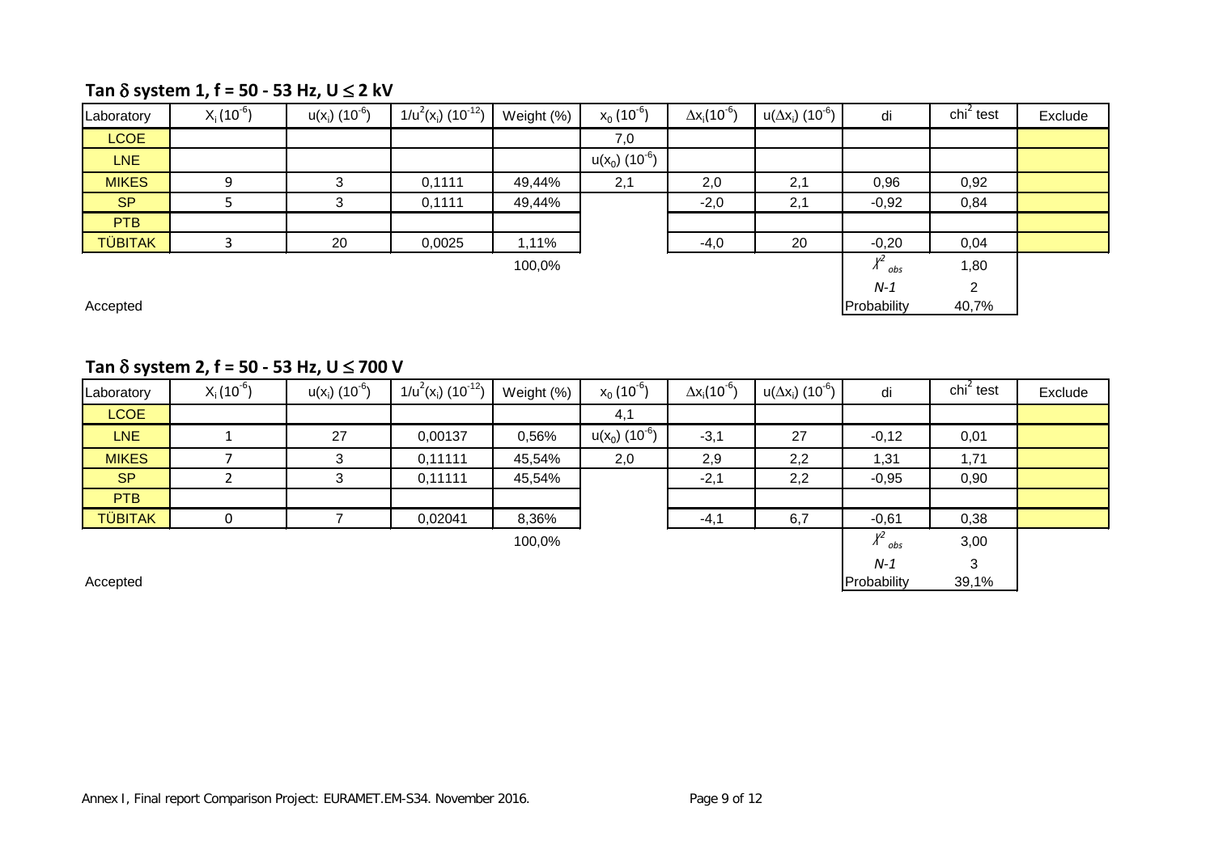## Tan $\delta$ system 1, f = 50 - 53 Hz, U $\leq$ 2 kV

| Laboratory | $X_i$ ($10^{-6}$) | $u(x_i)$ ($10^{-6}$) | $1/u^2(x_i)$ ($10^{-12}$) | Weight (%) | $x_0$ ($10^{-6}$) | $\Delta x_i$($10^{-6}$) | $u(\Delta x_i)$ ($10^{-6}$) | di | chi$^2$ test | Exclude |
|---|---|---|---|---|---|---|---|---|---|---|
| LCOE | | | | | 7,0 | | | | | |
| LNE | | | | | $u(x_0)$ ($10^{-6}$) | | | | | |
| MIKES | 9 | 3 | 0,1111 | 49,44% | 2,1 | 2,0 | 2,1 | 0,96 | 0,92 | |
| SP | 5 | 3 | 0,1111 | 49,44% | | -2,0 | 2,1 | -0,92 | 0,84 | |
| PTB | | | | | | | | | | |
| TÜBITAK | 3 | 20 | 0,0025 | 1,11% | | -4,0 | 20 | -0,20 | 0,04 | |
| | | | | 100,0% | | | | $\chi^2_{obs}$ | 1,80 | |
| | | | | | | | | *N-1* | 2 | |
| Accepted | | | | | | | | Probability | 40,7% | |

## Tan $\delta$ system 2, f = 50 - 53 Hz, U $\leq$ 700 V

| Laboratory | $X_i$ ($10^{-6}$) | $u(x_i)$ ($10^{-6}$) | $1/u^2(x_i)$ ($10^{-12}$) | Weight (%) | $x_0$ ($10^{-6}$) | $\Delta x_i$($10^{-6}$) | $u(\Delta x_i)$ ($10^{-6}$) | di | chi$^2$ test | Exclude |
|---|---|---|---|---|---|---|---|---|---|---|
| LCOE | | | | | 4,1 | | | | | |
| LNE | 1 | 27 | 0,00137 | 0,56% | $u(x_0)$ ($10^{-6}$) | -3,1 | 27 | -0,12 | 0,01 | |
| MIKES | 7 | 3 | 0,11111 | 45,54% | 2,0 | 2,9 | 2,2 | 1,31 | 1,71 | |
| SP | 2 | 3 | 0,11111 | 45,54% | | -2,1 | 2,2 | -0,95 | 0,90 | |
| PTB | | | | | | | | | | |
| TÜBITAK | 0 | 7 | 0,02041 | 8,36% | | -4,1 | 6,7 | -0,61 | 0,38 | |
| | | | | 100,0% | | | | $\chi^2_{obs}$ | 3,00 | |
| | | | | | | | | *N-1* | 3 | |
| Accepted | | | | | | | | Probability | 39,1% | |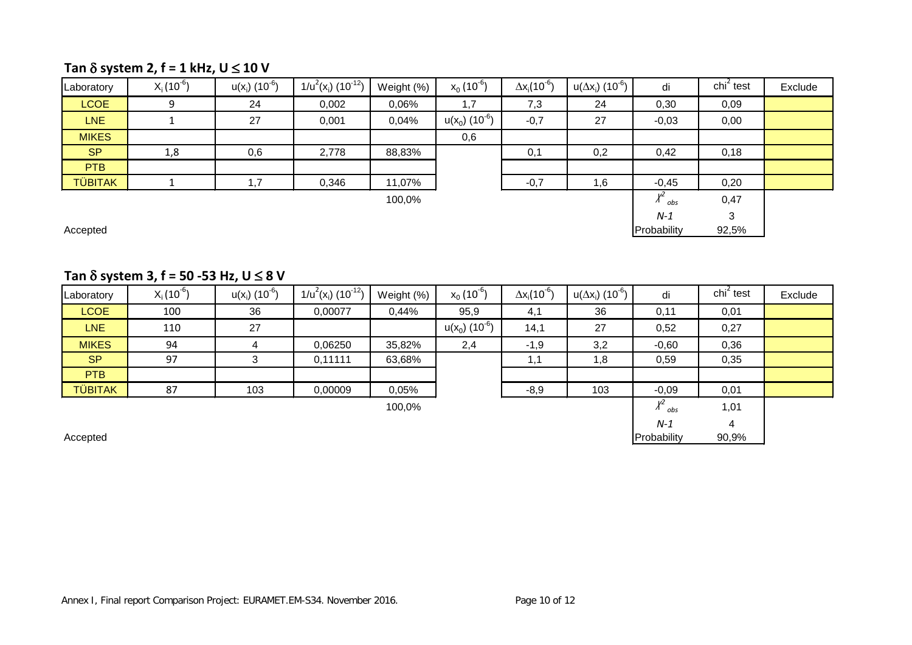## Tan $\delta$ system 2, f = 1 kHz, U $\leq$ 10 V

| Laboratory | $X_i$ ($10^{-6}$) | $u(x_i)$ ($10^{-6}$) | $1/u^2(x_i)$ ($10^{-12}$) | Weight (%) | $x_0$ ($10^{-6}$) | $\Delta x_i$($10^{-6}$) | $u(\Delta x_i)$ ($10^{-6}$) | di | chi$^2$ test | Exclude |
|---|---|---|---|---|---|---|---|---|---|---|
| LCOE | 9 | 24 | 0,002 | 0,06% | 1,7 | 7,3 | 24 | 0,30 | 0,09 | |
| LNE | 1 | 27 | 0,001 | 0,04% | $u(x_0)$ ($10^{-6}$) | -0,7 | 27 | -0,03 | 0,00 | |
| MIKES | | | | | 0,6 | | | | | |
| SP | 1,8 | 0,6 | 2,778 | 88,83% | | 0,1 | 0,2 | 0,42 | 0,18 | |
| PTB | | | | | | | | | | |
| TÜBITAK | 1 | 1,7 | 0,346 | 11,07% | | -0,7 | 1,6 | -0,45 | 0,20 | |
| | | | | 100,0% | | | | $\chi^2_{obs}$ | 0,47 | |
| | | | | | | | | *N-1* | 3 | |
| Accepted | | | | | | | | Probability | 92,5% | |

## Tan $\delta$ system 3, f = 50 -53 Hz, U $\leq$ 8 V

| Laboratory | $X_i$ ($10^{-6}$) | $u(x_i)$ ($10^{-6}$) | $1/u^2(x_i)$ ($10^{-12}$) | Weight (%) | $x_0$ ($10^{-6}$) | $\Delta x_i$($10^{-6}$) | $u(\Delta x_i)$ ($10^{-6}$) | di | chi$^2$ test | Exclude |
|---|---|---|---|---|---|---|---|---|---|---|
| LCOE | 100 | 36 | 0,00077 | 0,44% | 95,9 | 4,1 | 36 | 0,11 | 0,01 | |
| LNE | 110 | 27 | | | $u(x_0)$ ($10^{-6}$) | 14,1 | 27 | 0,52 | 0,27 | |
| MIKES | 94 | 4 | 0,06250 | 35,82% | 2,4 | -1,9 | 3,2 | -0,60 | 0,36 | |
| SP | 97 | 3 | 0,11111 | 63,68% | | 1,1 | 1,8 | 0,59 | 0,35 | |
| PTB | | | | | | | | | | |
| TÜBITAK | 87 | 103 | 0,00009 | 0,05% | | -8,9 | 103 | -0,09 | 0,01 | |
| | | | | 100,0% | | | | $\chi^2_{obs}$ | 1,01 | |
| | | | | | | | | *N-1* | 4 | |
| Accepted | | | | | | | | Probability | 90,9% | |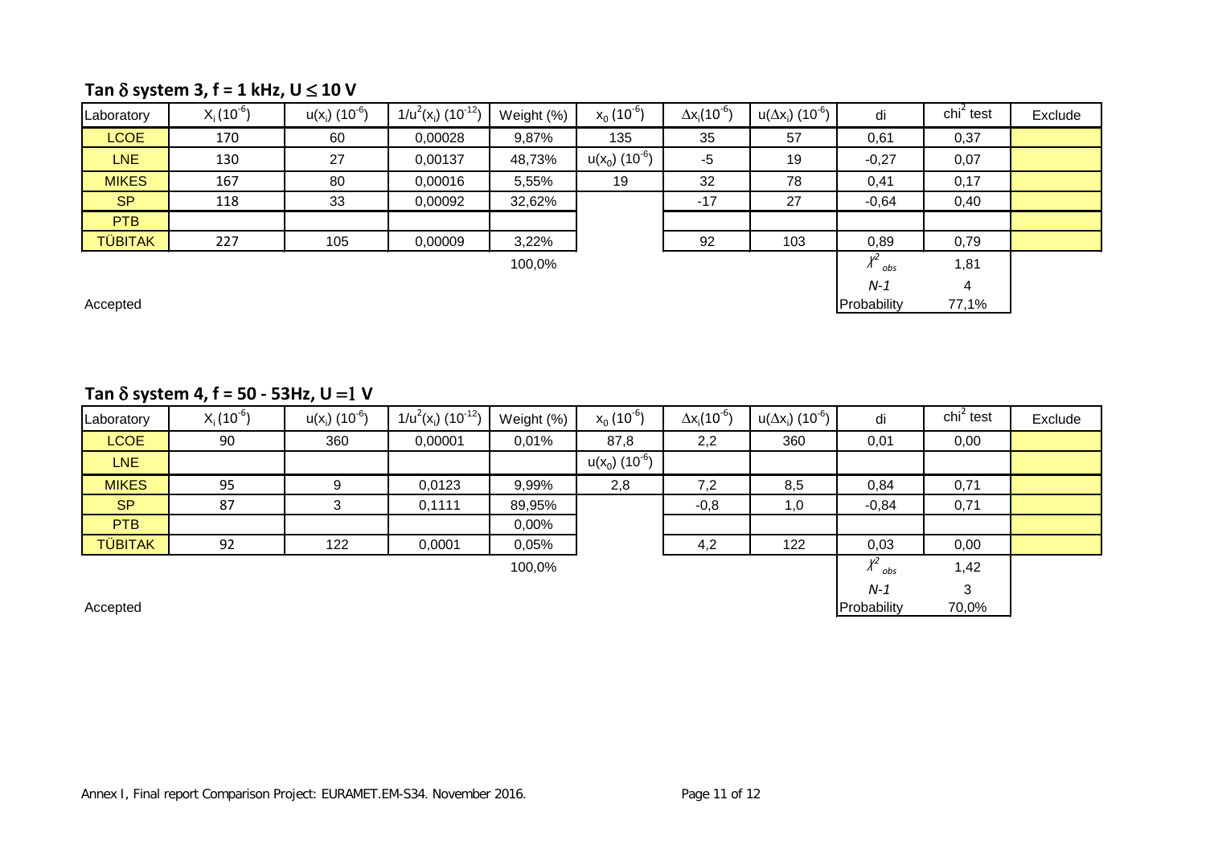### Tan $\delta$ system 3, f = 1 kHz, U $\leq$ 10 V

| Laboratory | $X_i$ ($10^{-6}$) | $u(x_i)$ ($10^{-6}$) | $1/u^2(x_i)$ ($10^{-12}$) | Weight (%) | $x_0$ ($10^{-6}$) | $\Delta x_i$($10^{-6}$) | $u(\Delta x_i)$ ($10^{-6}$) | di | chi$^2$ test | Exclude |
|---|---|---|---|---|---|---|---|---|---|---|
| LCOE | 170 | 60 | 0,00028 | 9,87% | 135 | 35 | 57 | 0,61 | 0,37 | |
| LNE | 130 | 27 | 0,00137 | 48,73% | $u(x_0)$ ($10^{-6}$) | -5 | 19 | -0,27 | 0,07 | |
| MIKES | 167 | 80 | 0,00016 | 5,55% | 19 | 32 | 78 | 0,41 | 0,17 | |
| SP | 118 | 33 | 0,00092 | 32,62% | | -17 | 27 | -0,64 | 0,40 | |
| PTB | | | | | | | | | | |
| TÜBITAK | 227 | 105 | 0,00009 | 3,22% | | 92 | 103 | 0,89 | 0,79 | |
| | | | | 100,0% | | | | $\chi^2_{obs}$ | 1,81 | |
| | | | | | | | | *N-1* | 4 | |
| Accepted | | | | | | | | Probability | 77,1% | |

### Tan $\delta$ system 4, f = 50 - 53Hz, U = 1 V

| Laboratory | $X_i$ ($10^{-6}$) | $u(x_i)$ ($10^{-6}$) | $1/u^2(x_i)$ ($10^{-12}$) | Weight (%) | $x_0$ ($10^{-6}$) | $\Delta x_i$($10^{-6}$) | $u(\Delta x_i)$ ($10^{-6}$) | di | chi$^2$ test | Exclude |
|---|---|---|---|---|---|---|---|---|---|---|
| LCOE | 90 | 360 | 0,00001 | 0,01% | 87,8 | 2,2 | 360 | 0,01 | 0,00 | |
| LNE | | | | | $u(x_0)$ ($10^{-6}$) | | | | | |
| MIKES | 95 | 9 | 0,0123 | 9,99% | 2,8 | 7,2 | 8,5 | 0,84 | 0,71 | |
| SP | 87 | 3 | 0,1111 | 89,95% | | -0,8 | 1,0 | -0,84 | 0,71 | |
| PTB | | | | 0,00% | | | | | | |
| TÜBITAK | 92 | 122 | 0,0001 | 0,05% | | 4,2 | 122 | 0,03 | 0,00 | |
| | | | | 100,0% | | | | $\chi^2_{obs}$ | 1,42 | |
| | | | | | | | | *N-1* | 3 | |
| Accepted | | | | | | | | Probability | 70,0% | |

Annex I, Final report Comparison Project: EURAMET.EM-S34. November 2016.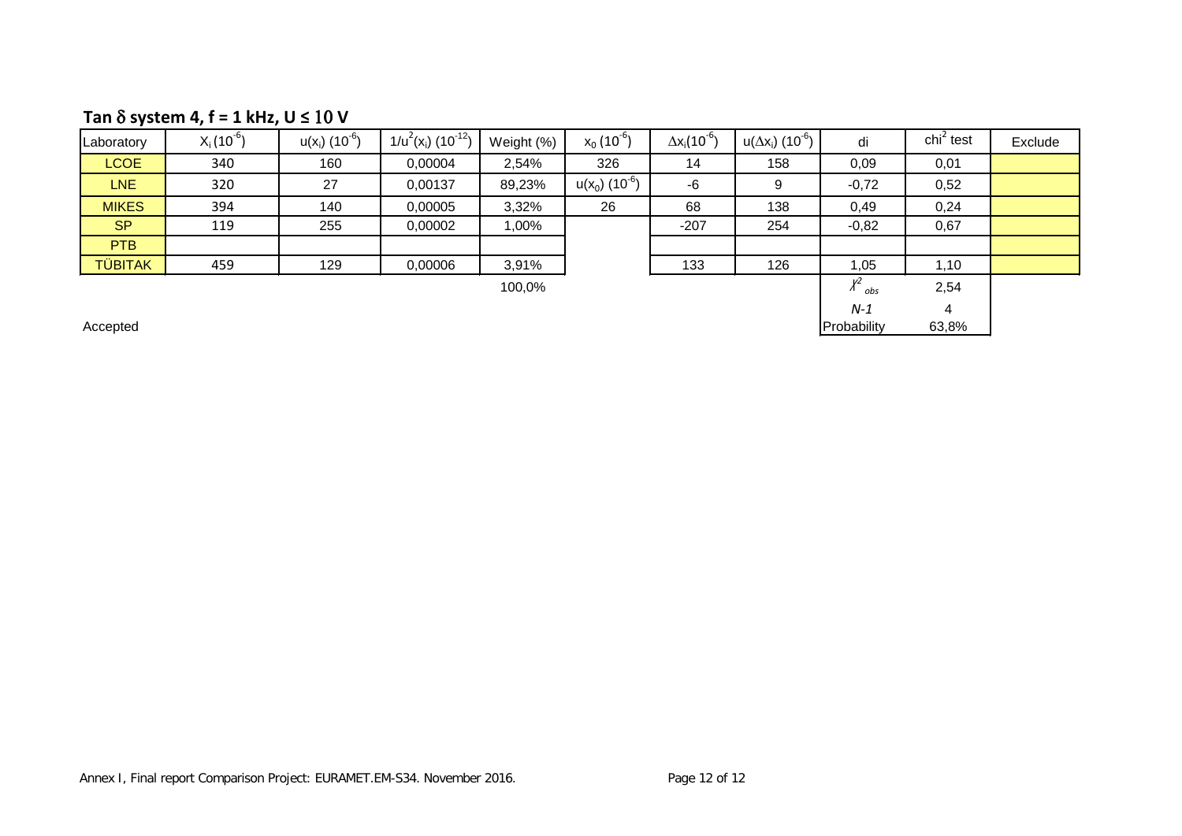**Tan $\delta$ system 4, f = 1 kHz, U ≤ 10 V**

| Laboratory | $X_i\,(10^{-6})$ | $u(x_i)\,(10^{-6})$ | $1/u^2(x_i)\,(10^{-12})$ | Weight (%) | $x_0\,(10^{-6})$ | $\Delta x_i(10^{-6})$ | $u(\Delta x_i)\,(10^{-6})$ | di | $chi^2$ test | Exclude |
|---|---|---|---|---|---|---|---|---|---|---|
| LCOE | 340 | 160 | 0,00004 | 2,54% | 326 | 14 | 158 | 0,09 | 0,01 | |
| LNE | 320 | 27 | 0,00137 | 89,23% | $u(x_0)\,(10^{-6})$ | -6 | 9 | -0,72 | 0,52 | |
| MIKES | 394 | 140 | 0,00005 | 3,32% | 26 | 68 | 138 | 0,49 | 0,24 | |
| SP | 119 | 255 | 0,00002 | 1,00% | | -207 | 254 | -0,82 | 0,67 | |
| PTB | | | | | | | | | | |
| TÜBITAK | 459 | 129 | 0,00006 | 3,91% | | 133 | 126 | 1,05 | 1,10 | |
| | | | | 100,0% | | | | $\chi^2_{obs}$ | 2,54 | |
| | | | | | | | | $N-1$ | 4 | |
| Accepted | | | | | | | | Probability | 63,8% | |

Annex I, Final report Comparison Project: EURAMET.EM-S34. November 2016.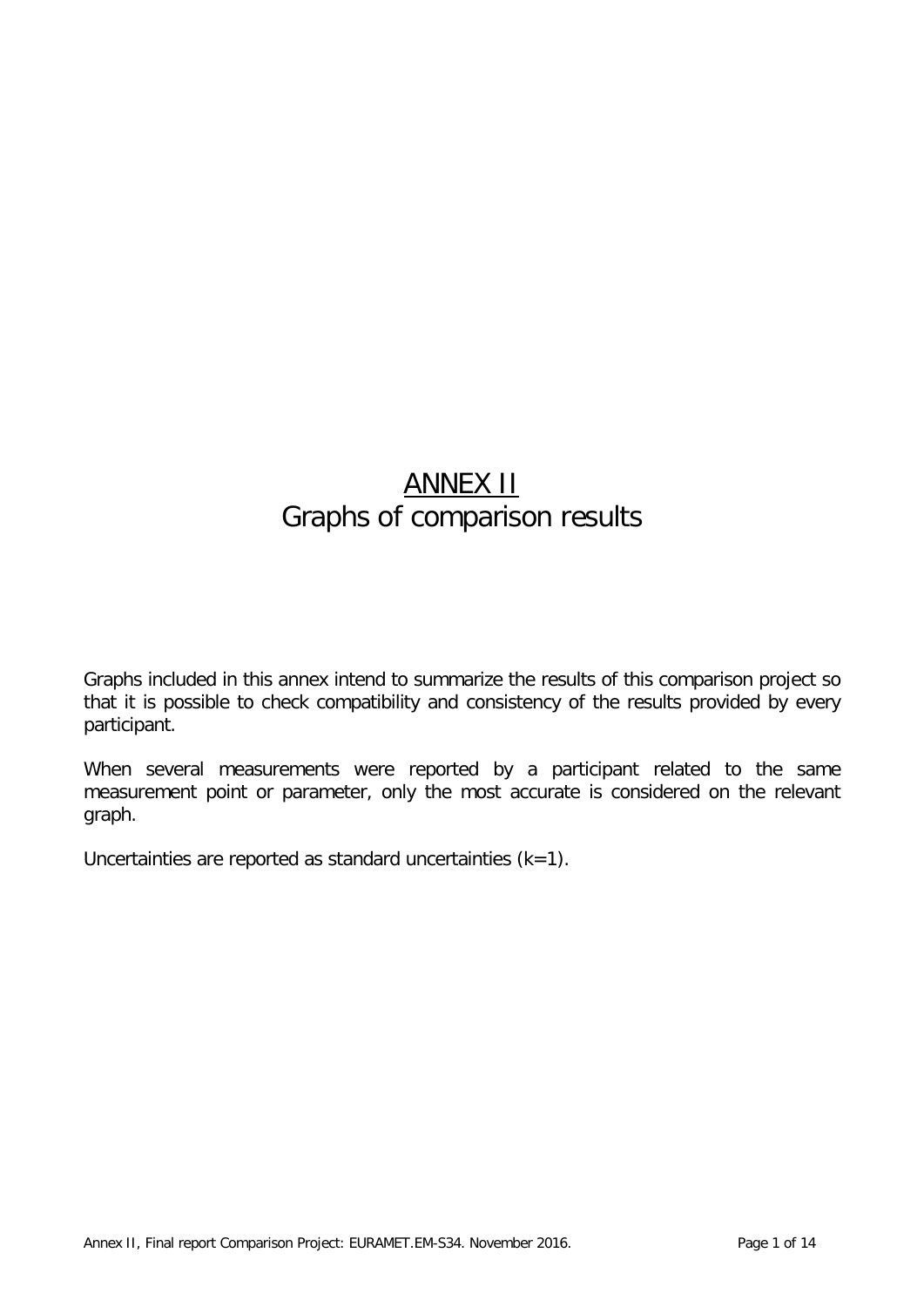# ANNEX II
## Graphs of comparison results

Graphs included in this annex intend to summarize the results of this comparison project so that it is possible to check compatibility and consistency of the results provided by every participant.

When several measurements were reported by a participant related to the same measurement point or parameter, only the most accurate is considered on the relevant graph.

Uncertainties are reported as standard uncertainties (k=1).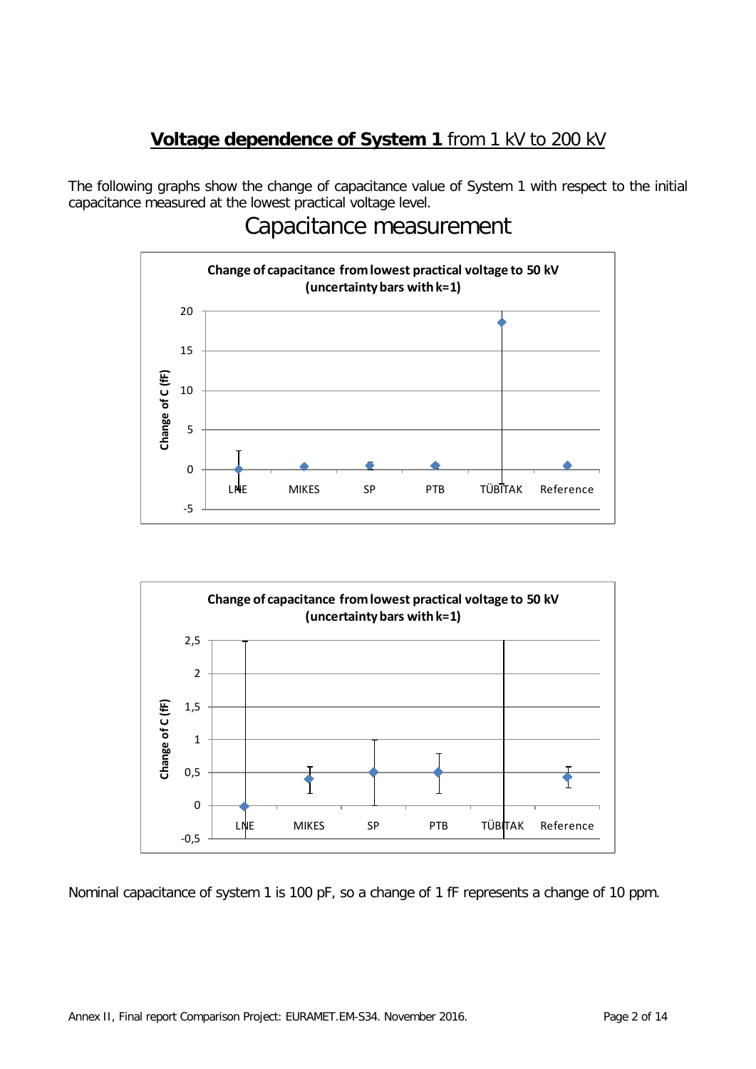## **Voltage dependence of System 1** from 1 kV to 200 kV

The following graphs show the change of capacitance value of System 1 with respect to the initial capacitance measured at the lowest practical voltage level.

# Capacitance measurement

**Change of capacitance from lowest practical voltage to 50 kV (uncertainty bars with k=1)**

**Change of capacitance from lowest practical voltage to 50 kV (uncertainty bars with k=1)**

Nominal capacitance of system 1 is 100 pF, so a change of 1 fF represents a change of 10 ppm.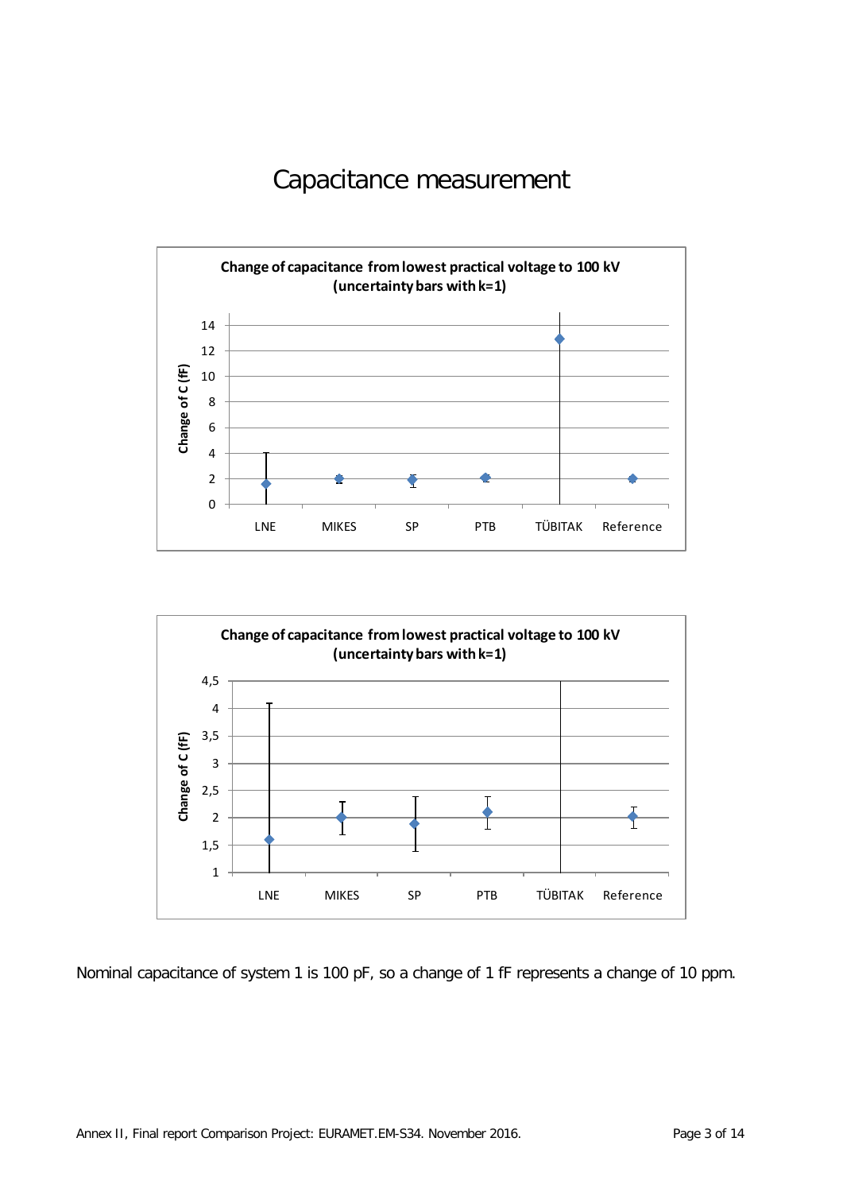# Capacitance measurement

**Change of capacitance from lowest practical voltage to 100 kV (uncertainty bars with k=1)**

**Change of capacitance from lowest practical voltage to 100 kV (uncertainty bars with k=1)**

Nominal capacitance of system 1 is 100 pF, so a change of 1 fF represents a change of 10 ppm.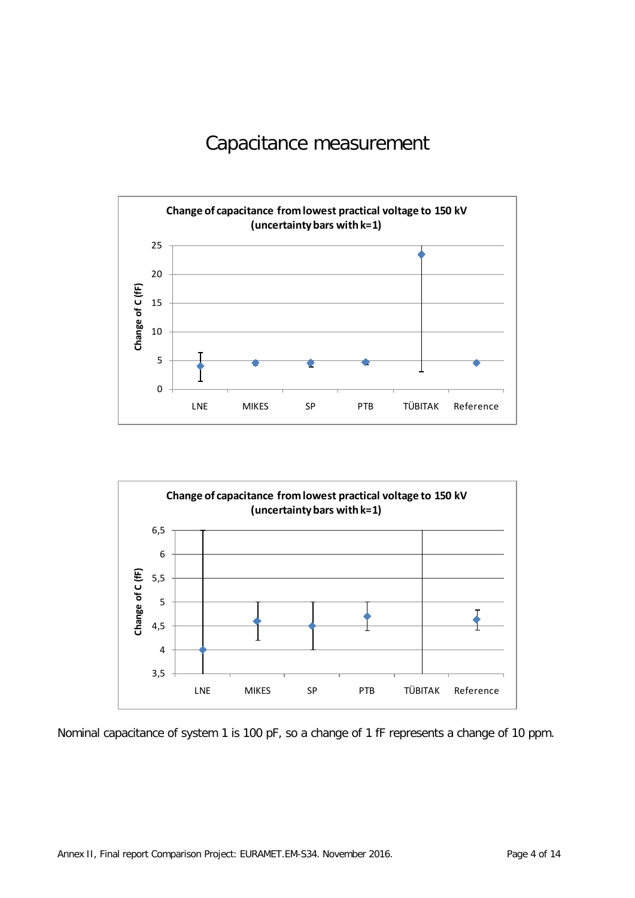# Capacitance measurement

Nominal capacitance of system 1 is 100 pF, so a change of 1 fF represents a change of 10 ppm.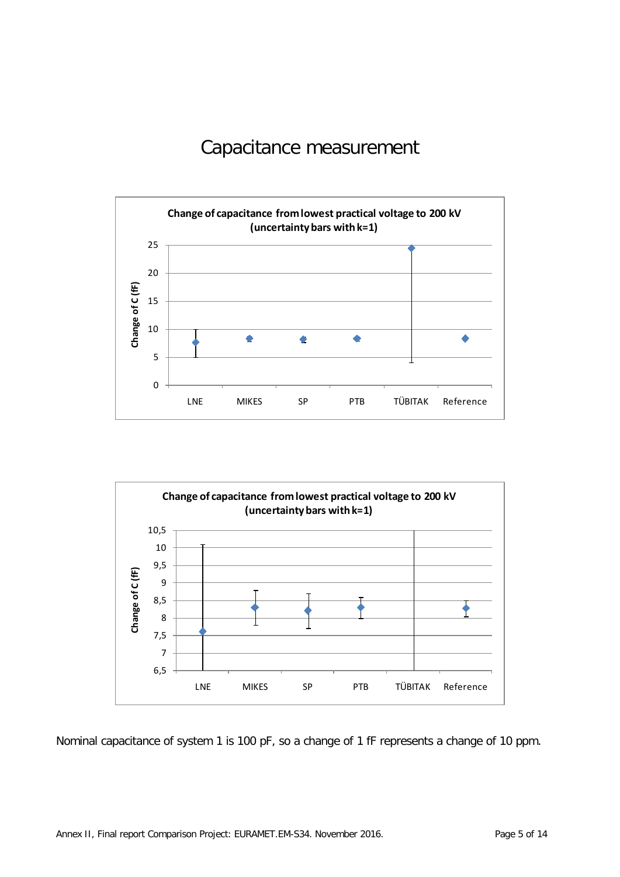# Capacitance measurement

Nominal capacitance of system 1 is 100 pF, so a change of 1 fF represents a change of 10 ppm.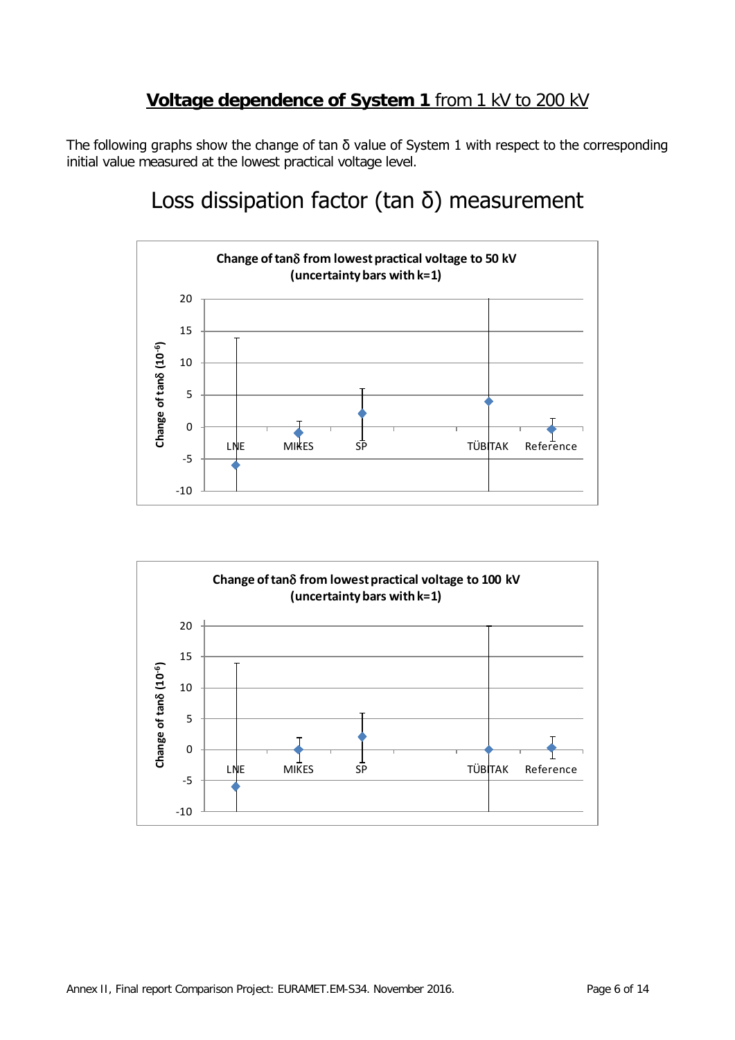## **Voltage dependence of System 1** from 1 kV to 200 kV

The following graphs show the change of tan δ value of System 1 with respect to the corresponding initial value measured at the lowest practical voltage level.

# Loss dissipation factor (tan δ) measurement

**Change of tanδ from lowest practical voltage to 50 kV (uncertainty bars with k=1)**

**Change of tanδ from lowest practical voltage to 100 kV (uncertainty bars with k=1)**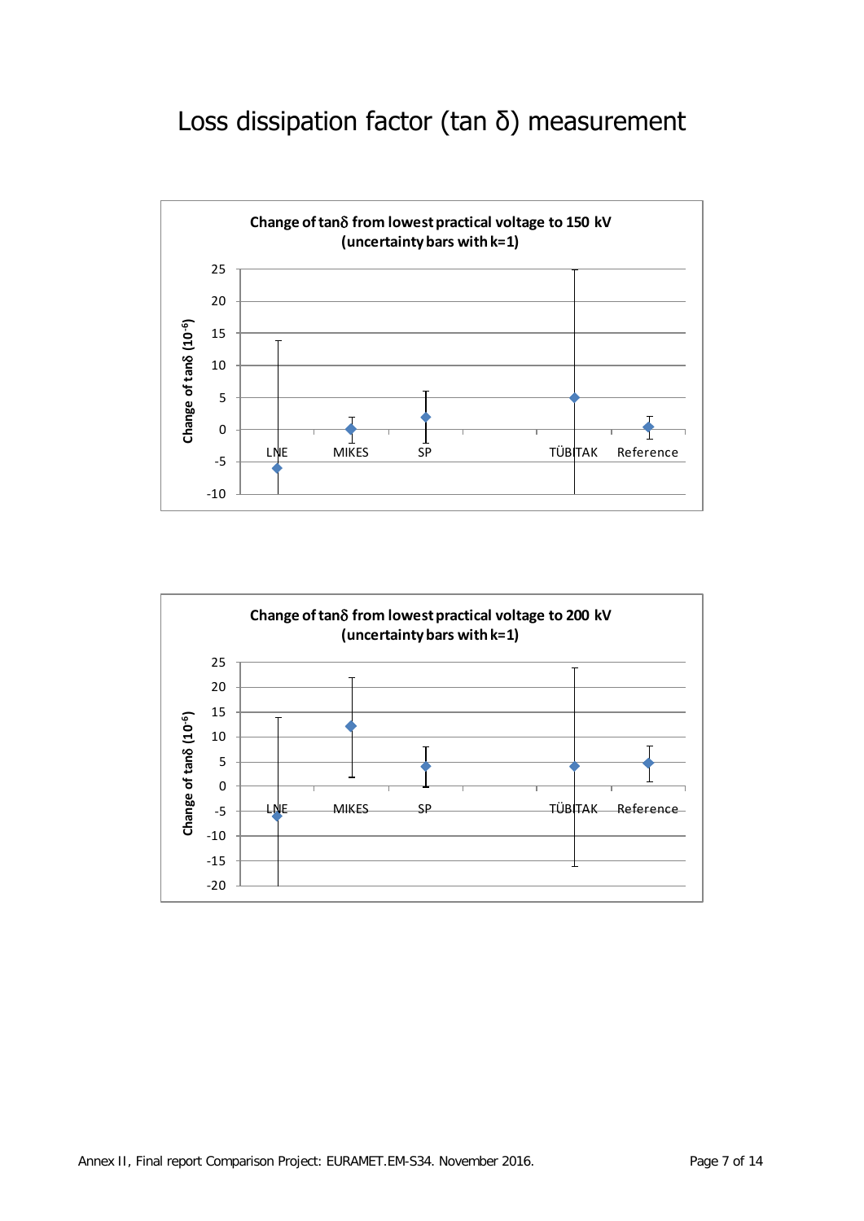# Loss dissipation factor (tan δ) measurement

**Change of tanδ from lowest practical voltage to 150 kV (uncertainty bars with k=1)**

**Change of tanδ from lowest practical voltage to 200 kV (uncertainty bars with k=1)**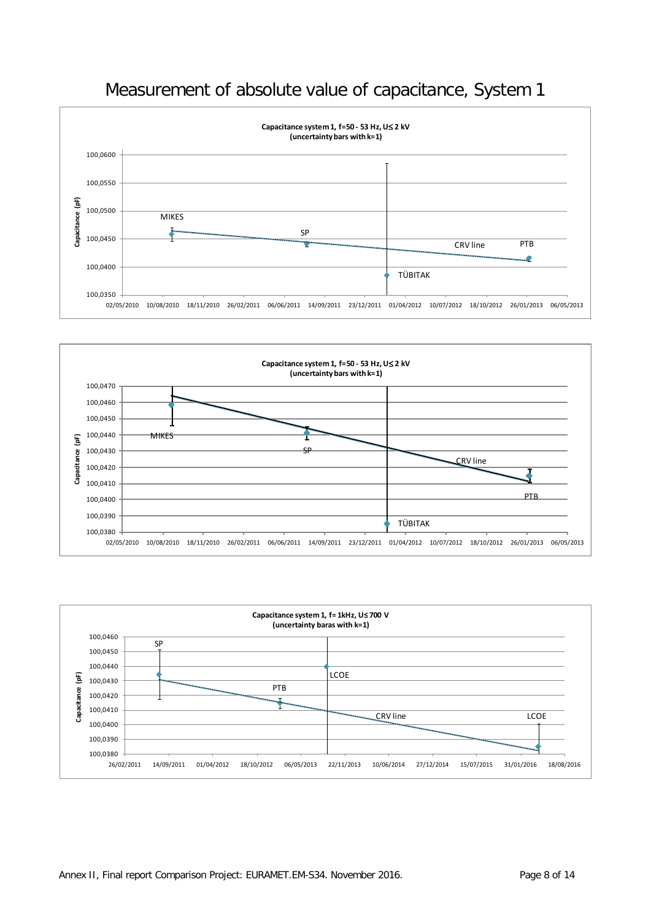# Measurement of absolute value of capacitance, System 1

**Capacitance system 1, f=50 - 53 Hz, U≤ 2 kV**
**(uncertainty bars with k=1)**

Capacitance (pF)

100,0600
100,0550
100,0500
100,0450
100,0400
100,0350

02/05/2010 10/08/2010 18/11/2010 26/02/2011 06/06/2011 14/09/2011 23/12/2011 01/04/2012 10/07/2012 18/10/2012 26/01/2013 06/05/2013

MIKES, SP, CRV line, PTB, TÜBITAK

**Capacitance system 1, f=50 - 53 Hz, U≤ 2 kV**
**(uncertainty bars with k=1)**

Capacitance (pF)

100,0470
100,0460
100,0450
100,0440
100,0430
100,0420
100,0410
100,0400
100,0390
100,0380

02/05/2010 10/08/2010 18/11/2010 26/02/2011 06/06/2011 14/09/2011 23/12/2011 01/04/2012 10/07/2012 18/10/2012 26/01/2013 06/05/2013

MIKES, SP, CRV line, PTB, TÜBITAK

**Capacitance system 1, f= 1kHz, U≤ 700 V**
**(uncertainty baras with k=1)**

Capacitance (pF)

100,0460
100,0450
100,0440
100,0430
100,0420
100,0410
100,0400
100,0390
100,0380

26/02/2011 14/09/2011 01/04/2012 18/10/2012 06/05/2013 22/11/2013 10/06/2014 27/12/2014 15/07/2015 31/01/2016 18/08/2016

SP, LCOE, PTB, CRV line, LCOE

Annex II, Final report Comparison Project: EURAMET.EM-S34. November 2016.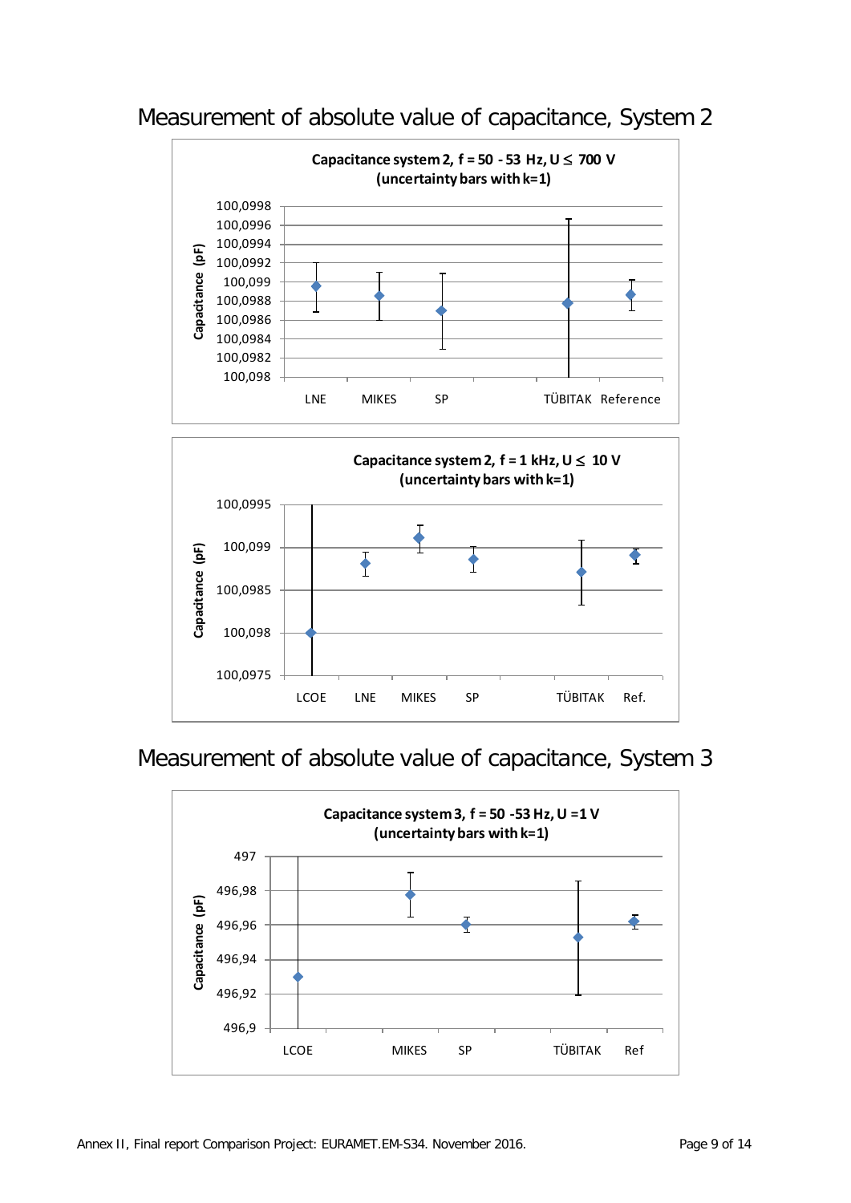## Measurement of absolute value of capacitance, System 2

**Capacitance system 2, f = 50 - 53 Hz, U ≤ 700 V (uncertainty bars with k=1)**

Capacitance (pF)

100,0998
100,0996
100,0994
100,0992
100,099
100,0988
100,0986
100,0984
100,0982
100,098

LNE MIKES SP TÜBITAK Reference

**Capacitance system 2, f = 1 kHz, U ≤ 10 V (uncertainty bars with k=1)**

Capacitance (pF)

100,0995
100,099
100,0985
100,098
100,0975

LCOE LNE MIKES SP TÜBITAK Ref.

## Measurement of absolute value of capacitance, System 3

**Capacitance system 3, f = 50 -53 Hz, U =1 V (uncertainty bars with k=1)**

Capacitance (pF)

497
496,98
496,96
496,94
496,92
496,9

LCOE MIKES SP TÜBITAK Ref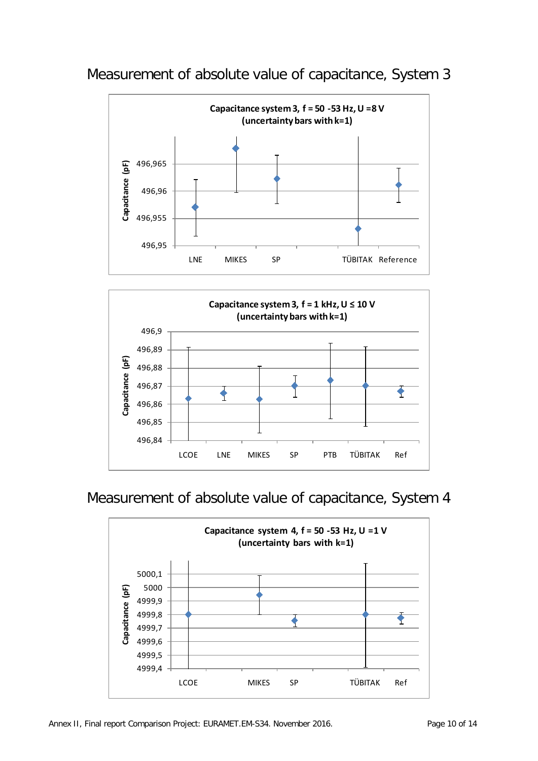## Measurement of absolute value of capacitance, System 3

**Capacitance system 3, f = 50 -53 Hz, U =8 V (uncertainty bars with k=1)**

Capacitance (pF)

496,965
496,96
496,955
496,95

LNE MIKES SP TÜBITAK Reference

**Capacitance system 3, f = 1 kHz, U ≤ 10 V (uncertainty bars with k=1)**

Capacitance (pF)

496,9
496,89
496,88
496,87
496,86
496,85
496,84

LCOE LNE MIKES SP PTB TÜBITAK Ref

## Measurement of absolute value of capacitance, System 4

**Capacitance system 4, f = 50 -53 Hz, U =1 V (uncertainty bars with k=1)**

Capacitance (pF)

5000,1
5000
4999,9
4999,8
4999,7
4999,6
4999,5
4999,4

LCOE MIKES SP TÜBITAK Ref

Annex II, Final report Comparison Project: EURAMET.EM-S34. November 2016.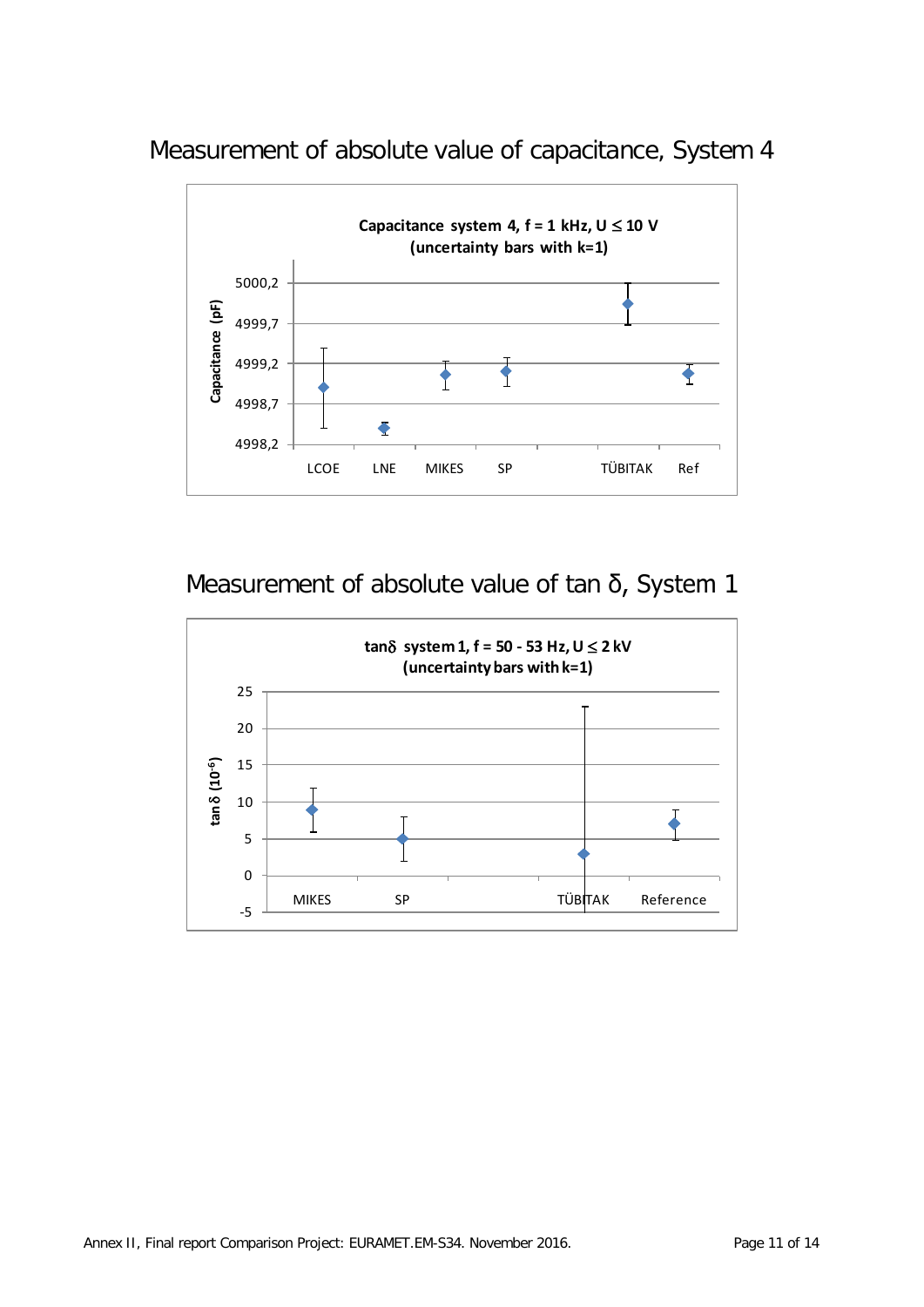## Measurement of absolute value of capacitance, System 4

**Capacitance system 4, f = 1 kHz, U ≤ 10 V**
**(uncertainty bars with k=1)**

Capacitance (pF)

5000,2
4999,7
4999,2
4998,7
4998,2

LCOE LNE MIKES SP TÜBITAK Ref

## Measurement of absolute value of tan δ, System 1

**tanδ system 1, f = 50 - 53 Hz, U ≤ 2 kV**
**(uncertainty bars with k=1)**

tan δ ($10^{-6}$)

25
20
15
10
5
0
-5

MIKES SP TÜBITAK Reference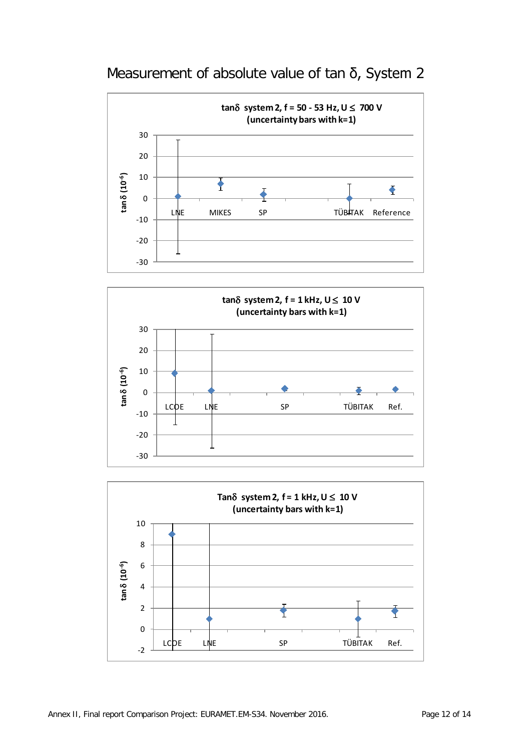# Measurement of absolute value of tan δ, System 2

**tanδ system 2, f = 50 - 53 Hz, U ≤ 700 V (uncertainty bars with k=1)**

**tanδ system 2, f = 1 kHz, U ≤ 10 V (uncertainty bars with k=1)**

**Tanδ system 2, f = 1 kHz, U ≤ 10 V (uncertainty bars with k=1)**

Annex II, Final report Comparison Project: EURAMET.EM-S34. November 2016.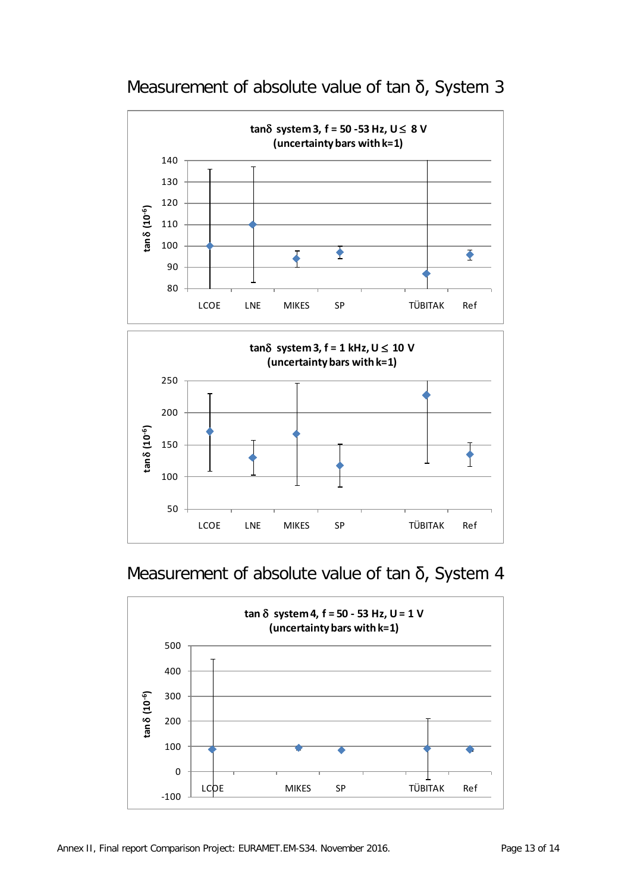# Measurement of absolute value of tan δ, System 3

**tanδ system 3, f = 50 -53 Hz, U ≤ 8 V (uncertainty bars with k=1)**

**tanδ system 3, f = 1 kHz, U ≤ 10 V (uncertainty bars with k=1)**

# Measurement of absolute value of tan δ, System 4

**tan δ system 4, f = 50 - 53 Hz, U = 1 V (uncertainty bars with k=1)**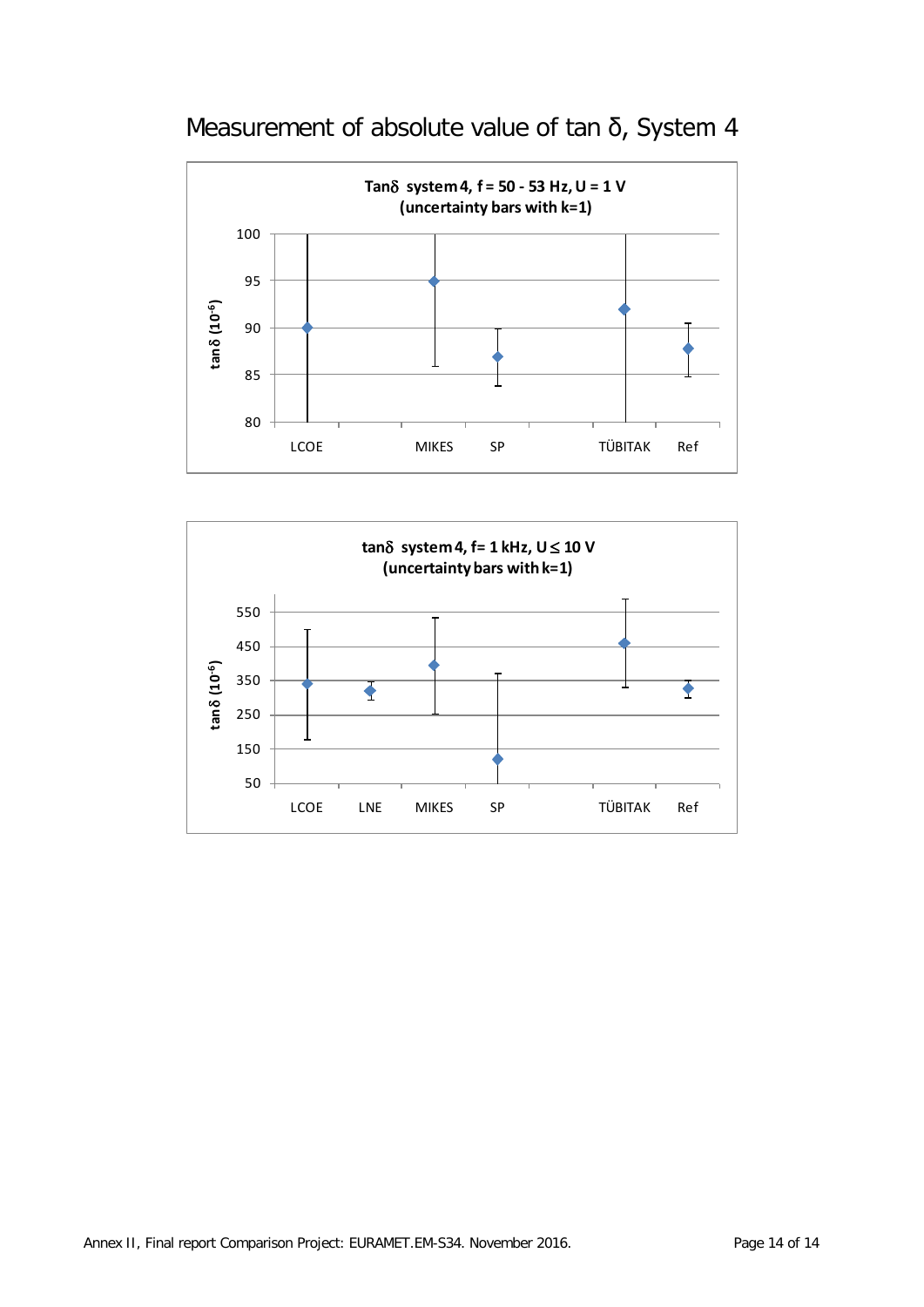# Measurement of absolute value of tan δ, System 4

Tanδ system 4, f = 50 - 53 Hz, U = 1 V
(uncertainty bars with k=1)

tanδ ($10^{-6}$)

100
95
90
85
80

LCOE
MIKES
SP
TÜBITAK
Ref

tanδ system 4, f= 1 kHz, U ≤ 10 V
(uncertainty bars with k=1)

tanδ ($10^{-6}$)

550
450
350
250
150
50

LCOE
LNE
MIKES
SP
TÜBITAK
Ref

Annex II, Final report Comparison Project: EURAMET.EM-S34. November 2016.